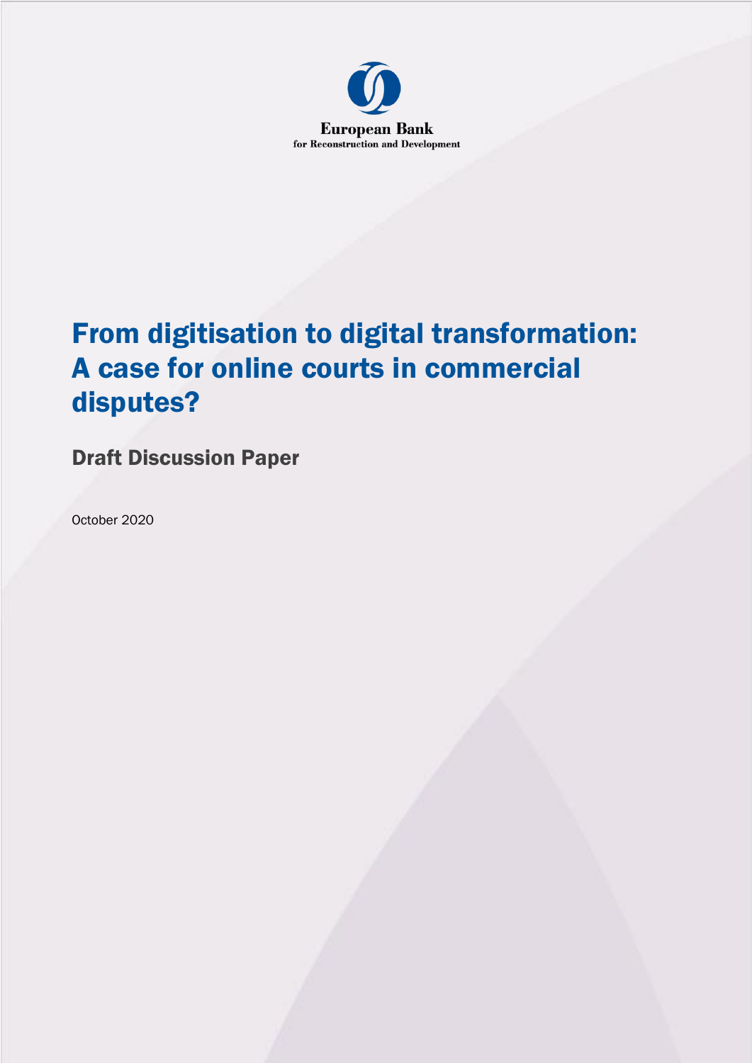European Bank
for Reconstruction and Development

# From digitisation to digital transformation: A case for online courts in commercial disputes?

## Draft Discussion Paper

October 2020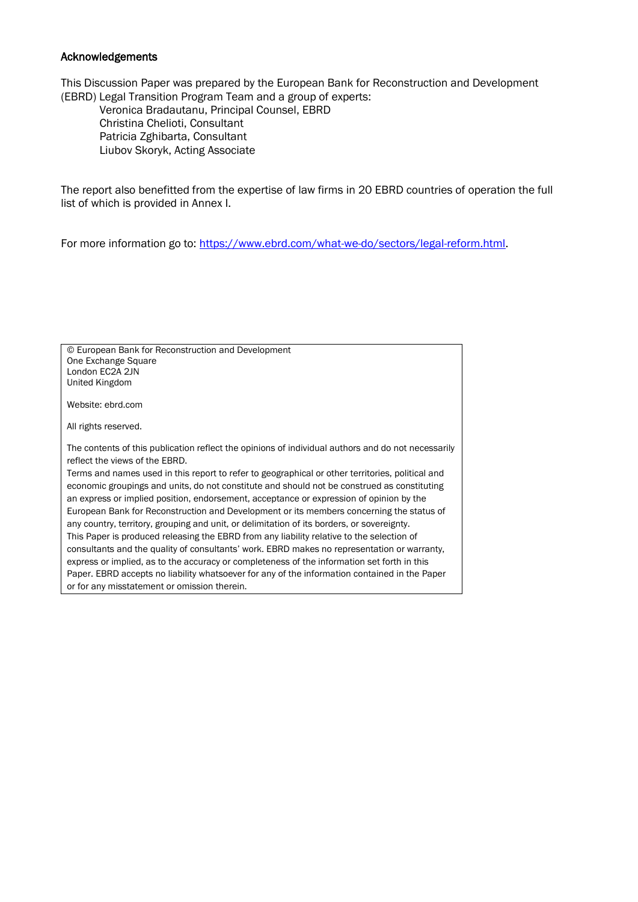## Acknowledgements

This Discussion Paper was prepared by the European Bank for Reconstruction and Development (EBRD) Legal Transition Program Team and a group of experts:

Veronica Bradautanu, Principal Counsel, EBRD
Christina Chelioti, Consultant
Patricia Zghibarta, Consultant
Liubov Skoryk, Acting Associate

The report also benefitted from the expertise of law firms in 20 EBRD countries of operation the full list of which is provided in Annex I.

For more information go to: https://www.ebrd.com/what-we-do/sectors/legal-reform.html.

© European Bank for Reconstruction and Development
One Exchange Square
London EC2A 2JN
United Kingdom

Website: ebrd.com

All rights reserved.

The contents of this publication reflect the opinions of individual authors and do not necessarily reflect the views of the EBRD.
Terms and names used in this report to refer to geographical or other territories, political and economic groupings and units, do not constitute and should not be construed as constituting an express or implied position, endorsement, acceptance or expression of opinion by the European Bank for Reconstruction and Development or its members concerning the status of any country, territory, grouping and unit, or delimitation of its borders, or sovereignty.
This Paper is produced releasing the EBRD from any liability relative to the selection of consultants and the quality of consultants' work. EBRD makes no representation or warranty, express or implied, as to the accuracy or completeness of the information set forth in this Paper. EBRD accepts no liability whatsoever for any of the information contained in the Paper or for any misstatement or omission therein.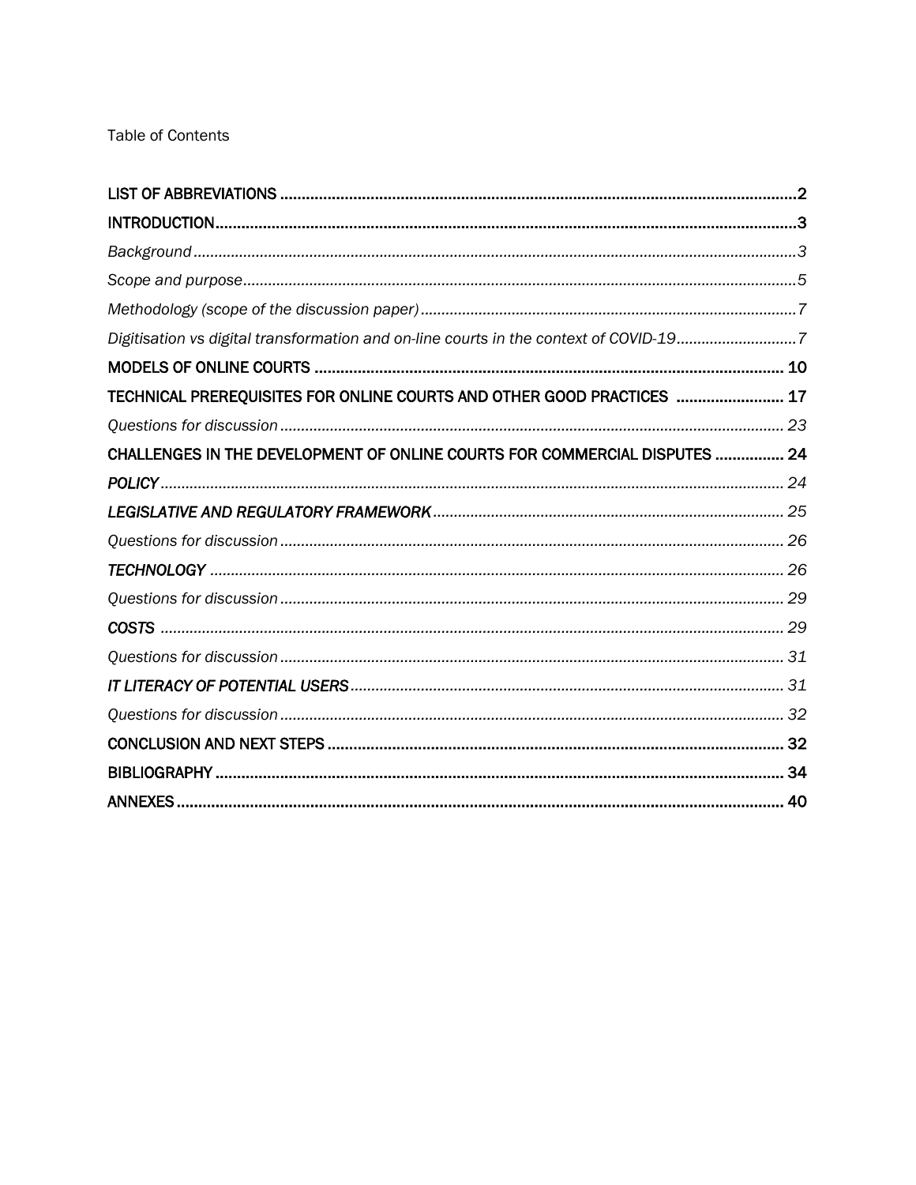Table of Contents

| | |
|---|---|
| **LIST OF ABBREVIATIONS** | **2** |
| **INTRODUCTION** | **3** |
| *Background* | *3* |
| *Scope and purpose* | *5* |
| *Methodology (scope of the discussion paper)* | *7* |
| *Digitisation vs digital transformation and on-line courts in the context of COVID-19* | *7* |
| **MODELS OF ONLINE COURTS** | **10** |
| **TECHNICAL PREREQUISITES FOR ONLINE COURTS AND OTHER GOOD PRACTICES** | **17** |
| *Questions for discussion* | *23* |
| **CHALLENGES IN THE DEVELOPMENT OF ONLINE COURTS FOR COMMERCIAL DISPUTES** | **24** |
| ***POLICY*** | *24* |
| ***LEGISLATIVE AND REGULATORY FRAMEWORK*** | *25* |
| *Questions for discussion* | *26* |
| ***TECHNOLOGY*** | *26* |
| *Questions for discussion* | *29* |
| ***COSTS*** | *29* |
| *Questions for discussion* | *31* |
| ***IT LITERACY OF POTENTIAL USERS*** | *31* |
| *Questions for discussion* | *32* |
| **CONCLUSION AND NEXT STEPS** | **32** |
| **BIBLIOGRAPHY** | **34** |
| **ANNEXES** | **40** |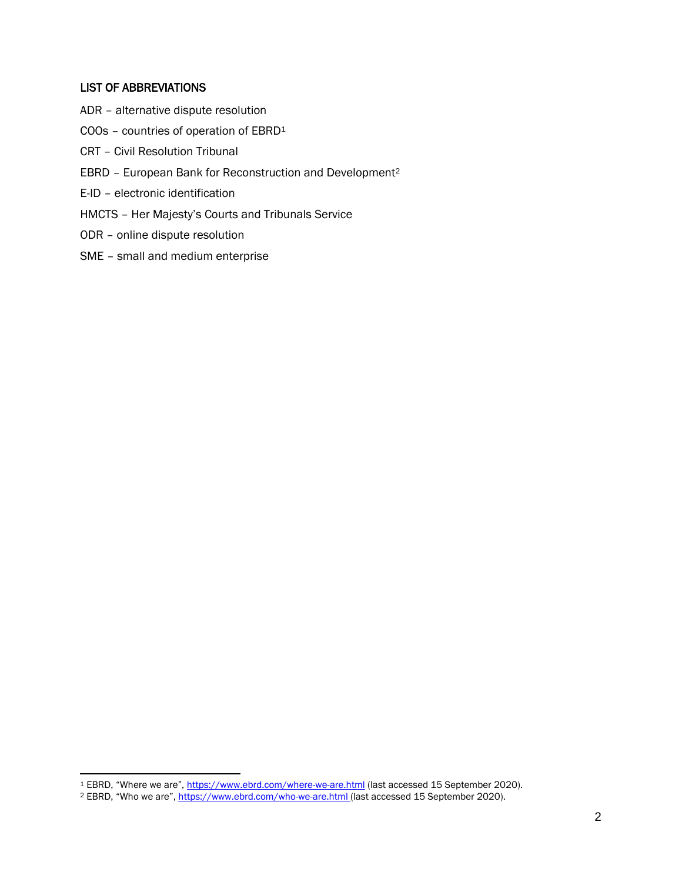## LIST OF ABBREVIATIONS

ADR – alternative dispute resolution

COOs – countries of operation of EBRD[1]

CRT – Civil Resolution Tribunal

EBRD – European Bank for Reconstruction and Development[2]

E-ID – electronic identification

HMCTS – Her Majesty's Courts and Tribunals Service

ODR – online dispute resolution

SME – small and medium enterprise

---

[1] EBRD, "Where we are", https://www.ebrd.com/where-we-are.html (last accessed 15 September 2020).

[2] EBRD, "Who we are", https://www.ebrd.com/who-we-are.html (last accessed 15 September 2020).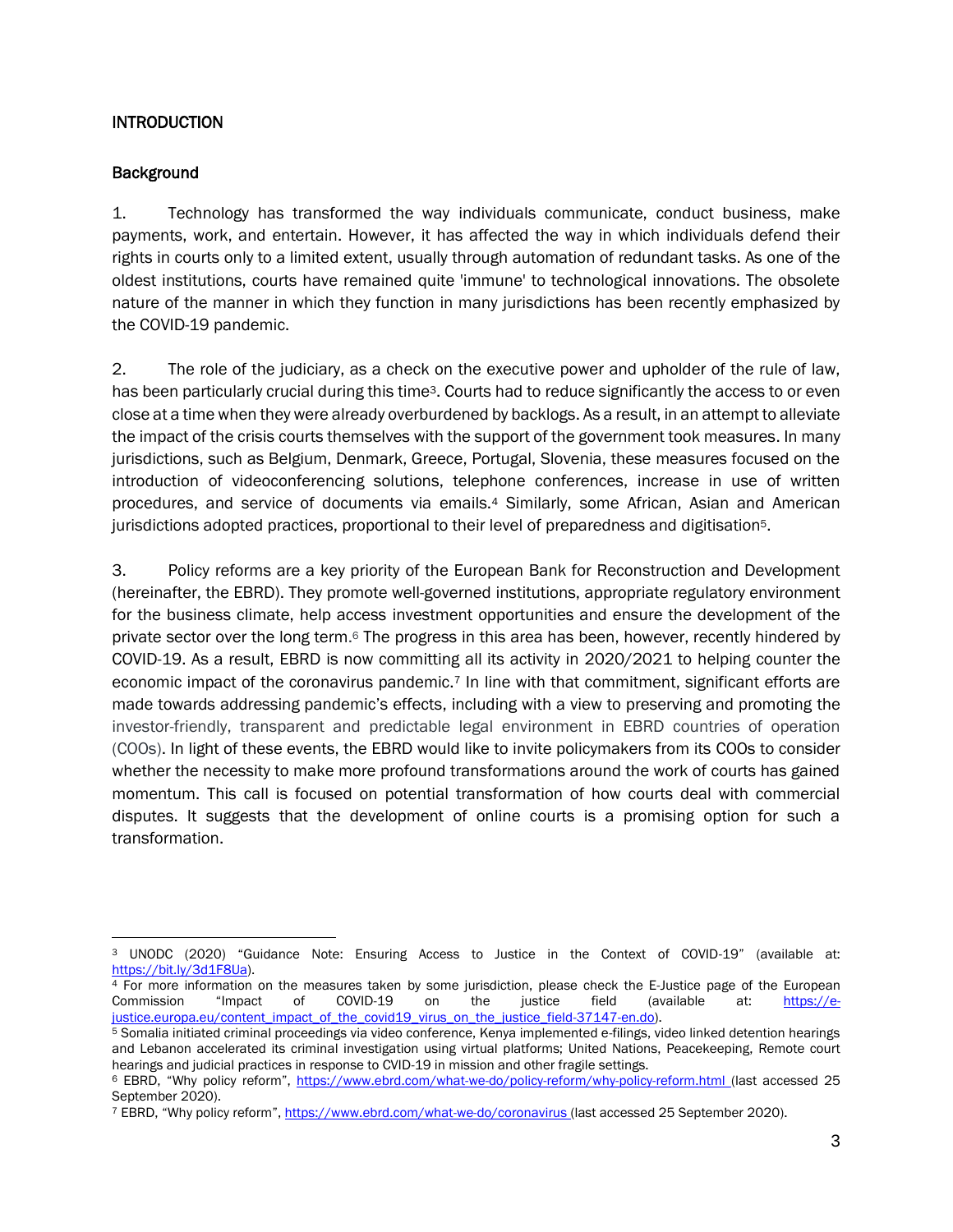## INTRODUCTION

### Background

1. Technology has transformed the way individuals communicate, conduct business, make payments, work, and entertain. However, it has affected the way in which individuals defend their rights in courts only to a limited extent, usually through automation of redundant tasks. As one of the oldest institutions, courts have remained quite 'immune' to technological innovations. The obsolete nature of the manner in which they function in many jurisdictions has been recently emphasized by the COVID-19 pandemic.

2. The role of the judiciary, as a check on the executive power and upholder of the rule of law, has been particularly crucial during this time[3]. Courts had to reduce significantly the access to or even close at a time when they were already overburdened by backlogs. As a result, in an attempt to alleviate the impact of the crisis courts themselves with the support of the government took measures. In many jurisdictions, such as Belgium, Denmark, Greece, Portugal, Slovenia, these measures focused on the introduction of videoconferencing solutions, telephone conferences, increase in use of written procedures, and service of documents via emails.[4] Similarly, some African, Asian and American jurisdictions adopted practices, proportional to their level of preparedness and digitisation[5].

3. Policy reforms are a key priority of the European Bank for Reconstruction and Development (hereinafter, the EBRD). They promote well-governed institutions, appropriate regulatory environment for the business climate, help access investment opportunities and ensure the development of the private sector over the long term.[6] The progress in this area has been, however, recently hindered by COVID-19. As a result, EBRD is now committing all its activity in 2020/2021 to helping counter the economic impact of the coronavirus pandemic.[7] In line with that commitment, significant efforts are made towards addressing pandemic's effects, including with a view to preserving and promoting the investor-friendly, transparent and predictable legal environment in EBRD countries of operation (COOs). In light of these events, the EBRD would like to invite policymakers from its COOs to consider whether the necessity to make more profound transformations around the work of courts has gained momentum. This call is focused on potential transformation of how courts deal with commercial disputes. It suggests that the development of online courts is a promising option for such a transformation.

---

[3] UNODC (2020) "Guidance Note: Ensuring Access to Justice in the Context of COVID-19" (available at: https://bit.ly/3d1F8Ua).

[4] For more information on the measures taken by some jurisdiction, please check the E-Justice page of the European Commission "Impact of COVID-19 on the justice field (available at: https://e-justice.europa.eu/content_impact_of_the_covid19_virus_on_the_justice_field-37147-en.do).

[5] Somalia initiated criminal proceedings via video conference, Kenya implemented e-filings, video linked detention hearings and Lebanon accelerated its criminal investigation using virtual platforms; United Nations, Peacekeeping, Remote court hearings and judicial practices in response to CVID-19 in mission and other fragile settings.

[6] EBRD, "Why policy reform", https://www.ebrd.com/what-we-do/policy-reform/why-policy-reform.html (last accessed 25 September 2020).

[7] EBRD, "Why policy reform", https://www.ebrd.com/what-we-do/coronavirus (last accessed 25 September 2020).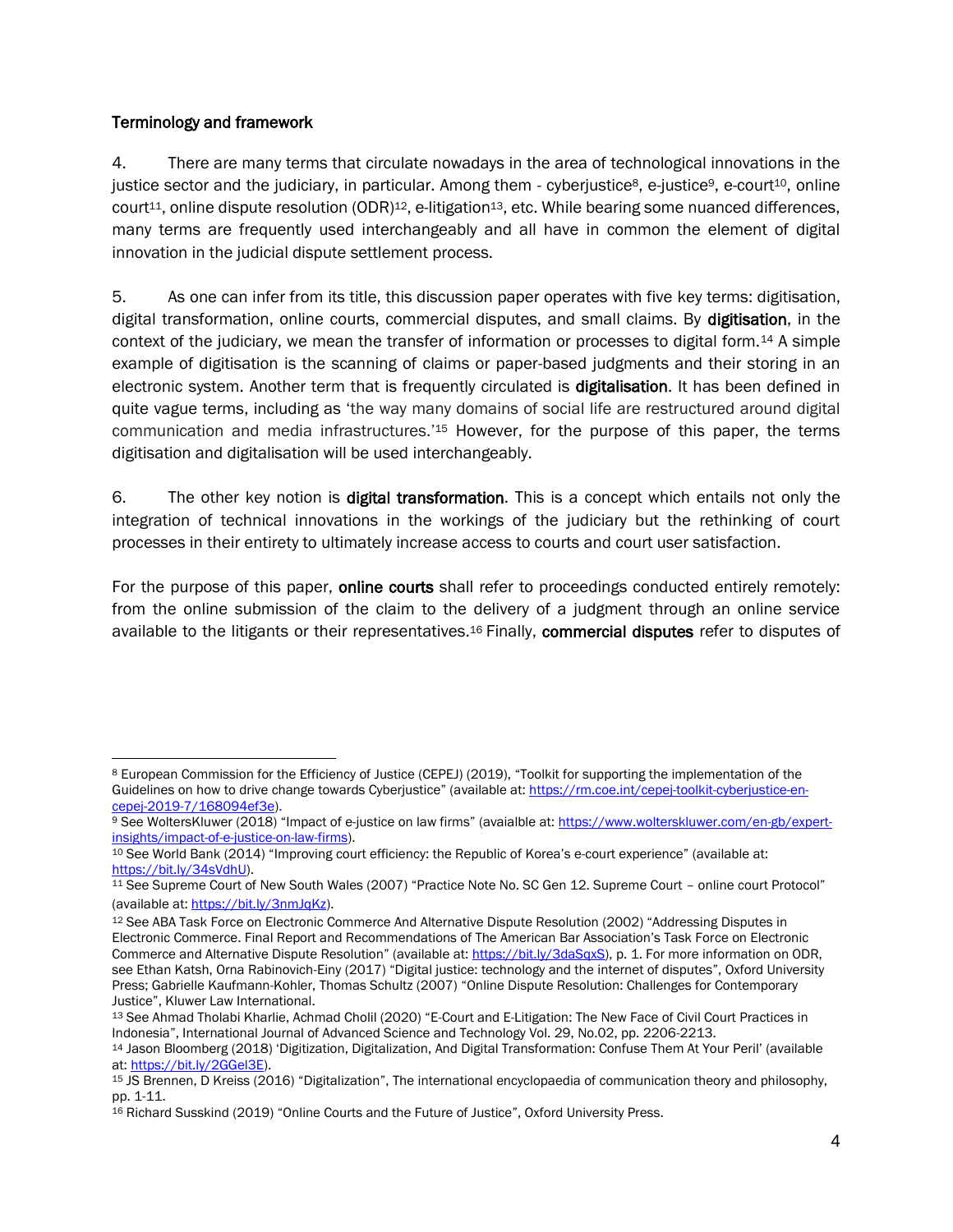## Terminology and framework

4. There are many terms that circulate nowadays in the area of technological innovations in the justice sector and the judiciary, in particular. Among them - cyberjustice[8], e-justice[9], e-court[10], online court[11], online dispute resolution (ODR)[12], e-litigation[13], etc. While bearing some nuanced differences, many terms are frequently used interchangeably and all have in common the element of digital innovation in the judicial dispute settlement process.

5. As one can infer from its title, this discussion paper operates with five key terms: digitisation, digital transformation, online courts, commercial disputes, and small claims. By **digitisation**, in the context of the judiciary, we mean the transfer of information or processes to digital form.[14] A simple example of digitisation is the scanning of claims or paper-based judgments and their storing in an electronic system. Another term that is frequently circulated is **digitalisation**. It has been defined in quite vague terms, including as 'the way many domains of social life are restructured around digital communication and media infrastructures.'[15] However, for the purpose of this paper, the terms digitisation and digitalisation will be used interchangeably.

6. The other key notion is **digital transformation**. This is a concept which entails not only the integration of technical innovations in the workings of the judiciary but the rethinking of court processes in their entirety to ultimately increase access to courts and court user satisfaction.

For the purpose of this paper, **online courts** shall refer to proceedings conducted entirely remotely: from the online submission of the claim to the delivery of a judgment through an online service available to the litigants or their representatives.[16] Finally, **commercial disputes** refer to disputes of

---

[8] European Commission for the Efficiency of Justice (CEPEJ) (2019), "Toolkit for supporting the implementation of the Guidelines on how to drive change towards Cyberjustice" (available at: https://rm.coe.int/cepej-toolkit-cyberjustice-en-cepej-2019-7/168094ef3e).

[9] See WoltersKluwer (2018) "Impact of e-justice on law firms" (avaialble at: https://www.wolterskluwer.com/en-gb/expert-insights/impact-of-e-justice-on-law-firms).

[10] See World Bank (2014) "Improving court efficiency: the Republic of Korea's e-court experience" (available at: https://bit.ly/34sVdhU).

[11] See Supreme Court of New South Wales (2007) "Practice Note No. SC Gen 12. Supreme Court – online court Protocol" (available at: https://bit.ly/3nmJqKz).

[12] See ABA Task Force on Electronic Commerce And Alternative Dispute Resolution (2002) "Addressing Disputes in Electronic Commerce. Final Report and Recommendations of The American Bar Association's Task Force on Electronic Commerce and Alternative Dispute Resolution" (available at: https://bit.ly/3daSqxS), p. 1. For more information on ODR, see Ethan Katsh, Orna Rabinovich-Einy (2017) "Digital justice: technology and the internet of disputes", Oxford University Press; Gabrielle Kaufmann-Kohler, Thomas Schultz (2007) "Online Dispute Resolution: Challenges for Contemporary Justice", Kluwer Law International.

[13] See Ahmad Tholabi Kharlie, Achmad Cholil (2020) "E-Court and E-Litigation: The New Face of Civil Court Practices in Indonesia", International Journal of Advanced Science and Technology Vol. 29, No.02, pp. 2206-2213.

[14] Jason Bloomberg (2018) 'Digitization, Digitalization, And Digital Transformation: Confuse Them At Your Peril' (available at: https://bit.ly/2GGel3E).

[15] JS Brennen, D Kreiss (2016) "Digitalization", The international encyclopaedia of communication theory and philosophy, pp. 1-11.

[16] Richard Susskind (2019) "Online Courts and the Future of Justice", Oxford University Press.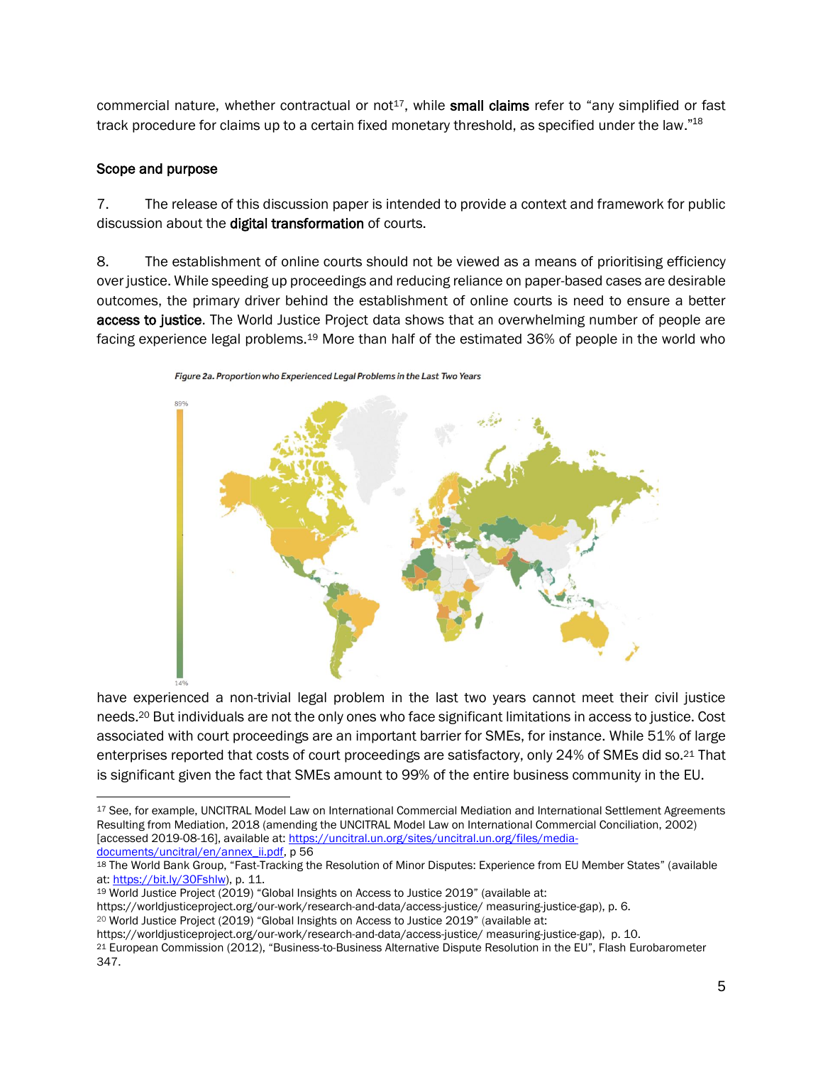commercial nature, whether contractual or not[17], while **small claims** refer to "any simplified or fast track procedure for claims up to a certain fixed monetary threshold, as specified under the law."[18]

### Scope and purpose

7. The release of this discussion paper is intended to provide a context and framework for public discussion about the **digital transformation** of courts.

8. The establishment of online courts should not be viewed as a means of prioritising efficiency over justice. While speeding up proceedings and reducing reliance on paper-based cases are desirable outcomes, the primary driver behind the establishment of online courts is need to ensure a better **access to justice**. The World Justice Project data shows that an overwhelming number of people are facing experience legal problems.[19] More than half of the estimated 36% of people in the world who have experienced a non-trivial legal problem in the last two years cannot meet their civil justice needs.[20] But individuals are not the only ones who face significant limitations in access to justice. Cost associated with court proceedings are an important barrier for SMEs, for instance. While 51% of large enterprises reported that costs of court proceedings are satisfactory, only 24% of SMEs did so.[21] That is significant given the fact that SMEs amount to 99% of the entire business community in the EU.

*Figure 2a. Proportion who Experienced Legal Problems in the Last Two Years*

89%

14%

---

[17] See, for example, UNCITRAL Model Law on International Commercial Mediation and International Settlement Agreements Resulting from Mediation, 2018 (amending the UNCITRAL Model Law on International Commercial Conciliation, 2002) [accessed 2019-08-16], available at: https://uncitral.un.org/sites/uncitral.un.org/files/media-documents/uncitral/en/annex_ii.pdf, p 56

[18] The World Bank Group, "Fast-Tracking the Resolution of Minor Disputes: Experience from EU Member States" (available at: https://bit.ly/30FshIw), p. 11.

[19] World Justice Project (2019) "Global Insights on Access to Justice 2019" (available at: https://worldjusticeproject.org/our-work/research-and-data/access-justice/ measuring-justice-gap), p. 6.

[20] World Justice Project (2019) "Global Insights on Access to Justice 2019" (available at: https://worldjusticeproject.org/our-work/research-and-data/access-justice/ measuring-justice-gap), p. 10.

[21] European Commission (2012), "Business-to-Business Alternative Dispute Resolution in the EU", Flash Eurobarometer 347.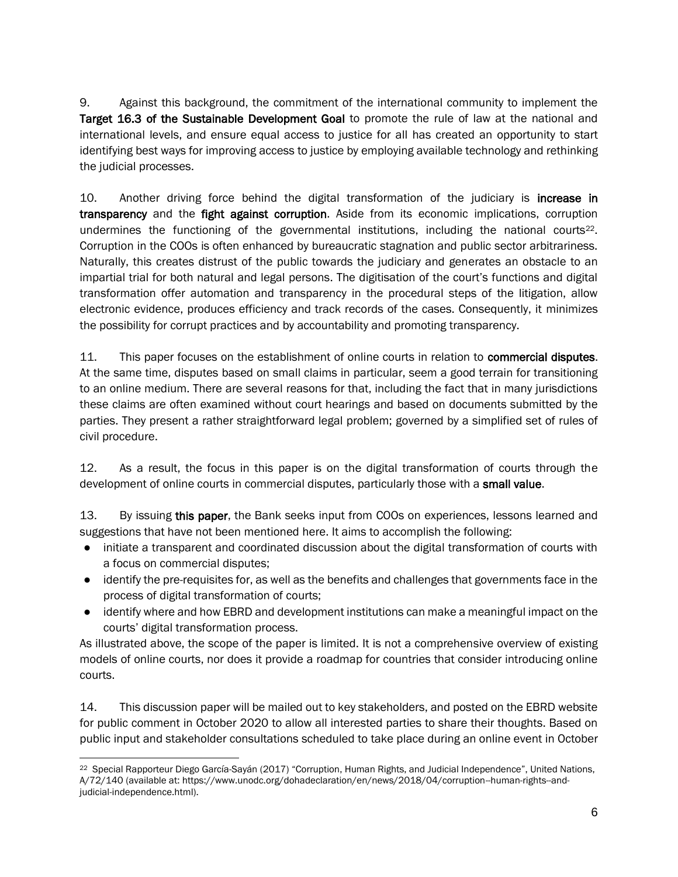9. Against this background, the commitment of the international community to implement the **Target 16.3 of the Sustainable Development Goal** to promote the rule of law at the national and international levels, and ensure equal access to justice for all has created an opportunity to start identifying best ways for improving access to justice by employing available technology and rethinking the judicial processes.

10. Another driving force behind the digital transformation of the judiciary is **increase in transparency** and the **fight against corruption**. Aside from its economic implications, corruption undermines the functioning of the governmental institutions, including the national courts[22]. Corruption in the COOs is often enhanced by bureaucratic stagnation and public sector arbitrariness. Naturally, this creates distrust of the public towards the judiciary and generates an obstacle to an impartial trial for both natural and legal persons. The digitisation of the court's functions and digital transformation offer automation and transparency in the procedural steps of the litigation, allow electronic evidence, produces efficiency and track records of the cases. Consequently, it minimizes the possibility for corrupt practices and by accountability and promoting transparency.

11. This paper focuses on the establishment of online courts in relation to **commercial disputes**. At the same time, disputes based on small claims in particular, seem a good terrain for transitioning to an online medium. There are several reasons for that, including the fact that in many jurisdictions these claims are often examined without court hearings and based on documents submitted by the parties. They present a rather straightforward legal problem; governed by a simplified set of rules of civil procedure.

12. As a result, the focus in this paper is on the digital transformation of courts through the development of online courts in commercial disputes, particularly those with a **small value**.

13. By issuing **this paper**, the Bank seeks input from COOs on experiences, lessons learned and suggestions that have not been mentioned here. It aims to accomplish the following:

- initiate a transparent and coordinated discussion about the digital transformation of courts with a focus on commercial disputes;
- identify the pre-requisites for, as well as the benefits and challenges that governments face in the process of digital transformation of courts;
- identify where and how EBRD and development institutions can make a meaningful impact on the courts' digital transformation process.

As illustrated above, the scope of the paper is limited. It is not a comprehensive overview of existing models of online courts, nor does it provide a roadmap for countries that consider introducing online courts.

14. This discussion paper will be mailed out to key stakeholders, and posted on the EBRD website for public comment in October 2020 to allow all interested parties to share their thoughts. Based on public input and stakeholder consultations scheduled to take place during an online event in October

---

[22] Special Rapporteur Diego García-Sayán (2017) "Corruption, Human Rights, and Judicial Independence", United Nations, A/72/140 (available at: https://www.unodc.org/dohadeclaration/en/news/2018/04/corruption--human-rights--and-judicial-independence.html).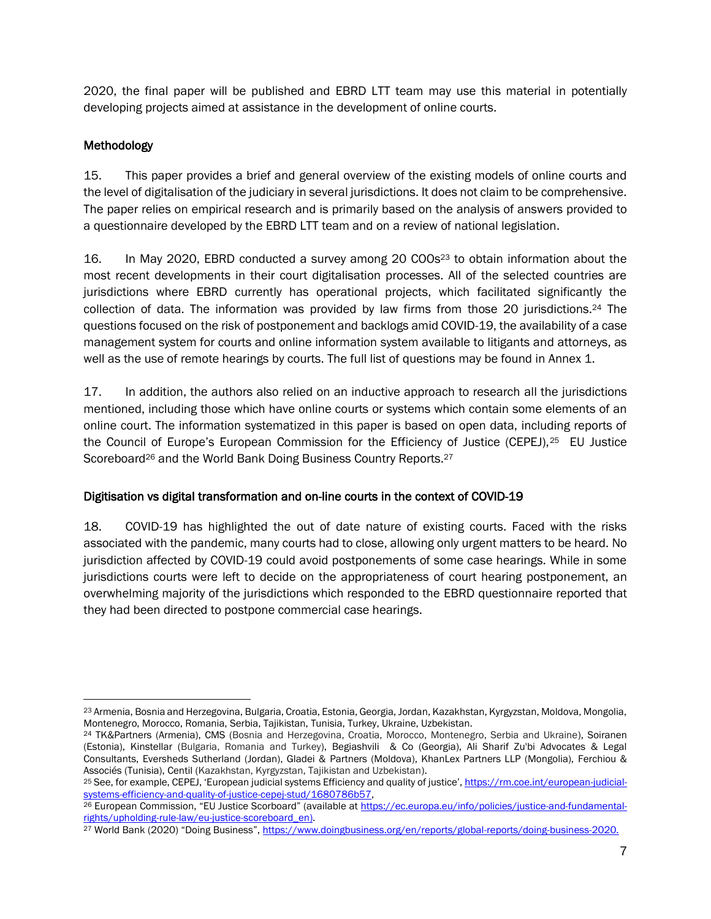2020, the final paper will be published and EBRD LTT team may use this material in potentially developing projects aimed at assistance in the development of online courts.

## Methodology

15. This paper provides a brief and general overview of the existing models of online courts and the level of digitalisation of the judiciary in several jurisdictions. It does not claim to be comprehensive. The paper relies on empirical research and is primarily based on the analysis of answers provided to a questionnaire developed by the EBRD LTT team and on a review of national legislation.

16. In May 2020, EBRD conducted a survey among 20 COOs[23] to obtain information about the most recent developments in their court digitalisation processes. All of the selected countries are jurisdictions where EBRD currently has operational projects, which facilitated significantly the collection of data. The information was provided by law firms from those 20 jurisdictions.[24] The questions focused on the risk of postponement and backlogs amid COVID-19, the availability of a case management system for courts and online information system available to litigants and attorneys, as well as the use of remote hearings by courts. The full list of questions may be found in Annex 1.

17. In addition, the authors also relied on an inductive approach to research all the jurisdictions mentioned, including those which have online courts or systems which contain some elements of an online court. The information systematized in this paper is based on open data, including reports of the Council of Europe's European Commission for the Efficiency of Justice (CEPEJ),[25] EU Justice Scoreboard[26] and the World Bank Doing Business Country Reports.[27]

## Digitisation vs digital transformation and on-line courts in the context of COVID-19

18. COVID-19 has highlighted the out of date nature of existing courts. Faced with the risks associated with the pandemic, many courts had to close, allowing only urgent matters to be heard. No jurisdiction affected by COVID-19 could avoid postponements of some case hearings. While in some jurisdictions courts were left to decide on the appropriateness of court hearing postponement, an overwhelming majority of the jurisdictions which responded to the EBRD questionnaire reported that they had been directed to postpone commercial case hearings.

---

[23] Armenia, Bosnia and Herzegovina, Bulgaria, Croatia, Estonia, Georgia, Jordan, Kazakhstan, Kyrgyzstan, Moldova, Mongolia, Montenegro, Morocco, Romania, Serbia, Tajikistan, Tunisia, Turkey, Ukraine, Uzbekistan.

[24] TK&Partners (Armenia), CMS (Bosnia and Herzegovina, Croatia, Morocco, Montenegro, Serbia and Ukraine), Soiranen (Estonia), Kinstellar (Bulgaria, Romania and Turkey), Begiashvili & Co (Georgia), Ali Sharif Zu'bi Advocates & Legal Consultants, Eversheds Sutherland (Jordan), Gladei & Partners (Moldova), KhanLex Partners LLP (Mongolia), Ferchiou & Associés (Tunisia), Centil (Kazakhstan, Kyrgyzstan, Tajikistan and Uzbekistan).

[25] See, for example, CEPEJ, 'European judicial systems Efficiency and quality of justice', https://rm.coe.int/european-judicial-systems-efficiency-and-quality-of-justice-cepej-stud/1680786b57,

[26] European Commission, "EU Justice Scorboard" (available at https://ec.europa.eu/info/policies/justice-and-fundamental-rights/upholding-rule-law/eu-justice-scoreboard_en).

[27] World Bank (2020) "Doing Business", https://www.doingbusiness.org/en/reports/global-reports/doing-business-2020.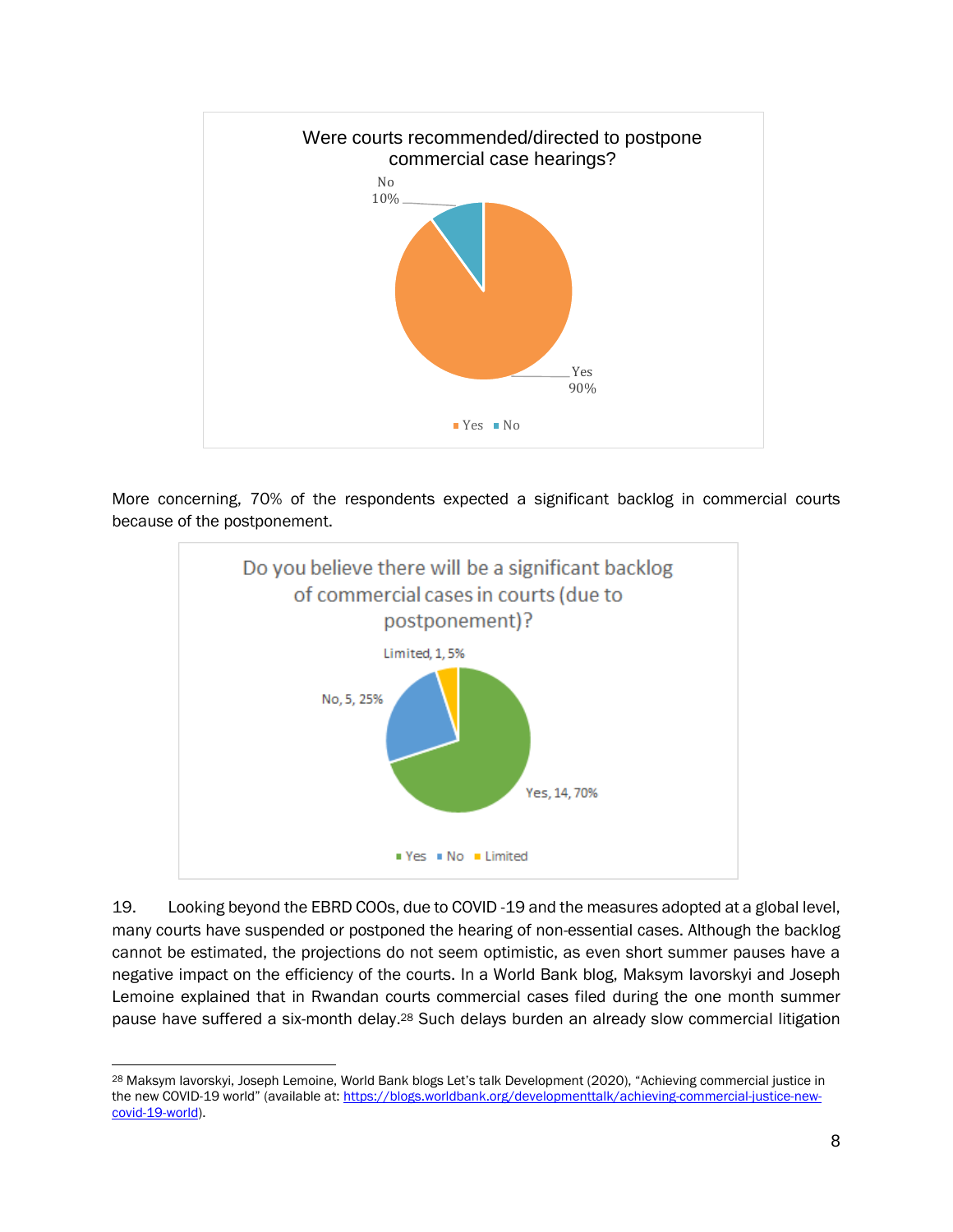**Were courts recommended/directed to postpone commercial case hearings?**

| Answer | Share |
|---|---|
| Yes | 90% |
| No | 10% |

More concerning, 70% of the respondents expected a significant backlog in commercial courts because of the postponement.

**Do you believe there will be a significant backlog of commercial cases in courts (due to postponement)?**

| Answer | Count | Share |
|---|---|---|
| Yes | 14 | 70% |
| No | 5 | 25% |
| Limited | 1 | 5% |

19. Looking beyond the EBRD COOs, due to COVID -19 and the measures adopted at a global level, many courts have suspended or postponed the hearing of non-essential cases. Although the backlog cannot be estimated, the projections do not seem optimistic, as even short summer pauses have a negative impact on the efficiency of the courts. In a World Bank blog, Maksym Iavorskyi and Joseph Lemoine explained that in Rwandan courts commercial cases filed during the one month summer pause have suffered a six-month delay.[28] Such delays burden an already slow commercial litigation

[28] Maksym Iavorskyi, Joseph Lemoine, World Bank blogs Let's talk Development (2020), "Achieving commercial justice in the new COVID-19 world" (available at: https://blogs.worldbank.org/developmenttalk/achieving-commercial-justice-new-covid-19-world).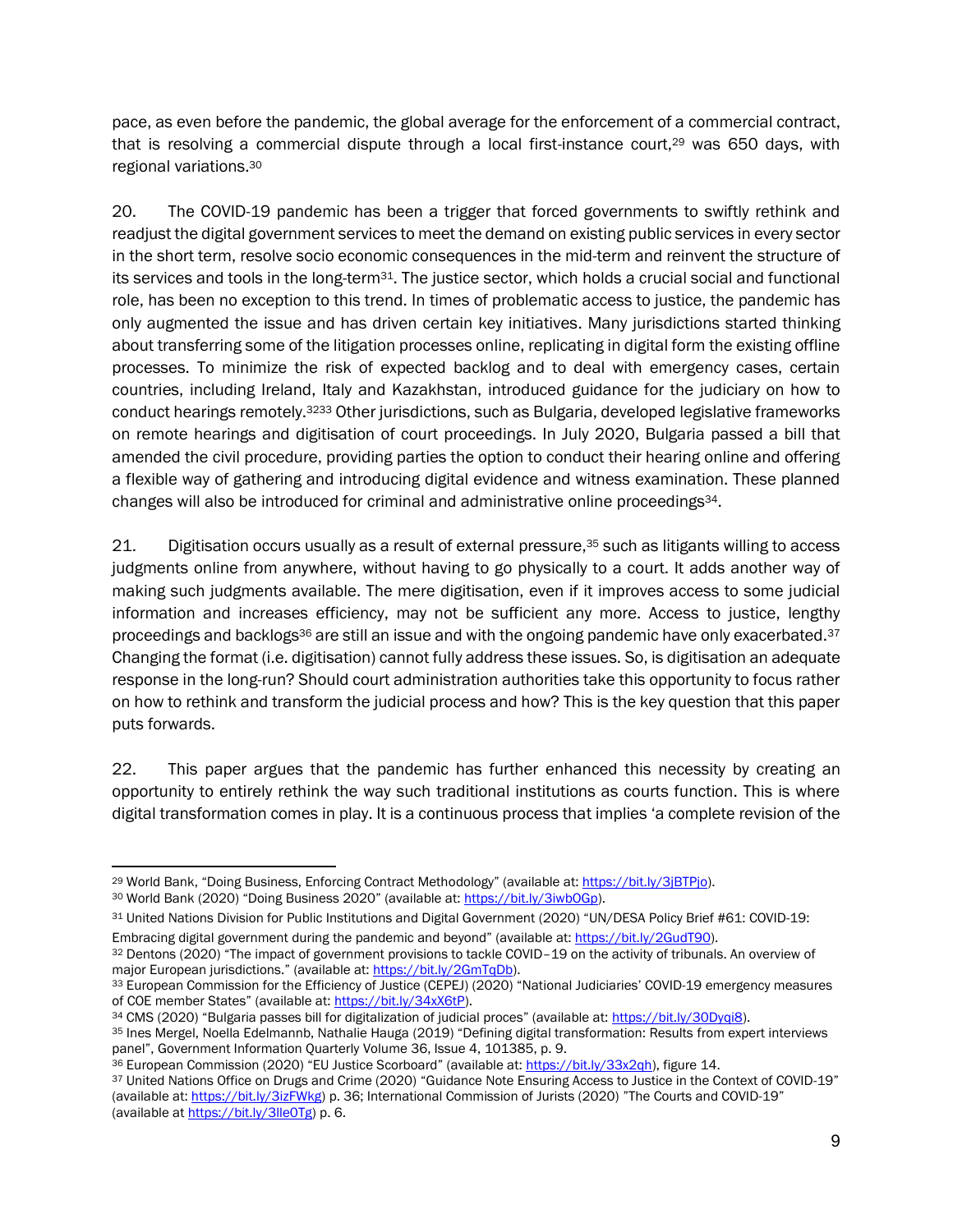pace, as even before the pandemic, the global average for the enforcement of a commercial contract, that is resolving a commercial dispute through a local first-instance court,[29] was 650 days, with regional variations.[30]

20. The COVID-19 pandemic has been a trigger that forced governments to swiftly rethink and readjust the digital government services to meet the demand on existing public services in every sector in the short term, resolve socio economic consequences in the mid-term and reinvent the structure of its services and tools in the long-term[31]. The justice sector, which holds a crucial social and functional role, has been no exception to this trend. In times of problematic access to justice, the pandemic has only augmented the issue and has driven certain key initiatives. Many jurisdictions started thinking about transferring some of the litigation processes online, replicating in digital form the existing offline processes. To minimize the risk of expected backlog and to deal with emergency cases, certain countries, including Ireland, Italy and Kazakhstan, introduced guidance for the judiciary on how to conduct hearings remotely.[32][33] Other jurisdictions, such as Bulgaria, developed legislative frameworks on remote hearings and digitisation of court proceedings. In July 2020, Bulgaria passed a bill that amended the civil procedure, providing parties the option to conduct their hearing online and offering a flexible way of gathering and introducing digital evidence and witness examination. These planned changes will also be introduced for criminal and administrative online proceedings[34].

21. Digitisation occurs usually as a result of external pressure,[35] such as litigants willing to access judgments online from anywhere, without having to go physically to a court. It adds another way of making such judgments available. The mere digitisation, even if it improves access to some judicial information and increases efficiency, may not be sufficient any more. Access to justice, lengthy proceedings and backlogs[36] are still an issue and with the ongoing pandemic have only exacerbated.[37] Changing the format (i.e. digitisation) cannot fully address these issues. So, is digitisation an adequate response in the long-run? Should court administration authorities take this opportunity to focus rather on how to rethink and transform the judicial process and how? This is the key question that this paper puts forwards.

22. This paper argues that the pandemic has further enhanced this necessity by creating an opportunity to entirely rethink the way such traditional institutions as courts function. This is where digital transformation comes in play. It is a continuous process that implies 'a complete revision of the

---

[29] World Bank, "Doing Business, Enforcing Contract Methodology" (available at: https://bit.ly/3jBTPjo).

[30] World Bank (2020) "Doing Business 2020" (available at: https://bit.ly/3iwbOGp).

[31] United Nations Division for Public Institutions and Digital Government (2020) "UN/DESA Policy Brief #61: COVID-19: Embracing digital government during the pandemic and beyond" (available at: https://bit.ly/2GudT90).

[32] Dentons (2020) "The impact of government provisions to tackle COVID–19 on the activity of tribunals. An overview of major European jurisdictions." (available at: https://bit.ly/2GmTqDb).

[33] European Commission for the Efficiency of Justice (CEPEJ) (2020) "National Judiciaries' COVID-19 emergency measures of COE member States" (available at: https://bit.ly/34xX6tP).

[34] CMS (2020) "Bulgaria passes bill for digitalization of judicial proces" (available at: https://bit.ly/30Dyqi8).

[35] Ines Mergel, Noella Edelmannb, Nathalie Hauga (2019) "Defining digital transformation: Results from expert interviews panel", Government Information Quarterly Volume 36, Issue 4, 101385, p. 9.

[36] European Commission (2020) "EU Justice Scorboard" (available at: https://bit.ly/33x2qh), figure 14.

[37] United Nations Office on Drugs and Crime (2020) "Guidance Note Ensuring Access to Justice in the Context of COVID-19" (available at: https://bit.ly/3izFWkg) p. 36; International Commission of Jurists (2020) "The Courts and COVID-19" (available at https://bit.ly/3lle0Tg) p. 6.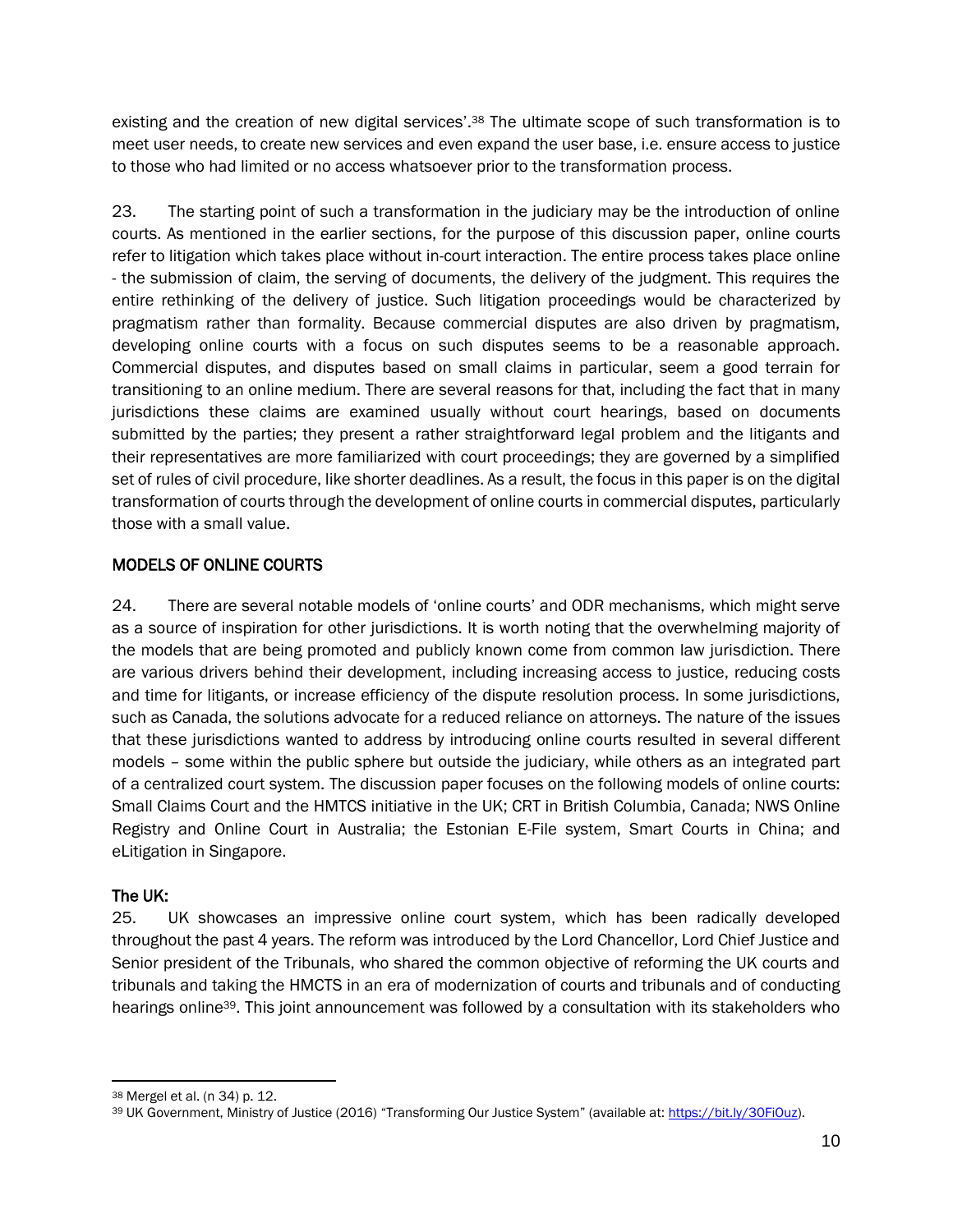existing and the creation of new digital services'.[38] The ultimate scope of such transformation is to meet user needs, to create new services and even expand the user base, i.e. ensure access to justice to those who had limited or no access whatsoever prior to the transformation process.

23. The starting point of such a transformation in the judiciary may be the introduction of online courts. As mentioned in the earlier sections, for the purpose of this discussion paper, online courts refer to litigation which takes place without in-court interaction. The entire process takes place online - the submission of claim, the serving of documents, the delivery of the judgment. This requires the entire rethinking of the delivery of justice. Such litigation proceedings would be characterized by pragmatism rather than formality. Because commercial disputes are also driven by pragmatism, developing online courts with a focus on such disputes seems to be a reasonable approach. Commercial disputes, and disputes based on small claims in particular, seem a good terrain for transitioning to an online medium. There are several reasons for that, including the fact that in many jurisdictions these claims are examined usually without court hearings, based on documents submitted by the parties; they present a rather straightforward legal problem and the litigants and their representatives are more familiarized with court proceedings; they are governed by a simplified set of rules of civil procedure, like shorter deadlines. As a result, the focus in this paper is on the digital transformation of courts through the development of online courts in commercial disputes, particularly those with a small value.

## MODELS OF ONLINE COURTS

24. There are several notable models of 'online courts' and ODR mechanisms, which might serve as a source of inspiration for other jurisdictions. It is worth noting that the overwhelming majority of the models that are being promoted and publicly known come from common law jurisdiction. There are various drivers behind their development, including increasing access to justice, reducing costs and time for litigants, or increase efficiency of the dispute resolution process. In some jurisdictions, such as Canada, the solutions advocate for a reduced reliance on attorneys. The nature of the issues that these jurisdictions wanted to address by introducing online courts resulted in several different models – some within the public sphere but outside the judiciary, while others as an integrated part of a centralized court system. The discussion paper focuses on the following models of online courts: Small Claims Court and the HMTCS initiative in the UK; CRT in British Columbia, Canada; NWS Online Registry and Online Court in Australia; the Estonian E-File system, Smart Courts in China; and eLitigation in Singapore.

### The UK:

25. UK showcases an impressive online court system, which has been radically developed throughout the past 4 years. The reform was introduced by the Lord Chancellor, Lord Chief Justice and Senior president of the Tribunals, who shared the common objective of reforming the UK courts and tribunals and taking the HMCTS in an era of modernization of courts and tribunals and of conducting hearings online[39]. This joint announcement was followed by a consultation with its stakeholders who

---

[38] Mergel et al. (n 34) p. 12.

[39] UK Government, Ministry of Justice (2016) "Transforming Our Justice System" (available at: https://bit.ly/3OFiOuz).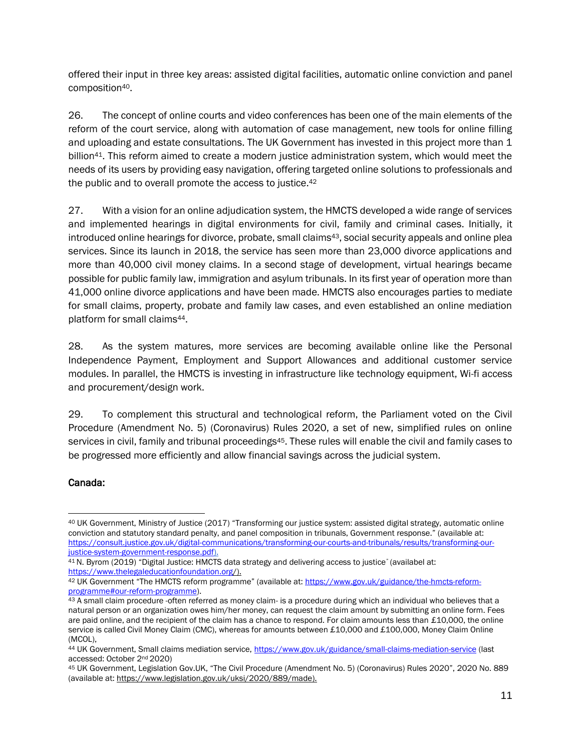offered their input in three key areas: assisted digital facilities, automatic online conviction and panel composition[40].

26. The concept of online courts and video conferences has been one of the main elements of the reform of the court service, along with automation of case management, new tools for online filling and uploading and estate consultations. The UK Government has invested in this project more than 1 billion[41]. This reform aimed to create a modern justice administration system, which would meet the needs of its users by providing easy navigation, offering targeted online solutions to professionals and the public and to overall promote the access to justice.[42]

27. With a vision for an online adjudication system, the HMCTS developed a wide range of services and implemented hearings in digital environments for civil, family and criminal cases. Initially, it introduced online hearings for divorce, probate, small claims[43], social security appeals and online plea services. Since its launch in 2018, the service has seen more than 23,000 divorce applications and more than 40,000 civil money claims. In a second stage of development, virtual hearings became possible for public family law, immigration and asylum tribunals. In its first year of operation more than 41,000 online divorce applications and have been made. HMCTS also encourages parties to mediate for small claims, property, probate and family law cases, and even established an online mediation platform for small claims[44].

28. As the system matures, more services are becoming available online like the Personal Independence Payment, Employment and Support Allowances and additional customer service modules. In parallel, the HMCTS is investing in infrastructure like technology equipment, Wi-fi access and procurement/design work.

29. To complement this structural and technological reform, the Parliament voted on the Civil Procedure (Amendment No. 5) (Coronavirus) Rules 2020, a set of new, simplified rules on online services in civil, family and tribunal proceedings[45]. These rules will enable the civil and family cases to be progressed more efficiently and allow financial savings across the judicial system.

**Canada:**

---

[40] UK Government, Ministry of Justice (2017) "Transforming our justice system: assisted digital strategy, automatic online conviction and statutory standard penalty, and panel composition in tribunals, Government response." (available at: https://consult.justice.gov.uk/digital-communications/transforming-our-courts-and-tribunals/results/transforming-our-justice-system-government-response.pdf).

[41] N. Byrom (2019) "Digital Justice: HMCTS data strategy and delivering access to justice" (availabel at: https://www.thelegaleducationfoundation.org/).

[42] UK Government "The HMCTS reform programme" (available at: https://www.gov.uk/guidance/the-hmcts-reform-programme#our-reform-programme).

[43] A small claim procedure -often referred as money claim- is a procedure during which an individual who believes that a natural person or an organization owes him/her money, can request the claim amount by submitting an online form. Fees are paid online, and the recipient of the claim has a chance to respond. For claim amounts less than £10,000, the online service is called Civil Money Claim (CMC), whereas for amounts between £10,000 and £100,000, Money Claim Online (MCOL),

[44] UK Government, Small claims mediation service, https://www.gov.uk/guidance/small-claims-mediation-service (last accessed: October 2nd 2020)

[45] UK Government, Legislation Gov.UK, "The Civil Procedure (Amendment No. 5) (Coronavirus) Rules 2020", 2020 No. 889 (available at: https://www.legislation.gov.uk/uksi/2020/889/made).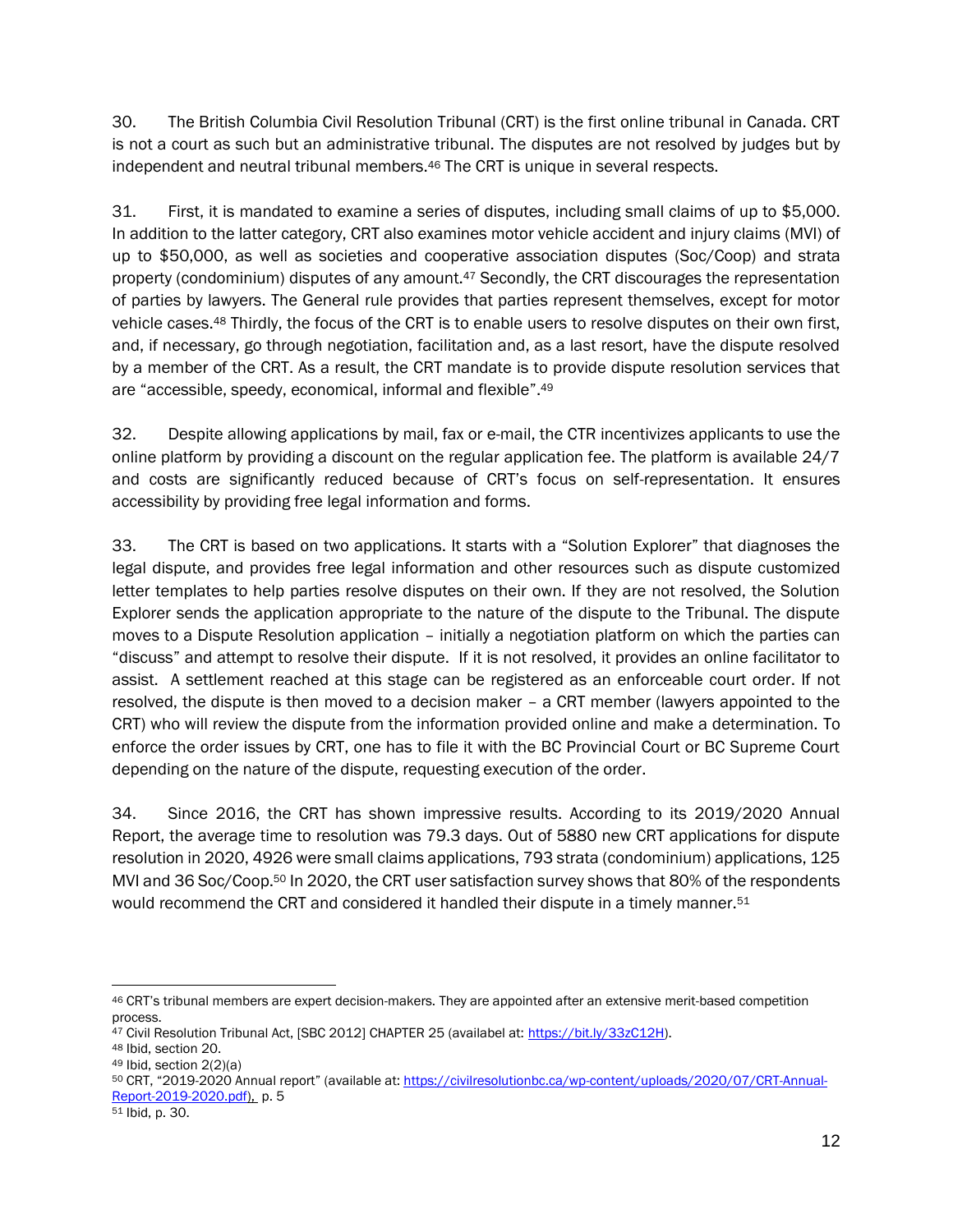30. The British Columbia Civil Resolution Tribunal (CRT) is the first online tribunal in Canada. CRT is not a court as such but an administrative tribunal. The disputes are not resolved by judges but by independent and neutral tribunal members.[46] The CRT is unique in several respects.

31. First, it is mandated to examine a series of disputes, including small claims of up to $5,000. In addition to the latter category, CRT also examines motor vehicle accident and injury claims (MVI) of up to $50,000, as well as societies and cooperative association disputes (Soc/Coop) and strata property (condominium) disputes of any amount.[47] Secondly, the CRT discourages the representation of parties by lawyers. The General rule provides that parties represent themselves, except for motor vehicle cases.[48] Thirdly, the focus of the CRT is to enable users to resolve disputes on their own first, and, if necessary, go through negotiation, facilitation and, as a last resort, have the dispute resolved by a member of the CRT. As a result, the CRT mandate is to provide dispute resolution services that are "accessible, speedy, economical, informal and flexible".[49]

32. Despite allowing applications by mail, fax or e-mail, the CTR incentivizes applicants to use the online platform by providing a discount on the regular application fee. The platform is available 24/7 and costs are significantly reduced because of CRT's focus on self-representation. It ensures accessibility by providing free legal information and forms.

33. The CRT is based on two applications. It starts with a "Solution Explorer" that diagnoses the legal dispute, and provides free legal information and other resources such as dispute customized letter templates to help parties resolve disputes on their own. If they are not resolved, the Solution Explorer sends the application appropriate to the nature of the dispute to the Tribunal. The dispute moves to a Dispute Resolution application – initially a negotiation platform on which the parties can "discuss" and attempt to resolve their dispute. If it is not resolved, it provides an online facilitator to assist. A settlement reached at this stage can be registered as an enforceable court order. If not resolved, the dispute is then moved to a decision maker – a CRT member (lawyers appointed to the CRT) who will review the dispute from the information provided online and make a determination. To enforce the order issues by CRT, one has to file it with the BC Provincial Court or BC Supreme Court depending on the nature of the dispute, requesting execution of the order.

34. Since 2016, the CRT has shown impressive results. According to its 2019/2020 Annual Report, the average time to resolution was 79.3 days. Out of 5880 new CRT applications for dispute resolution in 2020, 4926 were small claims applications, 793 strata (condominium) applications, 125 MVI and 36 Soc/Coop.[50] In 2020, the CRT user satisfaction survey shows that 80% of the respondents would recommend the CRT and considered it handled their dispute in a timely manner.[51]

---

[46] CRT's tribunal members are expert decision-makers. They are appointed after an extensive merit-based competition process.

[47] Civil Resolution Tribunal Act, [SBC 2012] CHAPTER 25 (availabel at: https://bit.ly/33zC12H).

[48] Ibid, section 20.

[49] Ibid, section 2(2)(a)

[50] CRT, "2019-2020 Annual report" (available at: https://civilresolutionbc.ca/wp-content/uploads/2020/07/CRT-Annual-Report-2019-2020.pdf), p. 5

[51] Ibid, p. 30.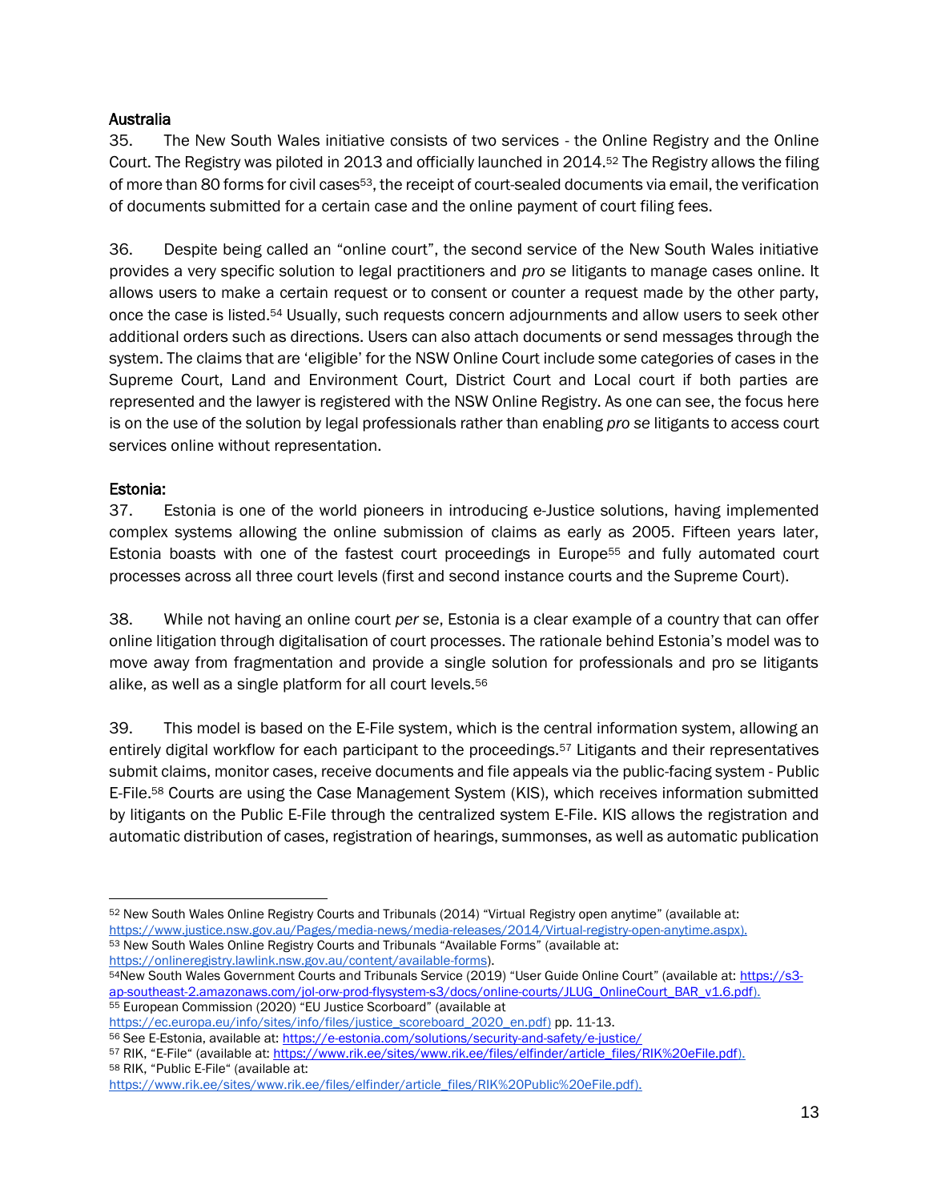**Australia**

35. The New South Wales initiative consists of two services - the Online Registry and the Online Court. The Registry was piloted in 2013 and officially launched in 2014.[52] The Registry allows the filing of more than 80 forms for civil cases[53], the receipt of court-sealed documents via email, the verification of documents submitted for a certain case and the online payment of court filing fees.

36. Despite being called an "online court", the second service of the New South Wales initiative provides a very specific solution to legal practitioners and *pro se* litigants to manage cases online. It allows users to make a certain request or to consent or counter a request made by the other party, once the case is listed.[54] Usually, such requests concern adjournments and allow users to seek other additional orders such as directions. Users can also attach documents or send messages through the system. The claims that are 'eligible' for the NSW Online Court include some categories of cases in the Supreme Court, Land and Environment Court, District Court and Local court if both parties are represented and the lawyer is registered with the NSW Online Registry. As one can see, the focus here is on the use of the solution by legal professionals rather than enabling *pro se* litigants to access court services online without representation.

**Estonia:**

37. Estonia is one of the world pioneers in introducing e-Justice solutions, having implemented complex systems allowing the online submission of claims as early as 2005. Fifteen years later, Estonia boasts with one of the fastest court proceedings in Europe[55] and fully automated court processes across all three court levels (first and second instance courts and the Supreme Court).

38. While not having an online court *per se*, Estonia is a clear example of a country that can offer online litigation through digitalisation of court processes. The rationale behind Estonia's model was to move away from fragmentation and provide a single solution for professionals and pro se litigants alike, as well as a single platform for all court levels.[56]

39. This model is based on the E-File system, which is the central information system, allowing an entirely digital workflow for each participant to the proceedings.[57] Litigants and their representatives submit claims, monitor cases, receive documents and file appeals via the public-facing system - Public E-File.[58] Courts are using the Case Management System (KIS), which receives information submitted by litigants on the Public E-File through the centralized system E-File. KIS allows the registration and automatic distribution of cases, registration of hearings, summonses, as well as automatic publication

---

[52] New South Wales Online Registry Courts and Tribunals (2014) "Virtual Registry open anytime" (available at: https://www.justice.nsw.gov.au/Pages/media-news/media-releases/2014/Virtual-registry-open-anytime.aspx).

[53] New South Wales Online Registry Courts and Tribunals "Available Forms" (available at: https://onlineregistry.lawlink.nsw.gov.au/content/available-forms).

[54] New South Wales Government Courts and Tribunals Service (2019) "User Guide Online Court" (available at: https://s3-ap-southeast-2.amazonaws.com/jol-orw-prod-flysystem-s3/docs/online-courts/JLUG_OnlineCourt_BAR_v1.6.pdf).

[55] European Commission (2020) "EU Justice Scorboard" (available at https://ec.europa.eu/info/sites/info/files/justice_scoreboard_2020_en.pdf) pp. 11-13.

[56] See E-Estonia, available at: https://e-estonia.com/solutions/security-and-safety/e-justice/

[57] RIK, "E-File" (available at: https://www.rik.ee/sites/www.rik.ee/files/elfinder/article_files/RIK%20eFile.pdf).

[58] RIK, "Public E-File" (available at: https://www.rik.ee/sites/www.rik.ee/files/elfinder/article_files/RIK%20Public%20eFile.pdf).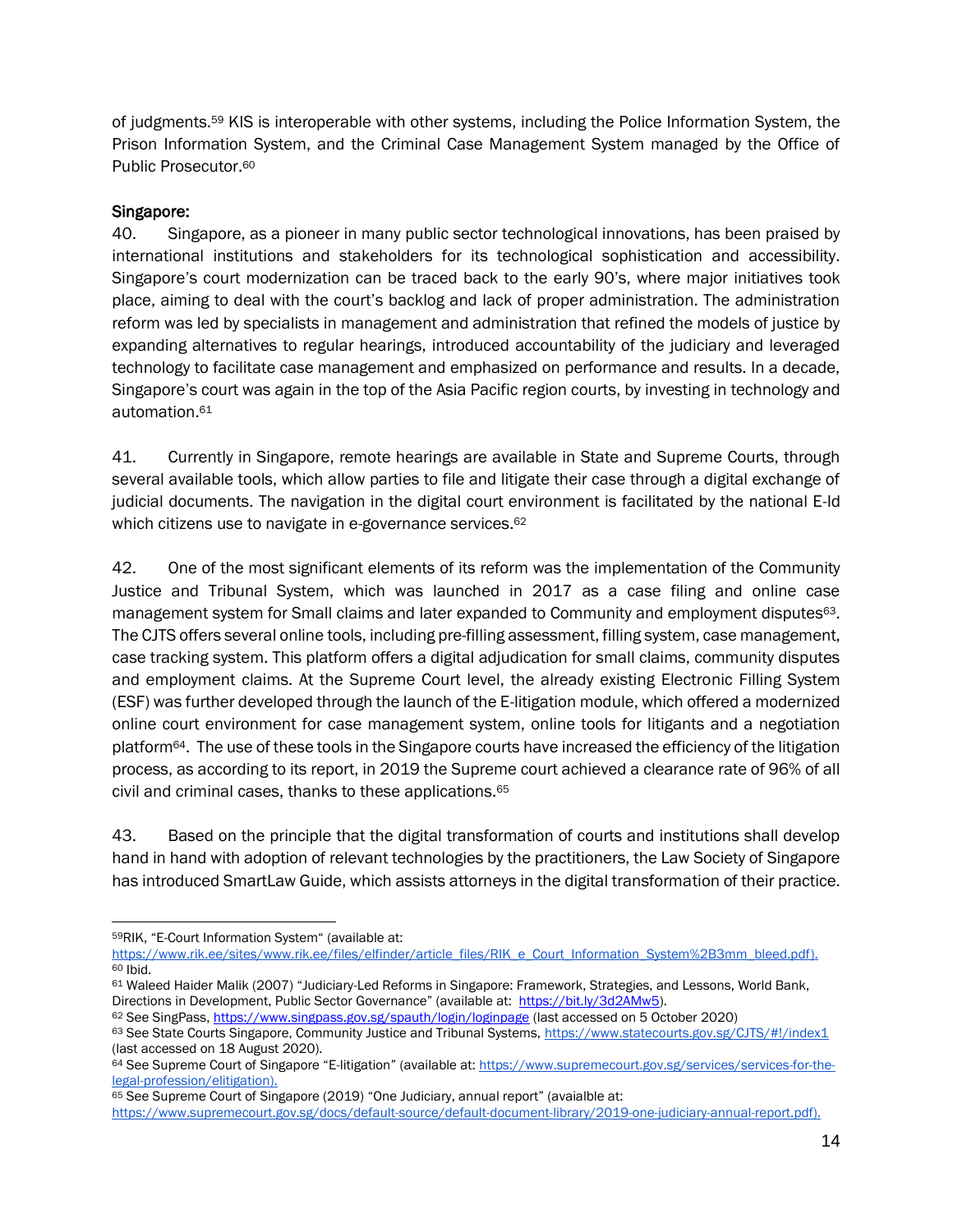of judgments.[59] KIS is interoperable with other systems, including the Police Information System, the Prison Information System, and the Criminal Case Management System managed by the Office of Public Prosecutor.[60]

### Singapore:

40. Singapore, as a pioneer in many public sector technological innovations, has been praised by international institutions and stakeholders for its technological sophistication and accessibility. Singapore's court modernization can be traced back to the early 90's, where major initiatives took place, aiming to deal with the court's backlog and lack of proper administration. The administration reform was led by specialists in management and administration that refined the models of justice by expanding alternatives to regular hearings, introduced accountability of the judiciary and leveraged technology to facilitate case management and emphasized on performance and results. In a decade, Singapore's court was again in the top of the Asia Pacific region courts, by investing in technology and automation.[61]

41. Currently in Singapore, remote hearings are available in State and Supreme Courts, through several available tools, which allow parties to file and litigate their case through a digital exchange of judicial documents. The navigation in the digital court environment is facilitated by the national E-Id which citizens use to navigate in e-governance services.[62]

42. One of the most significant elements of its reform was the implementation of the Community Justice and Tribunal System, which was launched in 2017 as a case filing and online case management system for Small claims and later expanded to Community and employment disputes[63]. The CJTS offers several online tools, including pre-filling assessment, filling system, case management, case tracking system. This platform offers a digital adjudication for small claims, community disputes and employment claims. At the Supreme Court level, the already existing Electronic Filling System (ESF) was further developed through the launch of the E-litigation module, which offered a modernized online court environment for case management system, online tools for litigants and a negotiation platform[64]. The use of these tools in the Singapore courts have increased the efficiency of the litigation process, as according to its report, in 2019 the Supreme court achieved a clearance rate of 96% of all civil and criminal cases, thanks to these applications.[65]

43. Based on the principle that the digital transformation of courts and institutions shall develop hand in hand with adoption of relevant technologies by the practitioners, the Law Society of Singapore has introduced SmartLaw Guide, which assists attorneys in the digital transformation of their practice.

---

[59] RIK, "E-Court Information System" (available at: https://www.rik.ee/sites/www.rik.ee/files/elfinder/article_files/RIK_e_Court_Information_System%2B3mm_bleed.pdf).

[60] Ibid.

[61] Waleed Haider Malik (2007) "Judiciary-Led Reforms in Singapore: Framework, Strategies, and Lessons, World Bank, Directions in Development, Public Sector Governance" (available at: https://bit.ly/3d2AMw5).

[62] See SingPass, https://www.singpass.gov.sg/spauth/login/loginpage (last accessed on 5 October 2020)

[63] See State Courts Singapore, Community Justice and Tribunal Systems, https://www.statecourts.gov.sg/CJTS/#!/index1 (last accessed on 18 August 2020).

[64] See Supreme Court of Singapore "E-litigation" (available at: https://www.supremecourt.gov.sg/services/services-for-the-legal-profession/elitigation).

[65] See Supreme Court of Singapore (2019) "One Judiciary, annual report" (avaialble at: https://www.supremecourt.gov.sg/docs/default-source/default-document-library/2019-one-judiciary-annual-report.pdf).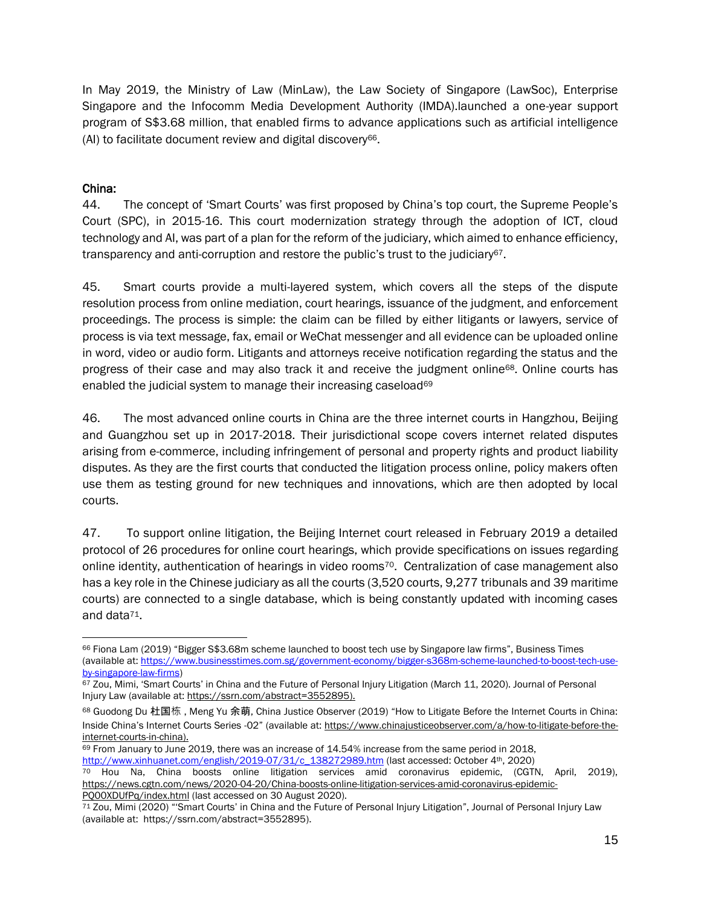In May 2019, the Ministry of Law (MinLaw), the Law Society of Singapore (LawSoc), Enterprise Singapore and the Infocomm Media Development Authority (IMDA).launched a one-year support program of S$3.68 million, that enabled firms to advance applications such as artificial intelligence (AI) to facilitate document review and digital discovery[66].

**China:**

44. The concept of 'Smart Courts' was first proposed by China's top court, the Supreme People's Court (SPC), in 2015-16. This court modernization strategy through the adoption of ICT, cloud technology and AI, was part of a plan for the reform of the judiciary, which aimed to enhance efficiency, transparency and anti-corruption and restore the public's trust to the judiciary[67].

45. Smart courts provide a multi-layered system, which covers all the steps of the dispute resolution process from online mediation, court hearings, issuance of the judgment, and enforcement proceedings. The process is simple: the claim can be filled by either litigants or lawyers, service of process is via text message, fax, email or WeChat messenger and all evidence can be uploaded online in word, video or audio form. Litigants and attorneys receive notification regarding the status and the progress of their case and may also track it and receive the judgment online[68]. Online courts has enabled the judicial system to manage their increasing caseload[69]

46. The most advanced online courts in China are the three internet courts in Hangzhou, Beijing and Guangzhou set up in 2017-2018. Their jurisdictional scope covers internet related disputes arising from e-commerce, including infringement of personal and property rights and product liability disputes. As they are the first courts that conducted the litigation process online, policy makers often use them as testing ground for new techniques and innovations, which are then adopted by local courts.

47. To support online litigation, the Beijing Internet court released in February 2019 a detailed protocol of 26 procedures for online court hearings, which provide specifications on issues regarding online identity, authentication of hearings in video rooms[70]. Centralization of case management also has a key role in the Chinese judiciary as all the courts (3,520 courts, 9,277 tribunals and 39 maritime courts) are connected to a single database, which is being constantly updated with incoming cases and data[71].

---

[66] Fiona Lam (2019) "Bigger S$3.68m scheme launched to boost tech use by Singapore law firms", Business Times (available at: https://www.businesstimes.com.sg/government-economy/bigger-s368m-scheme-launched-to-boost-tech-use-by-singapore-law-firms)

[67] Zou, Mimi, 'Smart Courts' in China and the Future of Personal Injury Litigation (March 11, 2020). Journal of Personal Injury Law (available at: https://ssrn.com/abstract=3552895).

[68] Guodong Du 杜国栋 , Meng Yu 余萌, China Justice Observer (2019) "How to Litigate Before the Internet Courts in China: Inside China's Internet Courts Series -02" (available at: https://www.chinajusticeobserver.com/a/how-to-litigate-before-the-internet-courts-in-china).

[69] From January to June 2019, there was an increase of 14.54% increase from the same period in 2018, http://www.xinhuanet.com/english/2019-07/31/c_138272989.htm (last accessed: October 4th, 2020)

[70] Hou Na, China boosts online litigation services amid coronavirus epidemic, (CGTN, April, 2019), https://news.cgtn.com/news/2020-04-20/China-boosts-online-litigation-services-amid-coronavirus-epidemic-PQ0OXDUfPq/index.html (last accessed on 30 August 2020).

[71] Zou, Mimi (2020) "'Smart Courts' in China and the Future of Personal Injury Litigation", Journal of Personal Injury Law (available at: https://ssrn.com/abstract=3552895).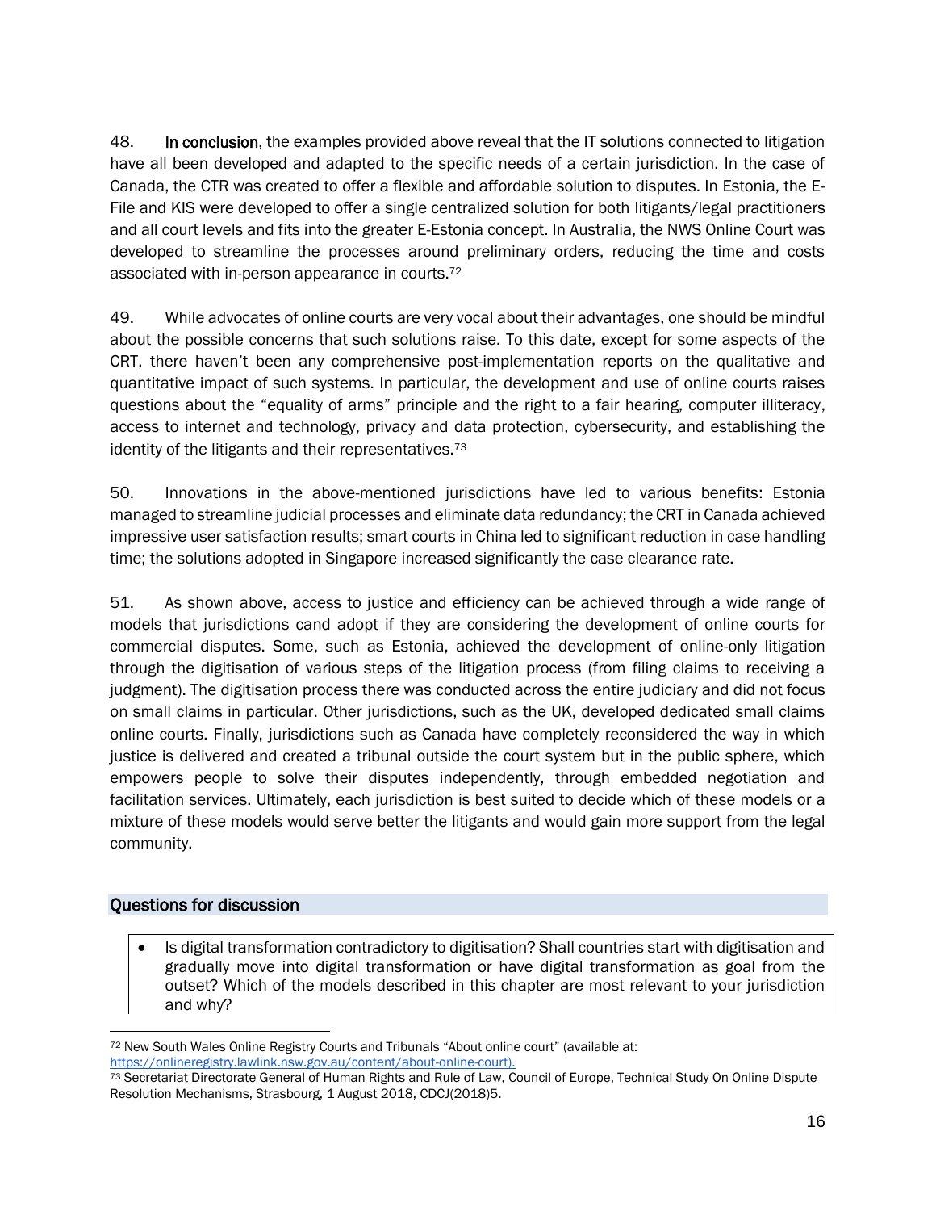48. **In conclusion**, the examples provided above reveal that the IT solutions connected to litigation have all been developed and adapted to the specific needs of a certain jurisdiction. In the case of Canada, the CTR was created to offer a flexible and affordable solution to disputes. In Estonia, the E-File and KIS were developed to offer a single centralized solution for both litigants/legal practitioners and all court levels and fits into the greater E-Estonia concept. In Australia, the NWS Online Court was developed to streamline the processes around preliminary orders, reducing the time and costs associated with in-person appearance in courts.[72]

49. While advocates of online courts are very vocal about their advantages, one should be mindful about the possible concerns that such solutions raise. To this date, except for some aspects of the CRT, there haven't been any comprehensive post-implementation reports on the qualitative and quantitative impact of such systems. In particular, the development and use of online courts raises questions about the "equality of arms" principle and the right to a fair hearing, computer illiteracy, access to internet and technology, privacy and data protection, cybersecurity, and establishing the identity of the litigants and their representatives.[73]

50. Innovations in the above-mentioned jurisdictions have led to various benefits: Estonia managed to streamline judicial processes and eliminate data redundancy; the CRT in Canada achieved impressive user satisfaction results; smart courts in China led to significant reduction in case handling time; the solutions adopted in Singapore increased significantly the case clearance rate.

51. As shown above, access to justice and efficiency can be achieved through a wide range of models that jurisdictions cand adopt if they are considering the development of online courts for commercial disputes. Some, such as Estonia, achieved the development of online-only litigation through the digitisation of various steps of the litigation process (from filing claims to receiving a judgment). The digitisation process there was conducted across the entire judiciary and did not focus on small claims in particular. Other jurisdictions, such as the UK, developed dedicated small claims online courts. Finally, jurisdictions such as Canada have completely reconsidered the way in which justice is delivered and created a tribunal outside the court system but in the public sphere, which empowers people to solve their disputes independently, through embedded negotiation and facilitation services. Ultimately, each jurisdiction is best suited to decide which of these models or a mixture of these models would serve better the litigants and would gain more support from the legal community.

## Questions for discussion

- Is digital transformation contradictory to digitisation? Shall countries start with digitisation and gradually move into digital transformation or have digital transformation as goal from the outset? Which of the models described in this chapter are most relevant to your jurisdiction and why?

---

[72] New South Wales Online Registry Courts and Tribunals "About online court" (available at: https://onlineregistry.lawlink.nsw.gov.au/content/about-online-court).

[73] Secretariat Directorate General of Human Rights and Rule of Law, Council of Europe, Technical Study On Online Dispute Resolution Mechanisms, Strasbourg, 1 August 2018, CDCJ(2018)5.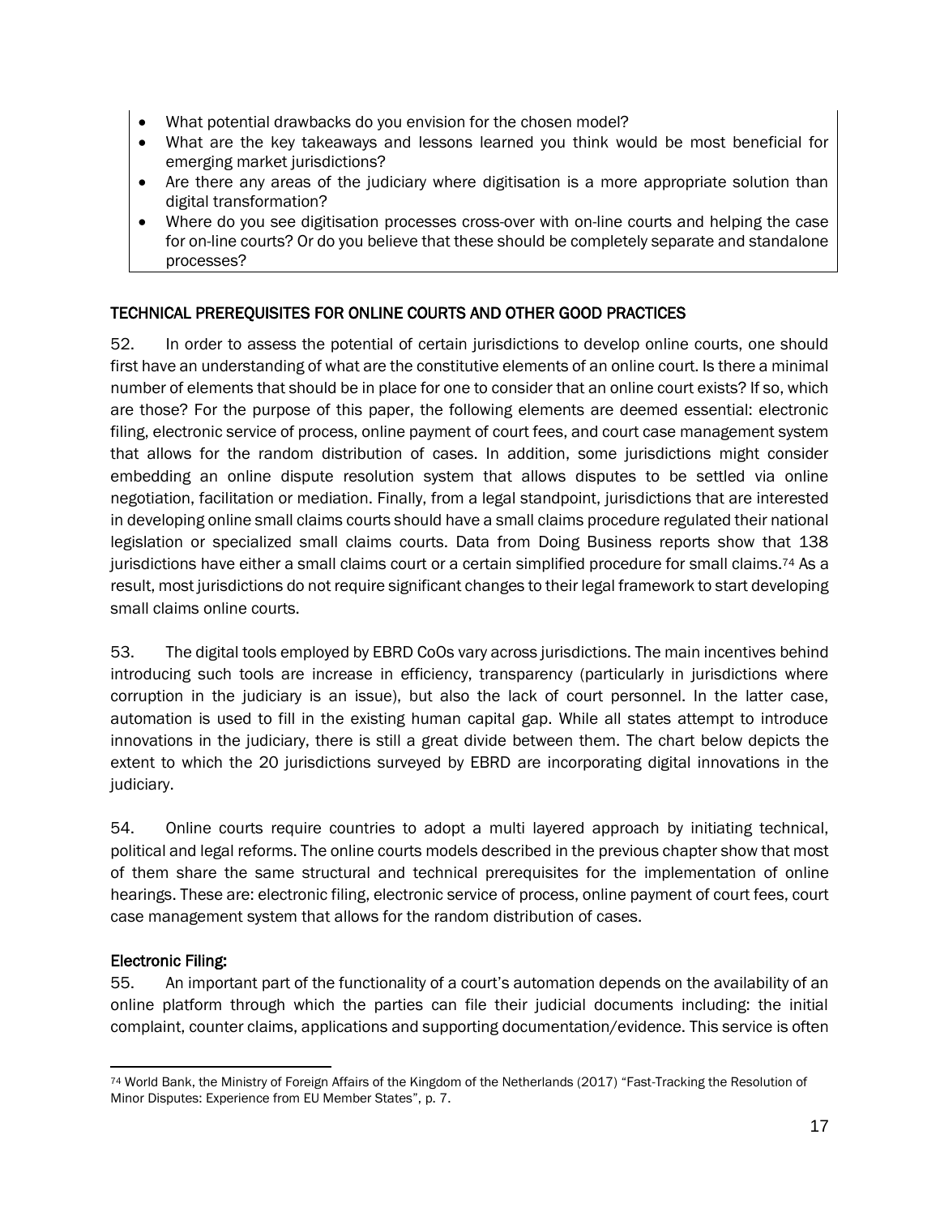- What potential drawbacks do you envision for the chosen model?
- What are the key takeaways and lessons learned you think would be most beneficial for emerging market jurisdictions?
- Are there any areas of the judiciary where digitisation is a more appropriate solution than digital transformation?
- Where do you see digitisation processes cross-over with on-line courts and helping the case for on-line courts? Or do you believe that these should be completely separate and standalone processes?

## TECHNICAL PREREQUISITES FOR ONLINE COURTS AND OTHER GOOD PRACTICES

52. In order to assess the potential of certain jurisdictions to develop online courts, one should first have an understanding of what are the constitutive elements of an online court. Is there a minimal number of elements that should be in place for one to consider that an online court exists? If so, which are those? For the purpose of this paper, the following elements are deemed essential: electronic filing, electronic service of process, online payment of court fees, and court case management system that allows for the random distribution of cases. In addition, some jurisdictions might consider embedding an online dispute resolution system that allows disputes to be settled via online negotiation, facilitation or mediation. Finally, from a legal standpoint, jurisdictions that are interested in developing online small claims courts should have a small claims procedure regulated their national legislation or specialized small claims courts. Data from Doing Business reports show that 138 jurisdictions have either a small claims court or a certain simplified procedure for small claims.[74] As a result, most jurisdictions do not require significant changes to their legal framework to start developing small claims online courts.

53. The digital tools employed by EBRD CoOs vary across jurisdictions. The main incentives behind introducing such tools are increase in efficiency, transparency (particularly in jurisdictions where corruption in the judiciary is an issue), but also the lack of court personnel. In the latter case, automation is used to fill in the existing human capital gap. While all states attempt to introduce innovations in the judiciary, there is still a great divide between them. The chart below depicts the extent to which the 20 jurisdictions surveyed by EBRD are incorporating digital innovations in the judiciary.

54. Online courts require countries to adopt a multi layered approach by initiating technical, political and legal reforms. The online courts models described in the previous chapter show that most of them share the same structural and technical prerequisites for the implementation of online hearings. These are: electronic filing, electronic service of process, online payment of court fees, court case management system that allows for the random distribution of cases.

### Electronic Filing:

55. An important part of the functionality of a court's automation depends on the availability of an online platform through which the parties can file their judicial documents including: the initial complaint, counter claims, applications and supporting documentation/evidence. This service is often

---

[74] World Bank, the Ministry of Foreign Affairs of the Kingdom of the Netherlands (2017) "Fast-Tracking the Resolution of Minor Disputes: Experience from EU Member States", p. 7.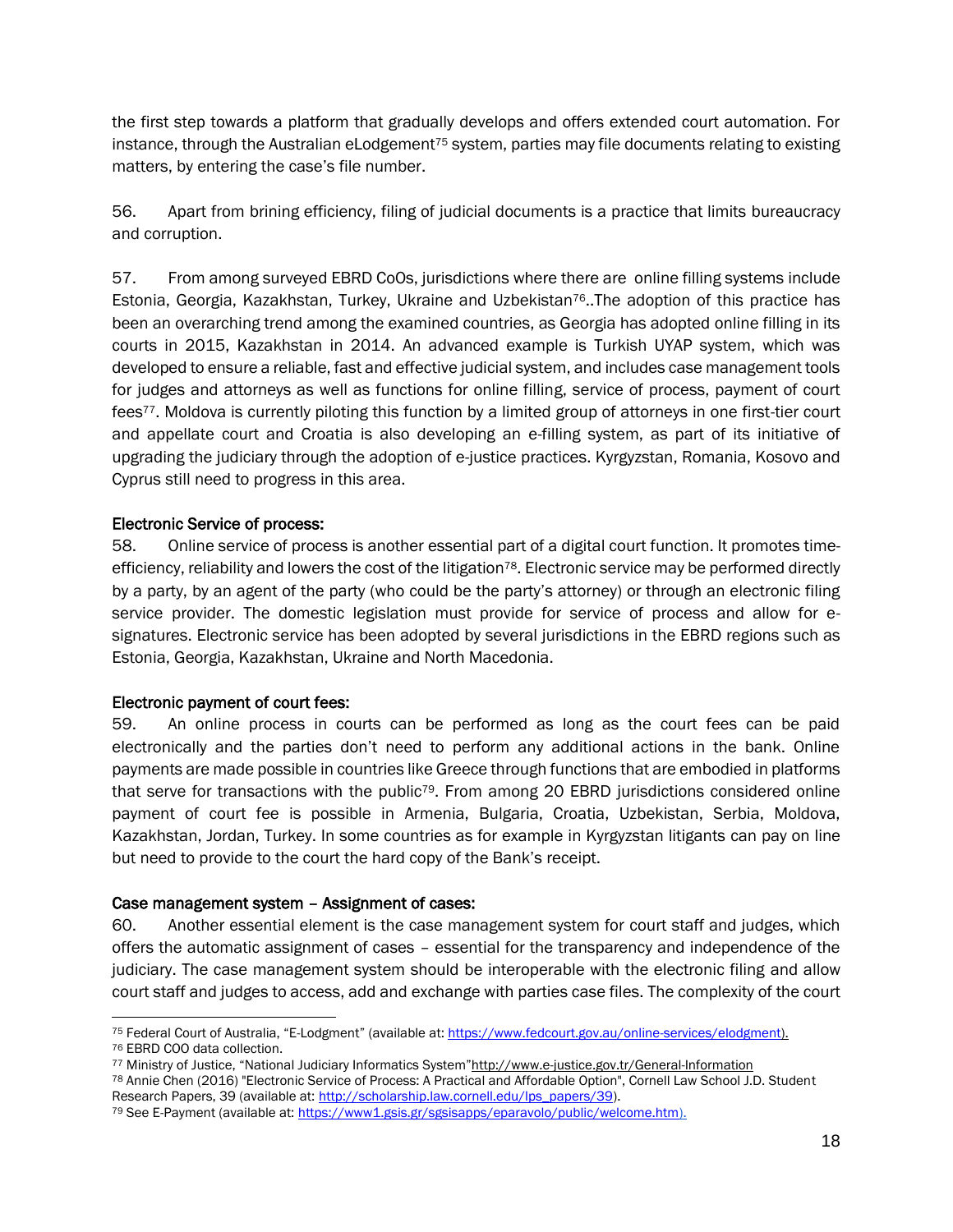the first step towards a platform that gradually develops and offers extended court automation. For instance, through the Australian eLodgement[75] system, parties may file documents relating to existing matters, by entering the case's file number.

56. Apart from brining efficiency, filing of judicial documents is a practice that limits bureaucracy and corruption.

57. From among surveyed EBRD CoOs, jurisdictions where there are online filling systems include Estonia, Georgia, Kazakhstan, Turkey, Ukraine and Uzbekistan[76]..The adoption of this practice has been an overarching trend among the examined countries, as Georgia has adopted online filling in its courts in 2015, Kazakhstan in 2014. An advanced example is Turkish UYAP system, which was developed to ensure a reliable, fast and effective judicial system, and includes case management tools for judges and attorneys as well as functions for online filling, service of process, payment of court fees[77]. Moldova is currently piloting this function by a limited group of attorneys in one first-tier court and appellate court and Croatia is also developing an e-filling system, as part of its initiative of upgrading the judiciary through the adoption of e-justice practices. Kyrgyzstan, Romania, Kosovo and Cyprus still need to progress in this area.

**Electronic Service of process:**

58. Online service of process is another essential part of a digital court function. It promotes time-efficiency, reliability and lowers the cost of the litigation[78]. Electronic service may be performed directly by a party, by an agent of the party (who could be the party's attorney) or through an electronic filing service provider. The domestic legislation must provide for service of process and allow for e-signatures. Electronic service has been adopted by several jurisdictions in the EBRD regions such as Estonia, Georgia, Kazakhstan, Ukraine and North Macedonia.

**Electronic payment of court fees:**

59. An online process in courts can be performed as long as the court fees can be paid electronically and the parties don't need to perform any additional actions in the bank. Online payments are made possible in countries like Greece through functions that are embodied in platforms that serve for transactions with the public[79]. From among 20 EBRD jurisdictions considered online payment of court fee is possible in Armenia, Bulgaria, Croatia, Uzbekistan, Serbia, Moldova, Kazakhstan, Jordan, Turkey. In some countries as for example in Kyrgyzstan litigants can pay on line but need to provide to the court the hard copy of the Bank's receipt.

**Case management system – Assignment of cases:**

60. Another essential element is the case management system for court staff and judges, which offers the automatic assignment of cases – essential for the transparency and independence of the judiciary. The case management system should be interoperable with the electronic filing and allow court staff and judges to access, add and exchange with parties case files. The complexity of the court

---

[75] Federal Court of Australia, "E-Lodgment" (available at: https://www.fedcourt.gov.au/online-services/elodgment).

[76] EBRD COO data collection.

[77] Ministry of Justice, "National Judiciary Informatics System"http://www.e-justice.gov.tr/General-Information

[78] Annie Chen (2016) "Electronic Service of Process: A Practical and Affordable Option", Cornell Law School J.D. Student Research Papers, 39 (available at: http://scholarship.law.cornell.edu/lps_papers/39).

[79] See E-Payment (available at: https://www1.gsis.gr/sgsisapps/eparavolo/public/welcome.htm).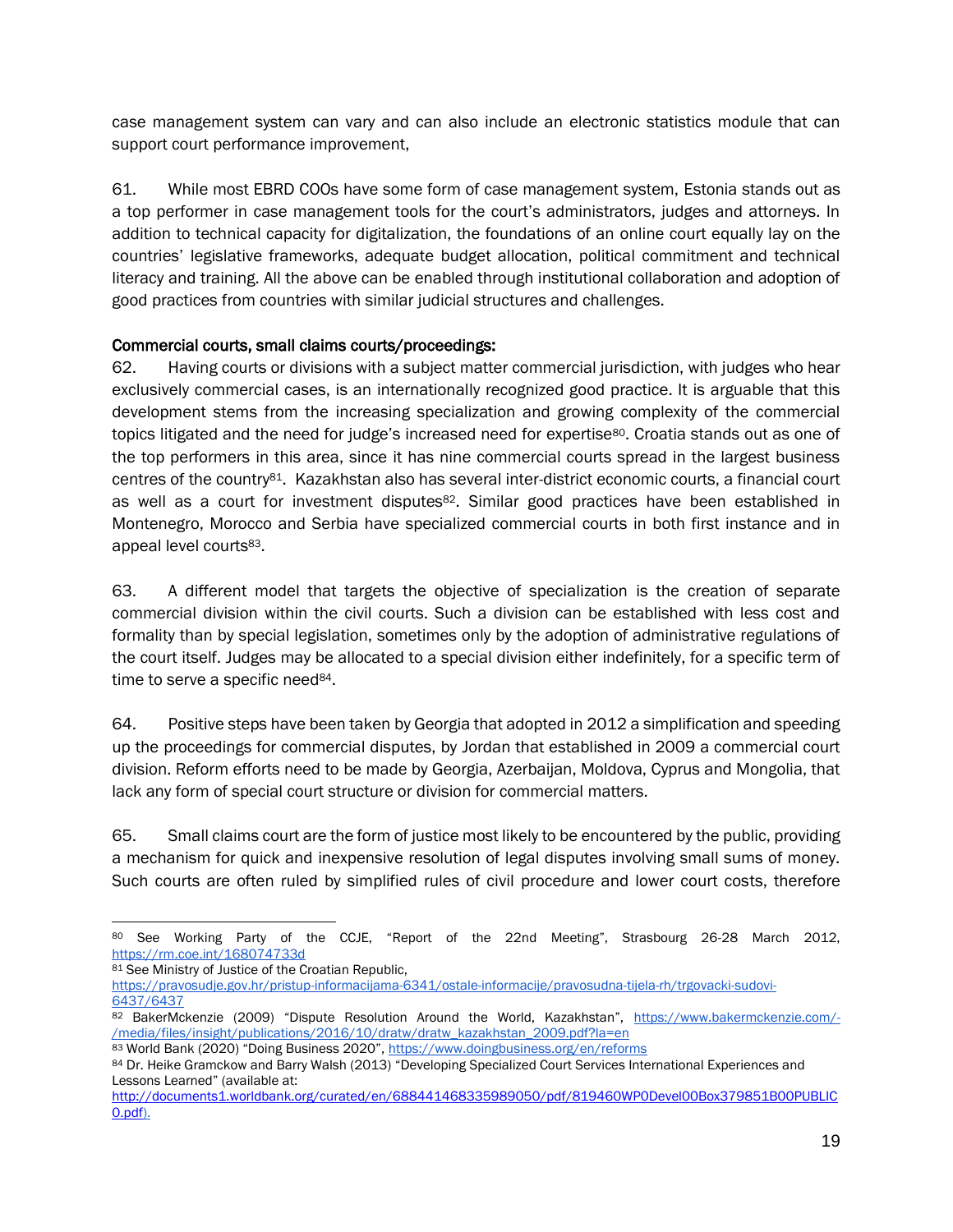case management system can vary and can also include an electronic statistics module that can support court performance improvement,

61. While most EBRD COOs have some form of case management system, Estonia stands out as a top performer in case management tools for the court's administrators, judges and attorneys. In addition to technical capacity for digitalization, the foundations of an online court equally lay on the countries' legislative frameworks, adequate budget allocation, political commitment and technical literacy and training. All the above can be enabled through institutional collaboration and adoption of good practices from countries with similar judicial structures and challenges.

Commercial courts, small claims courts/proceedings:

62. Having courts or divisions with a subject matter commercial jurisdiction, with judges who hear exclusively commercial cases, is an internationally recognized good practice. It is arguable that this development stems from the increasing specialization and growing complexity of the commercial topics litigated and the need for judge's increased need for expertise[80]. Croatia stands out as one of the top performers in this area, since it has nine commercial courts spread in the largest business centres of the country[81]. Kazakhstan also has several inter-district economic courts, a financial court as well as a court for investment disputes[82]. Similar good practices have been established in Montenegro, Morocco and Serbia have specialized commercial courts in both first instance and in appeal level courts[83].

63. A different model that targets the objective of specialization is the creation of separate commercial division within the civil courts. Such a division can be established with less cost and formality than by special legislation, sometimes only by the adoption of administrative regulations of the court itself. Judges may be allocated to a special division either indefinitely, for a specific term of time to serve a specific need[84].

64. Positive steps have been taken by Georgia that adopted in 2012 a simplification and speeding up the proceedings for commercial disputes, by Jordan that established in 2009 a commercial court division. Reform efforts need to be made by Georgia, Azerbaijan, Moldova, Cyprus and Mongolia, that lack any form of special court structure or division for commercial matters.

65. Small claims court are the form of justice most likely to be encountered by the public, providing a mechanism for quick and inexpensive resolution of legal disputes involving small sums of money. Such courts are often ruled by simplified rules of civil procedure and lower court costs, therefore

---

[80] See Working Party of the CCJE, "Report of the 22nd Meeting", Strasbourg 26-28 March 2012, https://rm.coe.int/168074733d

[81] See Ministry of Justice of the Croatian Republic, https://pravosudje.gov.hr/pristup-informacijama-6341/ostale-informacije/pravosudna-tijela-rh/trgovacki-sudovi-6437/6437

[82] BakerMckenzie (2009) "Dispute Resolution Around the World, Kazakhstan", https://www.bakermckenzie.com/-/media/files/insight/publications/2016/10/dratw/dratw_kazakhstan_2009.pdf?la=en

[83] World Bank (2020) "Doing Business 2020", https://www.doingbusiness.org/en/reforms

[84] Dr. Heike Gramckow and Barry Walsh (2013) "Developing Specialized Court Services International Experiences and Lessons Learned" (available at: http://documents1.worldbank.org/curated/en/688441468335989050/pdf/819460WP0Devel00Box379851B00PUBLIC0.pdf).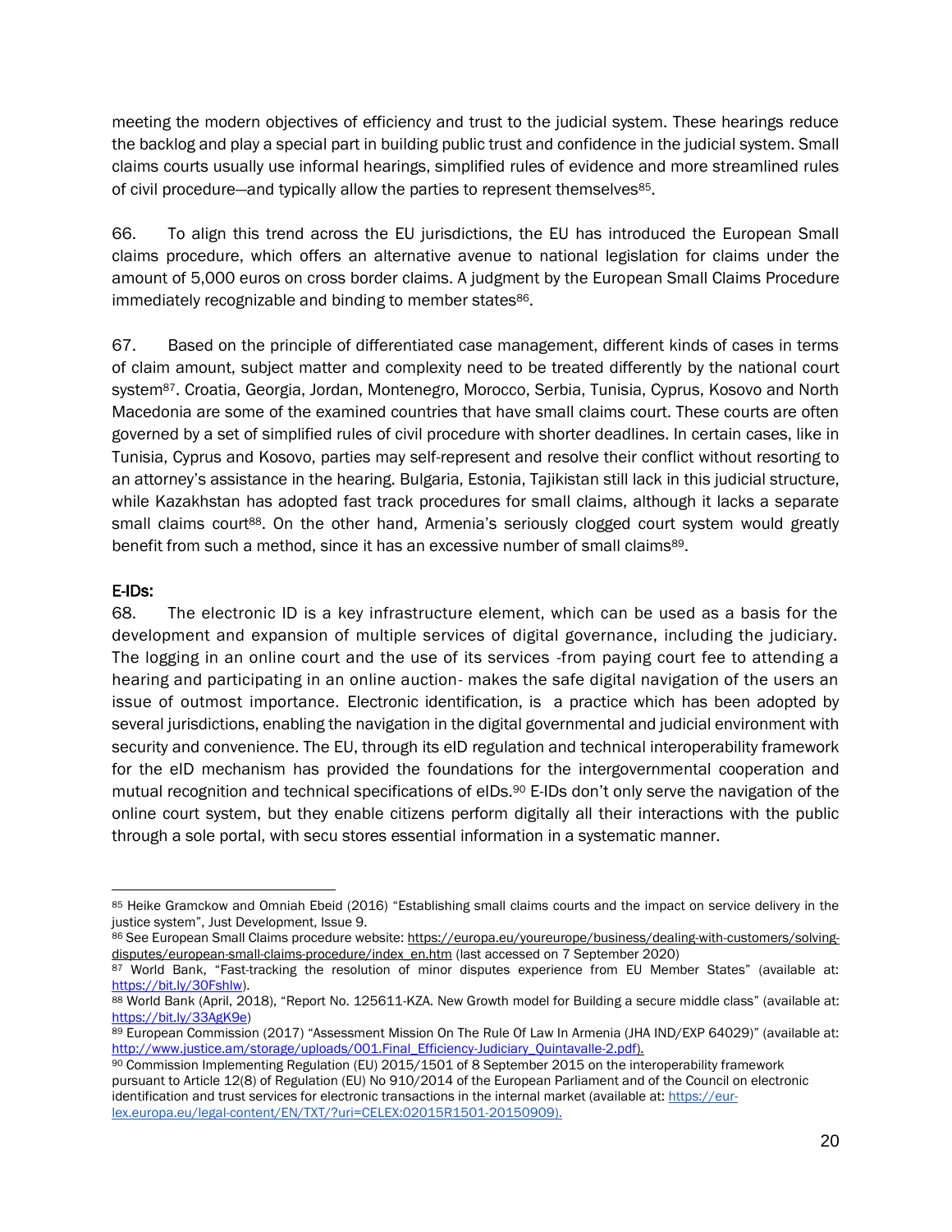meeting the modern objectives of efficiency and trust to the judicial system. These hearings reduce the backlog and play a special part in building public trust and confidence in the judicial system. Small claims courts usually use informal hearings, simplified rules of evidence and more streamlined rules of civil procedure—and typically allow the parties to represent themselves[85].

66. To align this trend across the EU jurisdictions, the EU has introduced the European Small claims procedure, which offers an alternative avenue to national legislation for claims under the amount of 5,000 euros on cross border claims. A judgment by the European Small Claims Procedure immediately recognizable and binding to member states[86].

67. Based on the principle of differentiated case management, different kinds of cases in terms of claim amount, subject matter and complexity need to be treated differently by the national court system[87]. Croatia, Georgia, Jordan, Montenegro, Morocco, Serbia, Tunisia, Cyprus, Kosovo and North Macedonia are some of the examined countries that have small claims court. These courts are often governed by a set of simplified rules of civil procedure with shorter deadlines. In certain cases, like in Tunisia, Cyprus and Kosovo, parties may self-represent and resolve their conflict without resorting to an attorney's assistance in the hearing. Bulgaria, Estonia, Tajikistan still lack in this judicial structure, while Kazakhstan has adopted fast track procedures for small claims, although it lacks a separate small claims court[88]. On the other hand, Armenia's seriously clogged court system would greatly benefit from such a method, since it has an excessive number of small claims[89].

**E-IDs:**

68. The electronic ID is a key infrastructure element, which can be used as a basis for the development and expansion of multiple services of digital governance, including the judiciary. The logging in an online court and the use of its services -from paying court fee to attending a hearing and participating in an online auction- makes the safe digital navigation of the users an issue of outmost importance. Electronic identification, is a practice which has been adopted by several jurisdictions, enabling the navigation in the digital governmental and judicial environment with security and convenience. The EU, through its eID regulation and technical interoperability framework for the eID mechanism has provided the foundations for the intergovernmental cooperation and mutual recognition and technical specifications of eIDs.[90] E-IDs don't only serve the navigation of the online court system, but they enable citizens perform digitally all their interactions with the public through a sole portal, with secu stores essential information in a systematic manner.

---

[85] Heike Gramckow and Omniah Ebeid (2016) "Establishing small claims courts and the impact on service delivery in the justice system", Just Development, Issue 9.

[86] See European Small Claims procedure website: https://europa.eu/youreurope/business/dealing-with-customers/solving-disputes/european-small-claims-procedure/index_en.htm (last accessed on 7 September 2020)

[87] World Bank, "Fast-tracking the resolution of minor disputes experience from EU Member States" (available at: https://bit.ly/30Fshlw).

[88] World Bank (April, 2018), "Report No. 125611-KZA. New Growth model for Building a secure middle class" (available at: https://bit.ly/33AgK9e)

[89] European Commission (2017) "Assessment Mission On The Rule Of Law In Armenia (JHA IND/EXP 64029)" (available at: http://www.justice.am/storage/uploads/001.Final_Efficiency-Judiciary_Quintavalle-2.pdf).

[90] Commission Implementing Regulation (EU) 2015/1501 of 8 September 2015 on the interoperability framework pursuant to Article 12(8) of Regulation (EU) No 910/2014 of the European Parliament and of the Council on electronic identification and trust services for electronic transactions in the internal market (available at: https://eur-lex.europa.eu/legal-content/EN/TXT/?uri=CELEX:02015R1501-20150909).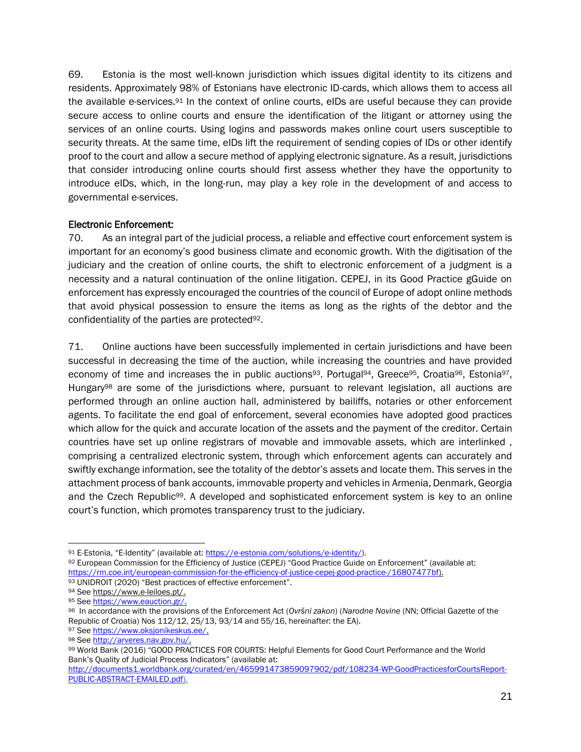69. Estonia is the most well-known jurisdiction which issues digital identity to its citizens and residents. Approximately 98% of Estonians have electronic ID-cards, which allows them to access all the available e-services.[91] In the context of online courts, eIDs are useful because they can provide secure access to online courts and ensure the identification of the litigant or attorney using the services of an online courts. Using logins and passwords makes online court users susceptible to security threats. At the same time, eIDs lift the requirement of sending copies of IDs or other identify proof to the court and allow a secure method of applying electronic signature. As a result, jurisdictions that consider introducing online courts should first assess whether they have the opportunity to introduce eIDs, which, in the long-run, may play a key role in the development of and access to governmental e-services.

Electronic Enforcement:

70. As an integral part of the judicial process, a reliable and effective court enforcement system is important for an economy's good business climate and economic growth. With the digitisation of the judiciary and the creation of online courts, the shift to electronic enforcement of a judgment is a necessity and a natural continuation of the online litigation. CEPEJ, in its Good Practice gGuide on enforcement has expressly encouraged the countries of the council of Europe of adopt online methods that avoid physical possession to ensure the items as long as the rights of the debtor and the confidentiality of the parties are protected[92].

71. Online auctions have been successfully implemented in certain jurisdictions and have been successful in decreasing the time of the auction, while increasing the countries and have provided economy of time and increases the in public auctions[93]. Portugal[94], Greece[95], Croatia[96], Estonia[97], Hungary[98] are some of the jurisdictions where, pursuant to relevant legislation, all auctions are performed through an online auction hall, administered by bailiffs, notaries or other enforcement agents. To facilitate the end goal of enforcement, several economies have adopted good practices which allow for the quick and accurate location of the assets and the payment of the creditor. Certain countries have set up online registrars of movable and immovable assets, which are interlinked , comprising a centralized electronic system, through which enforcement agents can accurately and swiftly exchange information, see the totality of the debtor's assets and locate them. This serves in the attachment process of bank accounts, immovable property and vehicles in Armenia, Denmark, Georgia and the Czech Republic[99]. A developed and sophisticated enforcement system is key to an online court's function, which promotes transparency trust to the judiciary.

---

[91] E-Estonia, "E-Identity" (available at: https://e-estonia.com/solutions/e-identity/).

[92] European Commission for the Efficiency of Justice (CEPEJ) "Good Practice Guide on Enforcement" (available at: https://rm.coe.int/european-commission-for-the-efficiency-of-justice-cepej-good-practice-/16807477bf).

[93] UNIDROIT (2020) "Best practices of effective enforcement".

[94] See https://www.e-leiloes.pt/.

[95] See https://www.eauction.gr/.

[96] In accordance with the provisions of the Enforcement Act (*Ovršni zakon*) (*Narodne Novine* (NN; Official Gazette of the Republic of Croatia) Nos 112/12, 25/13, 93/14 and 55/16, hereinafter: the EA).

[97] See https://www.oksjonikeskus.ee/.

[98] See http://arveres.nav.gov.hu/.

[99] World Bank (2016) "GOOD PRACTICES FOR COURTS: Helpful Elements for Good Court Performance and the World Bank's Quality of Judicial Process Indicators" (available at: http://documents1.worldbank.org/curated/en/465991473859097902/pdf/108234-WP-GoodPracticesforCourtsReport-PUBLIC-ABSTRACT-EMAILED.pdf).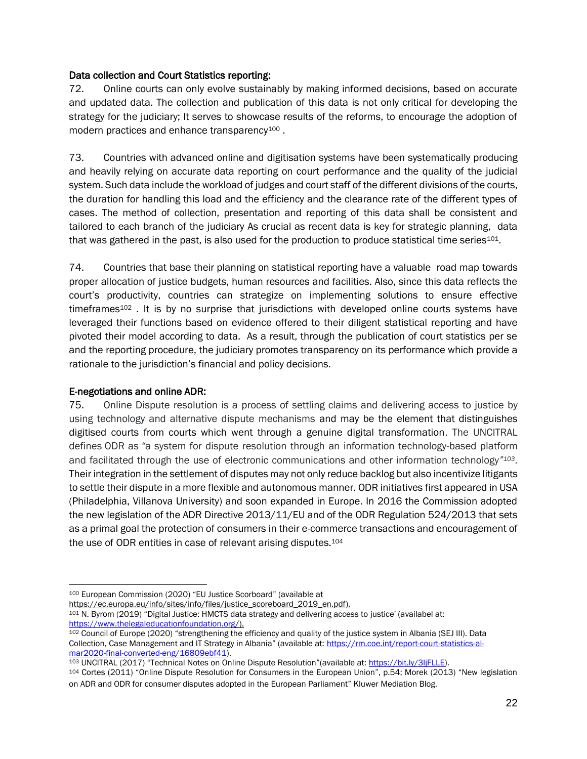**Data collection and Court Statistics reporting:**

72. Online courts can only evolve sustainably by making informed decisions, based on accurate and updated data. The collection and publication of this data is not only critical for developing the strategy for the judiciary; It serves to showcase results of the reforms, to encourage the adoption of modern practices and enhance transparency[100] .

73. Countries with advanced online and digitisation systems have been systematically producing and heavily relying on accurate data reporting on court performance and the quality of the judicial system. Such data include the workload of judges and court staff of the different divisions of the courts, the duration for handling this load and the efficiency and the clearance rate of the different types of cases. The method of collection, presentation and reporting of this data shall be consistent and tailored to each branch of the judiciary As crucial as recent data is key for strategic planning, data that was gathered in the past, is also used for the production to produce statistical time series[101].

74. Countries that base their planning on statistical reporting have a valuable road map towards proper allocation of justice budgets, human resources and facilities. Also, since this data reflects the court's productivity, countries can strategize on implementing solutions to ensure effective timeframes[102] . It is by no surprise that jurisdictions with developed online courts systems have leveraged their functions based on evidence offered to their diligent statistical reporting and have pivoted their model according to data. As a result, through the publication of court statistics per se and the reporting procedure, the judiciary promotes transparency on its performance which provide a rationale to the jurisdiction's financial and policy decisions.

**E-negotiations and online ADR:**

75. Online Dispute resolution is a process of settling claims and delivering access to justice by using technology and alternative dispute mechanisms and may be the element that distinguishes digitised courts from courts which went through a genuine digital transformation. The UNCITRAL defines ODR as "a system for dispute resolution through an information technology-based platform and facilitated through the use of electronic communications and other information technology"[103]. Their integration in the settlement of disputes may not only reduce backlog but also incentivize litigants to settle their dispute in a more flexible and autonomous manner. ODR initiatives first appeared in USA (Philadelphia, Villanova University) and soon expanded in Europe. In 2016 the Commission adopted the new legislation of the ADR Directive 2013/11/EU and of the ODR Regulation 524/2013 that sets as a primal goal the protection of consumers in their e-commerce transactions and encouragement of the use of ODR entities in case of relevant arising disputes.[104]

---

[100] European Commission (2020) "EU Justice Scorboard" (available at https://ec.europa.eu/info/sites/info/files/justice_scoreboard_2019_en.pdf).

[101] N. Byrom (2019) "Digital Justice: HMCTS data strategy and delivering access to justice" (availabel at: https://www.thelegaleducationfoundation.org/).

[102] Council of Europe (2020) "strengthening the efficiency and quality of the justice system in Albania (SEJ III). Data Collection, Case Management and IT Strategy in Albania" (available at: https://rm.coe.int/report-court-statistics-al-mar2020-final-converted-eng/16809ebf41).

[103] UNCITRAL (2017) "Technical Notes on Online Dispute Resolution"(available at: https://bit.ly/3IjFLLE).

[104] Cortes (2011) "Online Dispute Resolution for Consumers in the European Union", p.54; Morek (2013) "New legislation on ADR and ODR for consumer disputes adopted in the European Parliament" Kluwer Mediation Blog.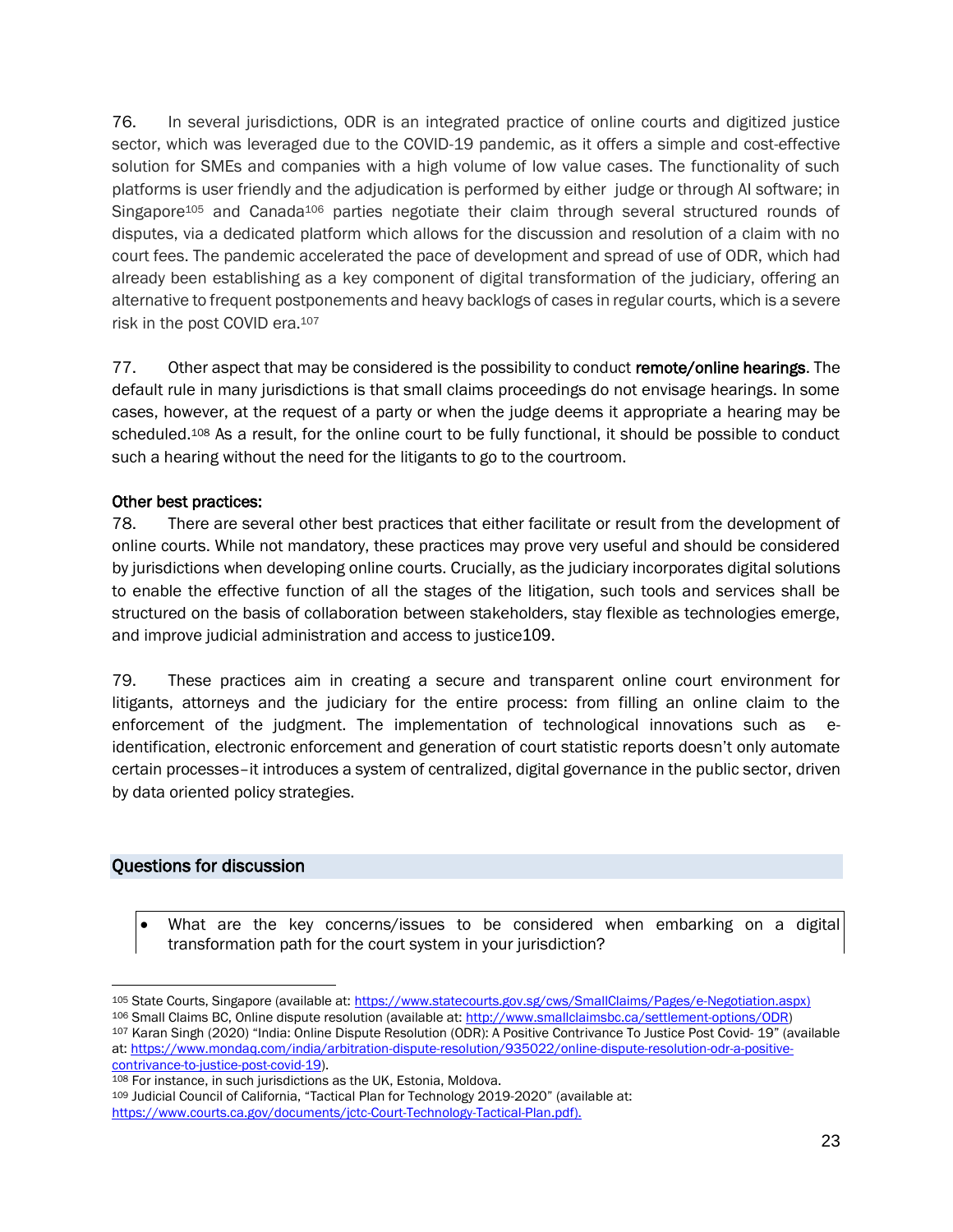76. In several jurisdictions, ODR is an integrated practice of online courts and digitized justice sector, which was leveraged due to the COVID-19 pandemic, as it offers a simple and cost-effective solution for SMEs and companies with a high volume of low value cases. The functionality of such platforms is user friendly and the adjudication is performed by either judge or through AI software; in Singapore[105] and Canada[106] parties negotiate their claim through several structured rounds of disputes, via a dedicated platform which allows for the discussion and resolution of a claim with no court fees. The pandemic accelerated the pace of development and spread of use of ODR, which had already been establishing as a key component of digital transformation of the judiciary, offering an alternative to frequent postponements and heavy backlogs of cases in regular courts, which is a severe risk in the post COVID era.[107]

77. Other aspect that may be considered is the possibility to conduct **remote/online hearings**. The default rule in many jurisdictions is that small claims proceedings do not envisage hearings. In some cases, however, at the request of a party or when the judge deems it appropriate a hearing may be scheduled.[108] As a result, for the online court to be fully functional, it should be possible to conduct such a hearing without the need for the litigants to go to the courtroom.

**Other best practices:**

78. There are several other best practices that either facilitate or result from the development of online courts. While not mandatory, these practices may prove very useful and should be considered by jurisdictions when developing online courts. Crucially, as the judiciary incorporates digital solutions to enable the effective function of all the stages of the litigation, such tools and services shall be structured on the basis of collaboration between stakeholders, stay flexible as technologies emerge, and improve judicial administration and access to justice109.

79. These practices aim in creating a secure and transparent online court environment for litigants, attorneys and the judiciary for the entire process: from filling an online claim to the enforcement of the judgment. The implementation of technological innovations such as e-identification, electronic enforcement and generation of court statistic reports doesn't only automate certain processes–it introduces a system of centralized, digital governance in the public sector, driven by data oriented policy strategies.

## Questions for discussion

- What are the key concerns/issues to be considered when embarking on a digital transformation path for the court system in your jurisdiction?

---

[105] State Courts, Singapore (available at: https://www.statecourts.gov.sg/cws/SmallClaims/Pages/e-Negotiation.aspx)
[106] Small Claims BC, Online dispute resolution (available at: http://www.smallclaimsbc.ca/settlement-options/ODR)
[107] Karan Singh (2020) "India: Online Dispute Resolution (ODR): A Positive Contrivance To Justice Post Covid- 19" (available at: https://www.mondaq.com/india/arbitration-dispute-resolution/935022/online-dispute-resolution-odr-a-positive-contrivance-to-justice-post-covid-19).
[108] For instance, in such jurisdictions as the UK, Estonia, Moldova.
[109] Judicial Council of California, "Tactical Plan for Technology 2019-2020" (available at: https://www.courts.ca.gov/documents/jctc-Court-Technology-Tactical-Plan.pdf).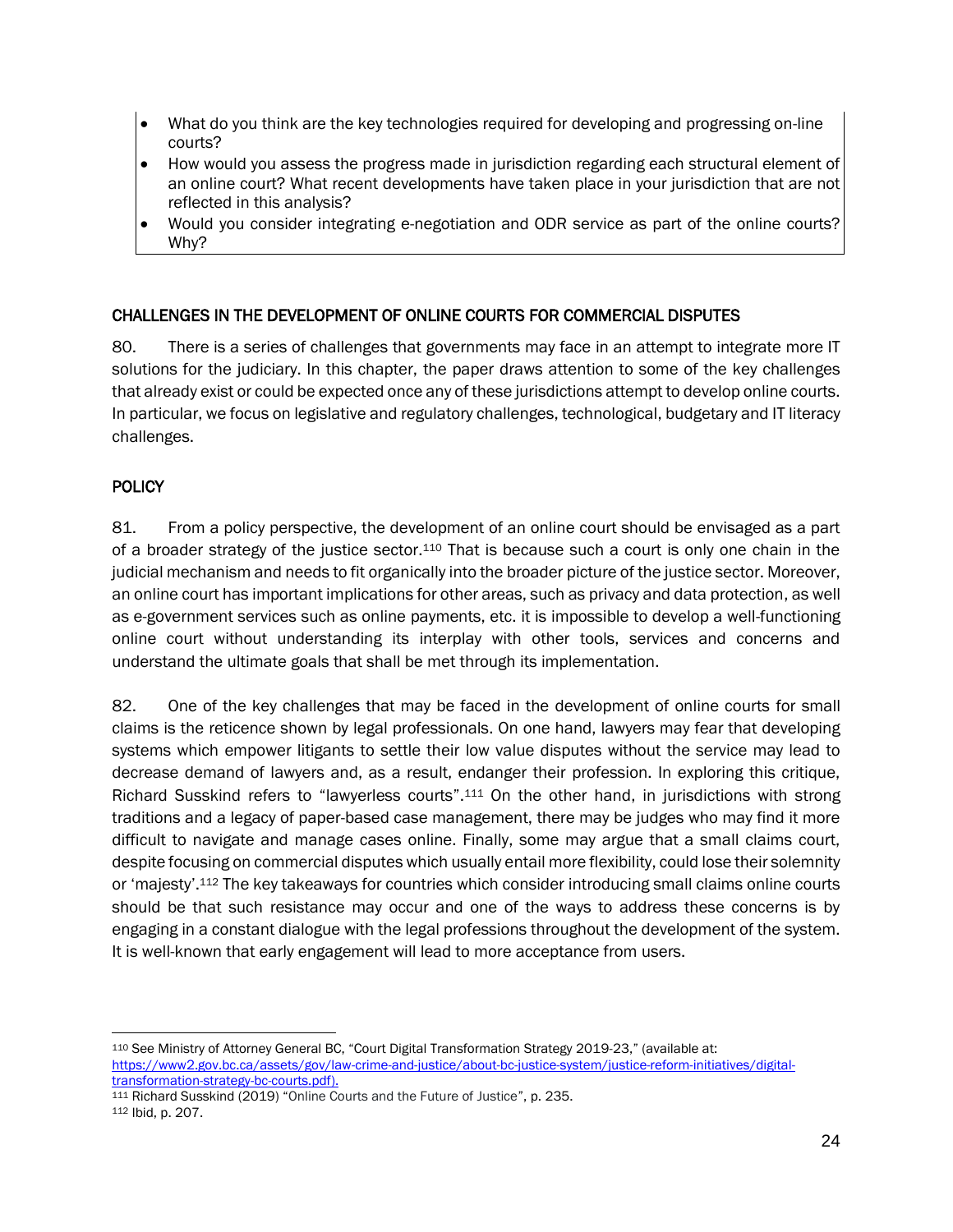- What do you think are the key technologies required for developing and progressing on-line courts?
- How would you assess the progress made in jurisdiction regarding each structural element of an online court? What recent developments have taken place in your jurisdiction that are not reflected in this analysis?
- Would you consider integrating e-negotiation and ODR service as part of the online courts? Why?

## CHALLENGES IN THE DEVELOPMENT OF ONLINE COURTS FOR COMMERCIAL DISPUTES

80. There is a series of challenges that governments may face in an attempt to integrate more IT solutions for the judiciary. In this chapter, the paper draws attention to some of the key challenges that already exist or could be expected once any of these jurisdictions attempt to develop online courts. In particular, we focus on legislative and regulatory challenges, technological, budgetary and IT literacy challenges.

### POLICY

81. From a policy perspective, the development of an online court should be envisaged as a part of a broader strategy of the justice sector.[110] That is because such a court is only one chain in the judicial mechanism and needs to fit organically into the broader picture of the justice sector. Moreover, an online court has important implications for other areas, such as privacy and data protection, as well as e-government services such as online payments, etc. it is impossible to develop a well-functioning online court without understanding its interplay with other tools, services and concerns and understand the ultimate goals that shall be met through its implementation.

82. One of the key challenges that may be faced in the development of online courts for small claims is the reticence shown by legal professionals. On one hand, lawyers may fear that developing systems which empower litigants to settle their low value disputes without the service may lead to decrease demand of lawyers and, as a result, endanger their profession. In exploring this critique, Richard Susskind refers to "lawyerless courts".[111] On the other hand, in jurisdictions with strong traditions and a legacy of paper-based case management, there may be judges who may find it more difficult to navigate and manage cases online. Finally, some may argue that a small claims court, despite focusing on commercial disputes which usually entail more flexibility, could lose their solemnity or 'majesty'.[112] The key takeaways for countries which consider introducing small claims online courts should be that such resistance may occur and one of the ways to address these concerns is by engaging in a constant dialogue with the legal professions throughout the development of the system. It is well-known that early engagement will lead to more acceptance from users.

---

[110] See Ministry of Attorney General BC, "Court Digital Transformation Strategy 2019-23," (available at: https://www2.gov.bc.ca/assets/gov/law-crime-and-justice/about-bc-justice-system/justice-reform-initiatives/digital-transformation-strategy-bc-courts.pdf).

[111] Richard Susskind (2019) "Online Courts and the Future of Justice", p. 235.

[112] Ibid, p. 207.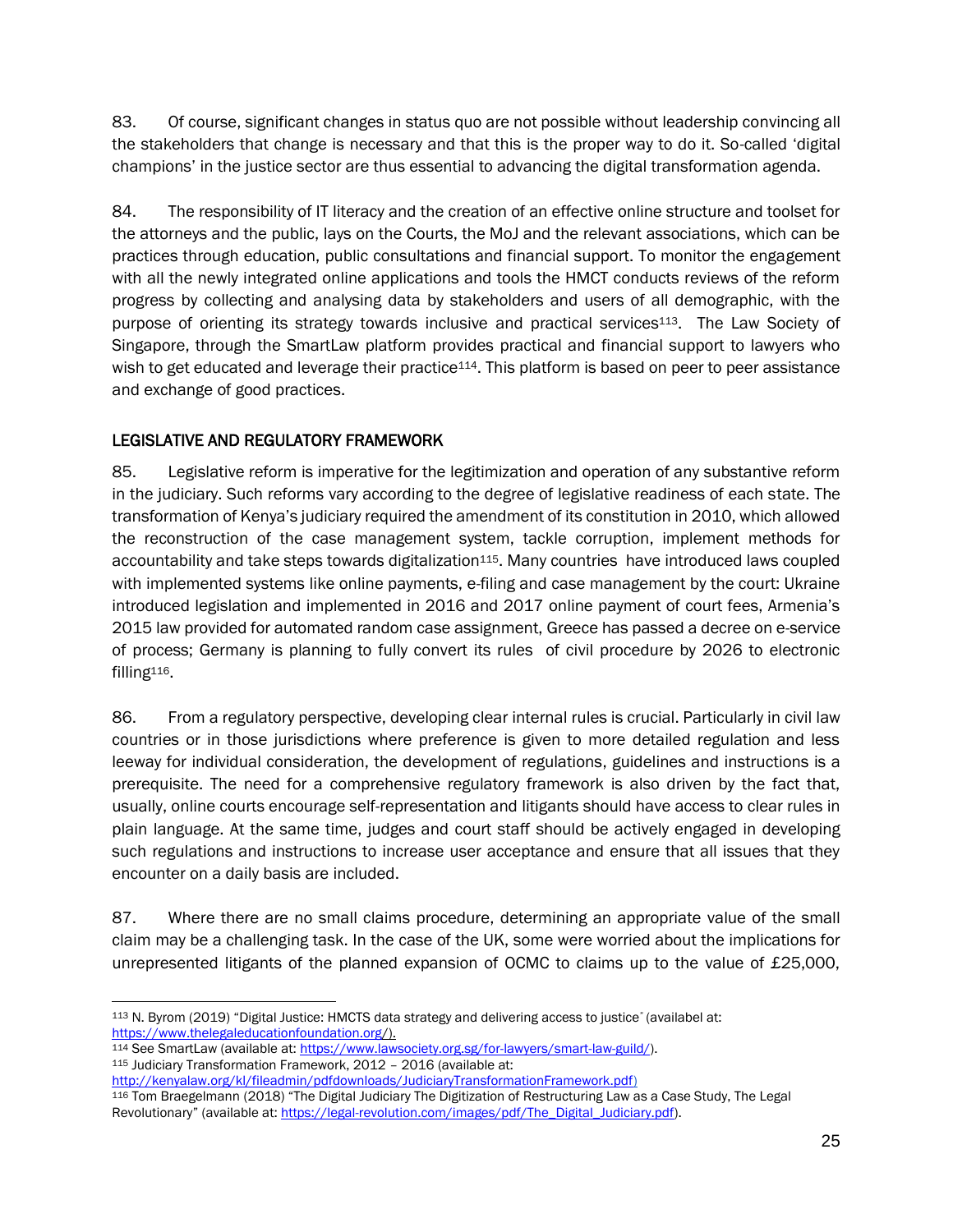83. Of course, significant changes in status quo are not possible without leadership convincing all the stakeholders that change is necessary and that this is the proper way to do it. So-called 'digital champions' in the justice sector are thus essential to advancing the digital transformation agenda.

84. The responsibility of IT literacy and the creation of an effective online structure and toolset for the attorneys and the public, lays on the Courts, the MoJ and the relevant associations, which can be practices through education, public consultations and financial support. To monitor the engagement with all the newly integrated online applications and tools the HMCT conducts reviews of the reform progress by collecting and analysing data by stakeholders and users of all demographic, with the purpose of orienting its strategy towards inclusive and practical services[113]. The Law Society of Singapore, through the SmartLaw platform provides practical and financial support to lawyers who wish to get educated and leverage their practice[114]. This platform is based on peer to peer assistance and exchange of good practices.

## LEGISLATIVE AND REGULATORY FRAMEWORK

85. Legislative reform is imperative for the legitimization and operation of any substantive reform in the judiciary. Such reforms vary according to the degree of legislative readiness of each state. The transformation of Kenya's judiciary required the amendment of its constitution in 2010, which allowed the reconstruction of the case management system, tackle corruption, implement methods for accountability and take steps towards digitalization[115]. Many countries have introduced laws coupled with implemented systems like online payments, e-filing and case management by the court: Ukraine introduced legislation and implemented in 2016 and 2017 online payment of court fees, Armenia's 2015 law provided for automated random case assignment, Greece has passed a decree on e-service of process; Germany is planning to fully convert its rules of civil procedure by 2026 to electronic filling[116].

86. From a regulatory perspective, developing clear internal rules is crucial. Particularly in civil law countries or in those jurisdictions where preference is given to more detailed regulation and less leeway for individual consideration, the development of regulations, guidelines and instructions is a prerequisite. The need for a comprehensive regulatory framework is also driven by the fact that, usually, online courts encourage self-representation and litigants should have access to clear rules in plain language. At the same time, judges and court staff should be actively engaged in developing such regulations and instructions to increase user acceptance and ensure that all issues that they encounter on a daily basis are included.

87. Where there are no small claims procedure, determining an appropriate value of the small claim may be a challenging task. In the case of the UK, some were worried about the implications for unrepresented litigants of the planned expansion of OCMC to claims up to the value of £25,000,

---

[113] N. Byrom (2019) "Digital Justice: HMCTS data strategy and delivering access to justice" (availabel at: https://www.thelegaleducationfoundation.org/).

[114] See SmartLaw (available at: https://www.lawsociety.org.sg/for-lawyers/smart-law-guild/).

[115] Judiciary Transformation Framework, 2012 – 2016 (available at: http://kenyalaw.org/kl/fileadmin/pdfdownloads/JudiciaryTransformationFramework.pdf)

[116] Tom Braegelmann (2018) "The Digital Judiciary The Digitization of Restructuring Law as a Case Study, The Legal Revolutionary" (available at: https://legal-revolution.com/images/pdf/The_Digital_Judiciary.pdf).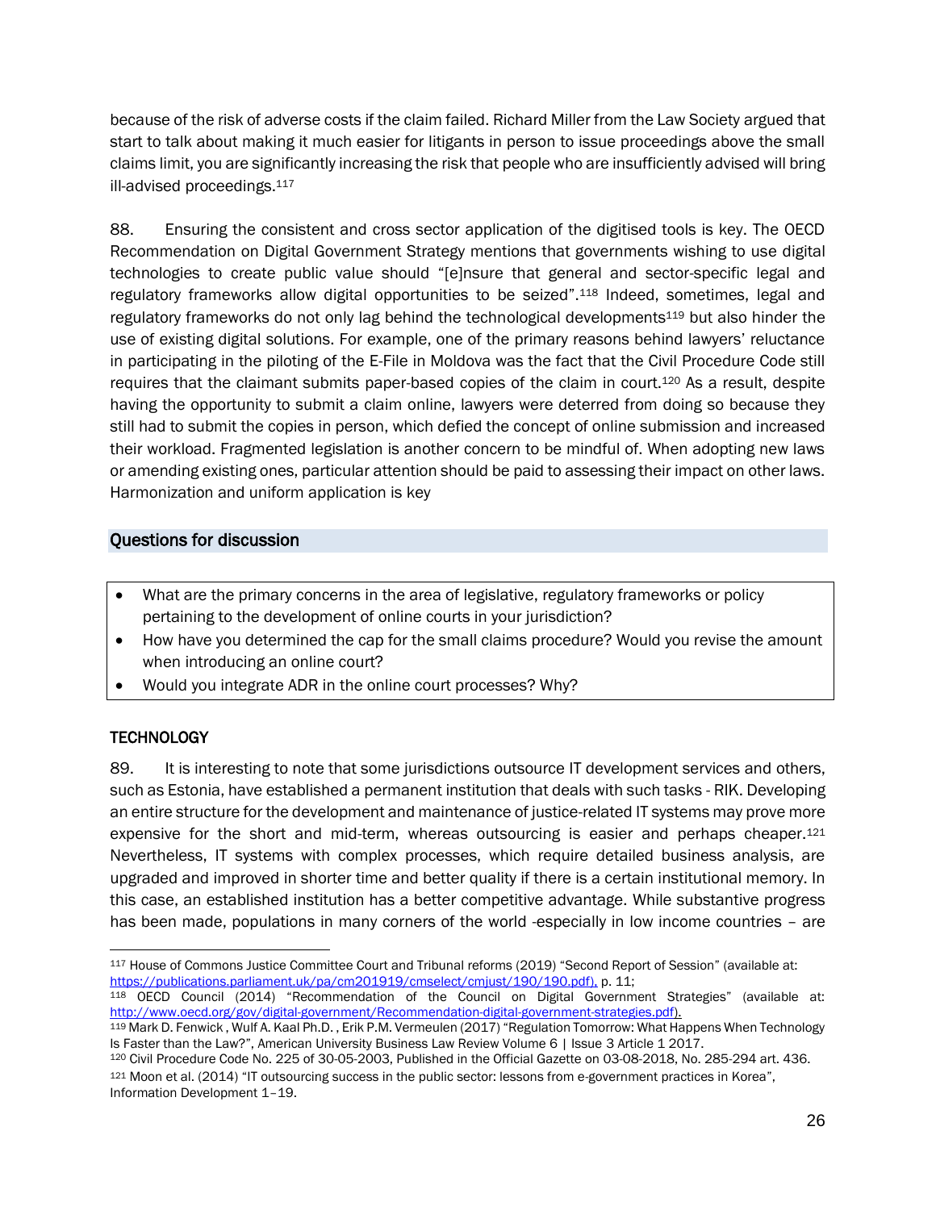because of the risk of adverse costs if the claim failed. Richard Miller from the Law Society argued that start to talk about making it much easier for litigants in person to issue proceedings above the small claims limit, you are significantly increasing the risk that people who are insufficiently advised will bring ill-advised proceedings.[117]

88. Ensuring the consistent and cross sector application of the digitised tools is key. The OECD Recommendation on Digital Government Strategy mentions that governments wishing to use digital technologies to create public value should "[e]nsure that general and sector-specific legal and regulatory frameworks allow digital opportunities to be seized".[118] Indeed, sometimes, legal and regulatory frameworks do not only lag behind the technological developments[119] but also hinder the use of existing digital solutions. For example, one of the primary reasons behind lawyers' reluctance in participating in the piloting of the E-File in Moldova was the fact that the Civil Procedure Code still requires that the claimant submits paper-based copies of the claim in court.[120] As a result, despite having the opportunity to submit a claim online, lawyers were deterred from doing so because they still had to submit the copies in person, which defied the concept of online submission and increased their workload. Fragmented legislation is another concern to be mindful of. When adopting new laws or amending existing ones, particular attention should be paid to assessing their impact on other laws. Harmonization and uniform application is key

## Questions for discussion

- What are the primary concerns in the area of legislative, regulatory frameworks or policy pertaining to the development of online courts in your jurisdiction?
- How have you determined the cap for the small claims procedure? Would you revise the amount when introducing an online court?
- Would you integrate ADR in the online court processes? Why?

## TECHNOLOGY

89. It is interesting to note that some jurisdictions outsource IT development services and others, such as Estonia, have established a permanent institution that deals with such tasks - RIK. Developing an entire structure for the development and maintenance of justice-related IT systems may prove more expensive for the short and mid-term, whereas outsourcing is easier and perhaps cheaper.[121] Nevertheless, IT systems with complex processes, which require detailed business analysis, are upgraded and improved in shorter time and better quality if there is a certain institutional memory. In this case, an established institution has a better competitive advantage. While substantive progress has been made, populations in many corners of the world -especially in low income countries – are

---

[117] House of Commons Justice Committee Court and Tribunal reforms (2019) "Second Report of Session" (available at: https://publications.parliament.uk/pa/cm201919/cmselect/cmjust/190/190.pdf), p. 11;

[118] OECD Council (2014) "Recommendation of the Council on Digital Government Strategies" (available at: http://www.oecd.org/gov/digital-government/Recommendation-digital-government-strategies.pdf).

[119] Mark D. Fenwick , Wulf A. Kaal Ph.D. , Erik P.M. Vermeulen (2017) "Regulation Tomorrow: What Happens When Technology Is Faster than the Law?", American University Business Law Review Volume 6 | Issue 3 Article 1 2017.

[120] Civil Procedure Code No. 225 of 30-05-2003, Published in the Official Gazette on 03-08-2018, No. 285-294 art. 436.

[121] Moon et al. (2014) "IT outsourcing success in the public sector: lessons from e-government practices in Korea", Information Development 1–19.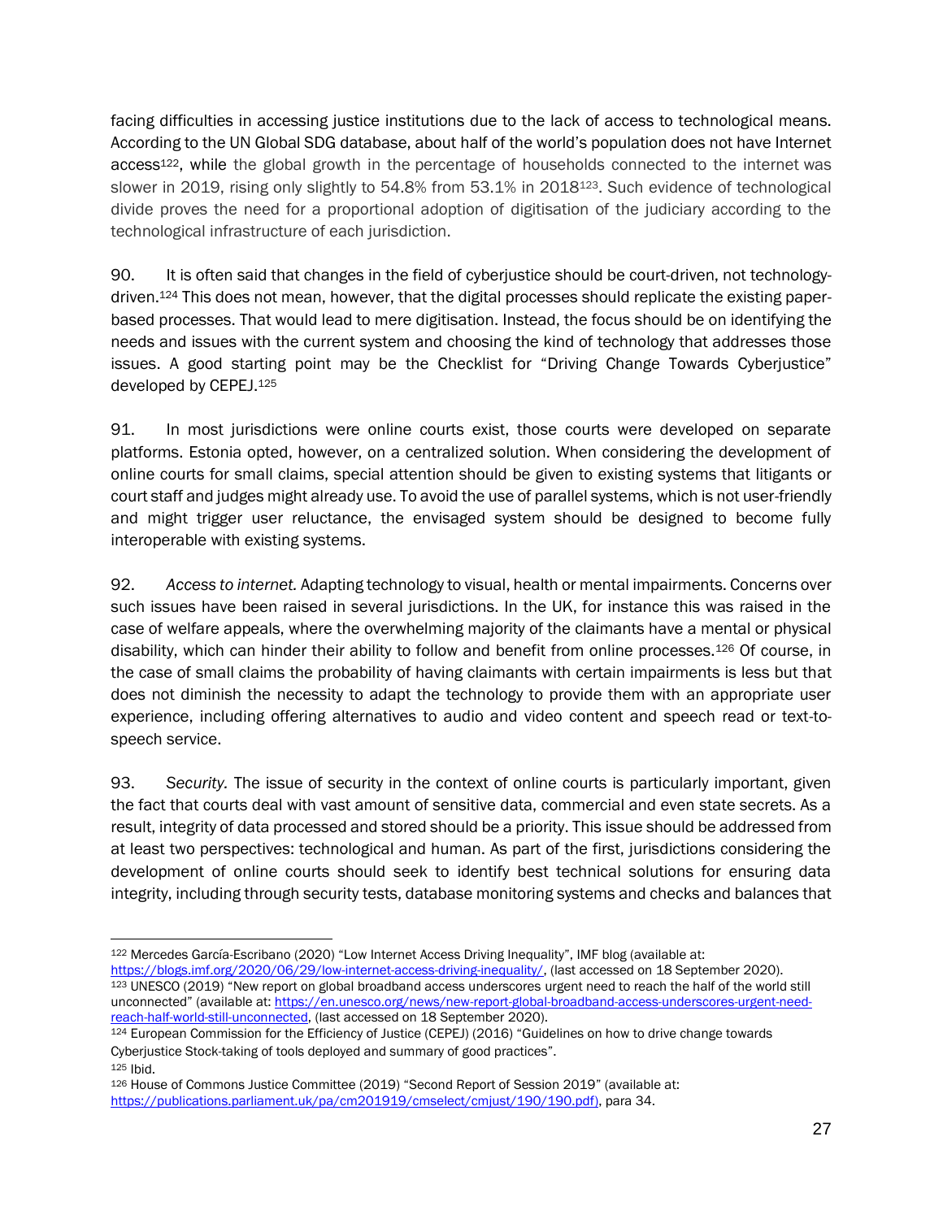facing difficulties in accessing justice institutions due to the lack of access to technological means. According to the UN Global SDG database, about half of the world's population does not have Internet access[122], while the global growth in the percentage of households connected to the internet was slower in 2019, rising only slightly to 54.8% from 53.1% in 2018[123]. Such evidence of technological divide proves the need for a proportional adoption of digitisation of the judiciary according to the technological infrastructure of each jurisdiction.

90. It is often said that changes in the field of cyberjustice should be court-driven, not technology-driven.[124] This does not mean, however, that the digital processes should replicate the existing paper-based processes. That would lead to mere digitisation. Instead, the focus should be on identifying the needs and issues with the current system and choosing the kind of technology that addresses those issues. A good starting point may be the Checklist for "Driving Change Towards Cyberjustice" developed by CEPEJ.[125]

91. In most jurisdictions were online courts exist, those courts were developed on separate platforms. Estonia opted, however, on a centralized solution. When considering the development of online courts for small claims, special attention should be given to existing systems that litigants or court staff and judges might already use. To avoid the use of parallel systems, which is not user-friendly and might trigger user reluctance, the envisaged system should be designed to become fully interoperable with existing systems.

92. *Access to internet.* Adapting technology to visual, health or mental impairments. Concerns over such issues have been raised in several jurisdictions. In the UK, for instance this was raised in the case of welfare appeals, where the overwhelming majority of the claimants have a mental or physical disability, which can hinder their ability to follow and benefit from online processes.[126] Of course, in the case of small claims the probability of having claimants with certain impairments is less but that does not diminish the necessity to adapt the technology to provide them with an appropriate user experience, including offering alternatives to audio and video content and speech read or text-to-speech service.

93. *Security.* The issue of security in the context of online courts is particularly important, given the fact that courts deal with vast amount of sensitive data, commercial and even state secrets. As a result, integrity of data processed and stored should be a priority. This issue should be addressed from at least two perspectives: technological and human. As part of the first, jurisdictions considering the development of online courts should seek to identify best technical solutions for ensuring data integrity, including through security tests, database monitoring systems and checks and balances that

---

[122] Mercedes García-Escribano (2020) "Low Internet Access Driving Inequality", IMF blog (available at: https://blogs.imf.org/2020/06/29/low-internet-access-driving-inequality/, (last accessed on 18 September 2020).

[123] UNESCO (2019) "New report on global broadband access underscores urgent need to reach the half of the world still unconnected" (available at: https://en.unesco.org/news/new-report-global-broadband-access-underscores-urgent-need-reach-half-world-still-unconnected, (last accessed on 18 September 2020).

[124] European Commission for the Efficiency of Justice (CEPEJ) (2016) "Guidelines on how to drive change towards Cyberjustice Stock-taking of tools deployed and summary of good practices".

[125] Ibid.

[126] House of Commons Justice Committee (2019) "Second Report of Session 2019" (available at: https://publications.parliament.uk/pa/cm201919/cmselect/cmjust/190/190.pdf), para 34.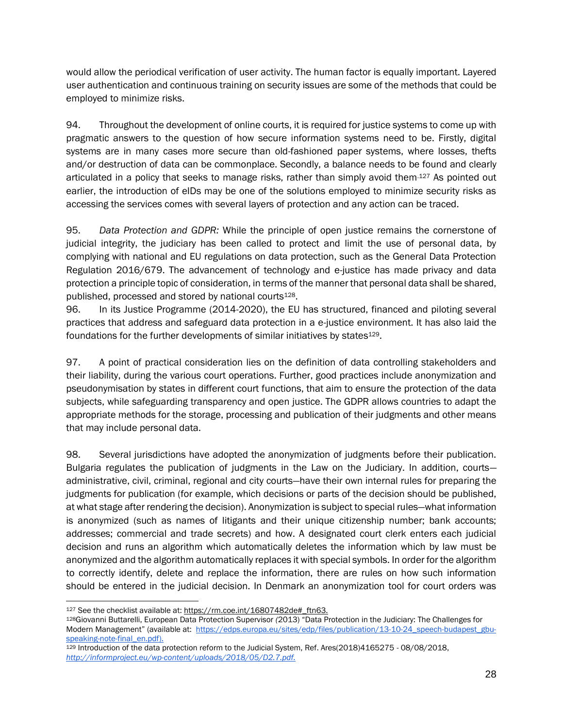would allow the periodical verification of user activity. The human factor is equally important. Layered user authentication and continuous training on security issues are some of the methods that could be employed to minimize risks.

94. Throughout the development of online courts, it is required for justice systems to come up with pragmatic answers to the question of how secure information systems need to be. Firstly, digital systems are in many cases more secure than old-fashioned paper systems, where losses, thefts and/or destruction of data can be commonplace. Secondly, a balance needs to be found and clearly articulated in a policy that seeks to manage risks, rather than simply avoid them.[127] As pointed out earlier, the introduction of eIDs may be one of the solutions employed to minimize security risks as accessing the services comes with several layers of protection and any action can be traced.

95. *Data Protection and GDPR:* While the principle of open justice remains the cornerstone of judicial integrity, the judiciary has been called to protect and limit the use of personal data, by complying with national and EU regulations on data protection, such as the General Data Protection Regulation 2016/679. The advancement of technology and e-justice has made privacy and data protection a principle topic of consideration, in terms of the manner that personal data shall be shared, published, processed and stored by national courts[128].

96. In its Justice Programme (2014-2020), the EU has structured, financed and piloting several practices that address and safeguard data protection in a e-justice environment. It has also laid the foundations for the further developments of similar initiatives by states[129].

97. A point of practical consideration lies on the definition of data controlling stakeholders and their liability, during the various court operations. Further, good practices include anonymization and pseudonymisation by states in different court functions, that aim to ensure the protection of the data subjects, while safeguarding transparency and open justice. The GDPR allows countries to adapt the appropriate methods for the storage, processing and publication of their judgments and other means that may include personal data.

98. Several jurisdictions have adopted the anonymization of judgments before their publication. Bulgaria regulates the publication of judgments in the Law on the Judiciary. In addition, courts—administrative, civil, criminal, regional and city courts—have their own internal rules for preparing the judgments for publication (for example, which decisions or parts of the decision should be published, at what stage after rendering the decision). Anonymization is subject to special rules—what information is anonymized (such as names of litigants and their unique citizenship number; bank accounts; addresses; commercial and trade secrets) and how. A designated court clerk enters each judicial decision and runs an algorithm which automatically deletes the information which by law must be anonymized and the algorithm automatically replaces it with special symbols. In order for the algorithm to correctly identify, delete and replace the information, there are rules on how such information should be entered in the judicial decision. In Denmark an anonymization tool for court orders was

---

[127] See the checklist available at: https://rm.coe.int/16807482de#_ftn63.

[128] Giovanni Buttarelli, European Data Protection Supervisor (2013) "Data Protection in the Judiciary: The Challenges for Modern Management" (available at: https://edps.europa.eu/sites/edp/files/publication/13-10-24_speech-budapest_gbu-speaking-note-final_en.pdf).

[129] Introduction of the data protection reform to the Judicial System, Ref. Ares(2018)4165275 - 08/08/2018, *http://informproject.eu/wp-content/uploads/2018/05/D2.7.pdf.*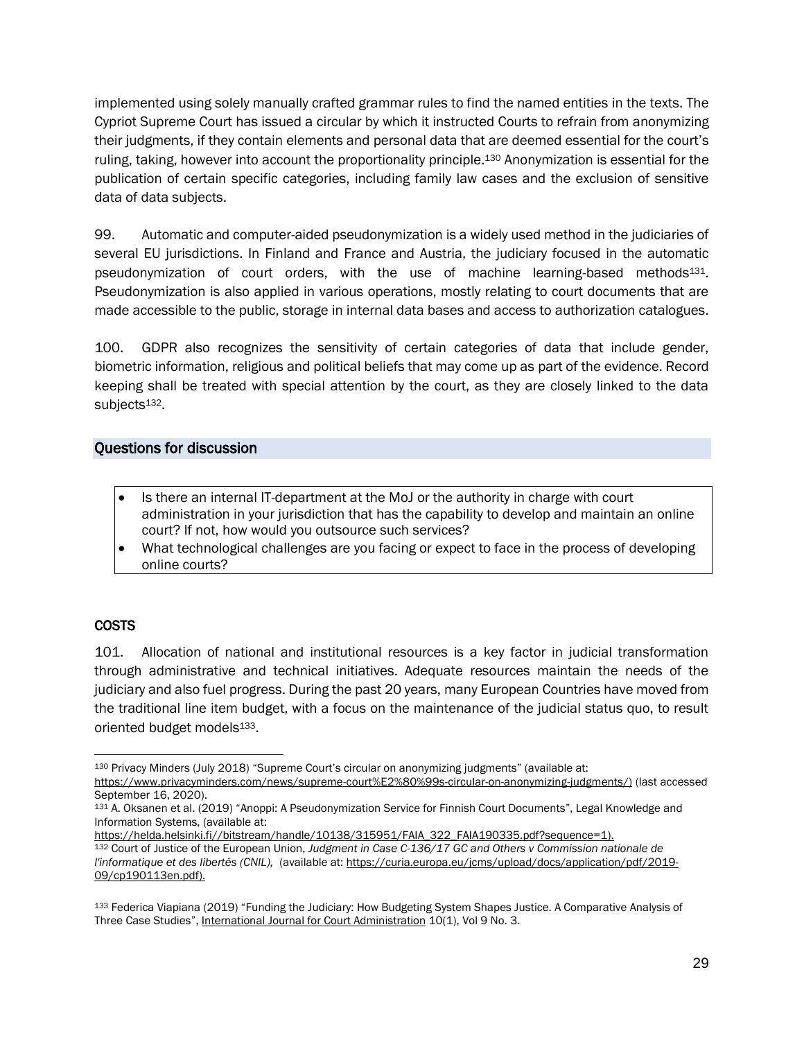implemented using solely manually crafted grammar rules to find the named entities in the texts. The Cypriot Supreme Court has issued a circular by which it instructed Courts to refrain from anonymizing their judgments, if they contain elements and personal data that are deemed essential for the court's ruling, taking, however into account the proportionality principle.[130] Anonymization is essential for the publication of certain specific categories, including family law cases and the exclusion of sensitive data of data subjects.

99. Automatic and computer-aided pseudonymization is a widely used method in the judiciaries of several EU jurisdictions. In Finland and France and Austria, the judiciary focused in the automatic pseudonymization of court orders, with the use of machine learning-based methods[131]. Pseudonymization is also applied in various operations, mostly relating to court documents that are made accessible to the public, storage in internal data bases and access to authorization catalogues.

100. GDPR also recognizes the sensitivity of certain categories of data that include gender, biometric information, religious and political beliefs that may come up as part of the evidence. Record keeping shall be treated with special attention by the court, as they are closely linked to the data subjects[132].

## Questions for discussion

- Is there an internal IT-department at the MoJ or the authority in charge with court administration in your jurisdiction that has the capability to develop and maintain an online court? If not, how would you outsource such services?
- What technological challenges are you facing or expect to face in the process of developing online courts?

## COSTS

101. Allocation of national and institutional resources is a key factor in judicial transformation through administrative and technical initiatives. Adequate resources maintain the needs of the judiciary and also fuel progress. During the past 20 years, many European Countries have moved from the traditional line item budget, with a focus on the maintenance of the judicial status quo, to result oriented budget models[133].

---

[130] Privacy Minders (July 2018) "Supreme Court's circular on anonymizing judgments" (available at: https://www.privacyminders.com/news/supreme-court%E2%80%99s-circular-on-anonymizing-judgments/) (last accessed September 16, 2020).

[131] A. Oksanen et al. (2019) "Anoppi: A Pseudonymization Service for Finnish Court Documents", Legal Knowledge and Information Systems, (available at: https://helda.helsinki.fi//bitstream/handle/10138/315951/FAIA_322_FAIA190335.pdf?sequence=1).

[132] Court of Justice of the European Union, *Judgment in Case C-136/17 GC and Others v Commission nationale de l'informatique et des libertés (CNIL),* (available at: https://curia.europa.eu/jcms/upload/docs/application/pdf/2019-09/cp190113en.pdf).

[133] Federica Viapiana (2019) "Funding the Judiciary: How Budgeting System Shapes Justice. A Comparative Analysis of Three Case Studies", International Journal for Court Administration 10(1), Vol 9 No. 3.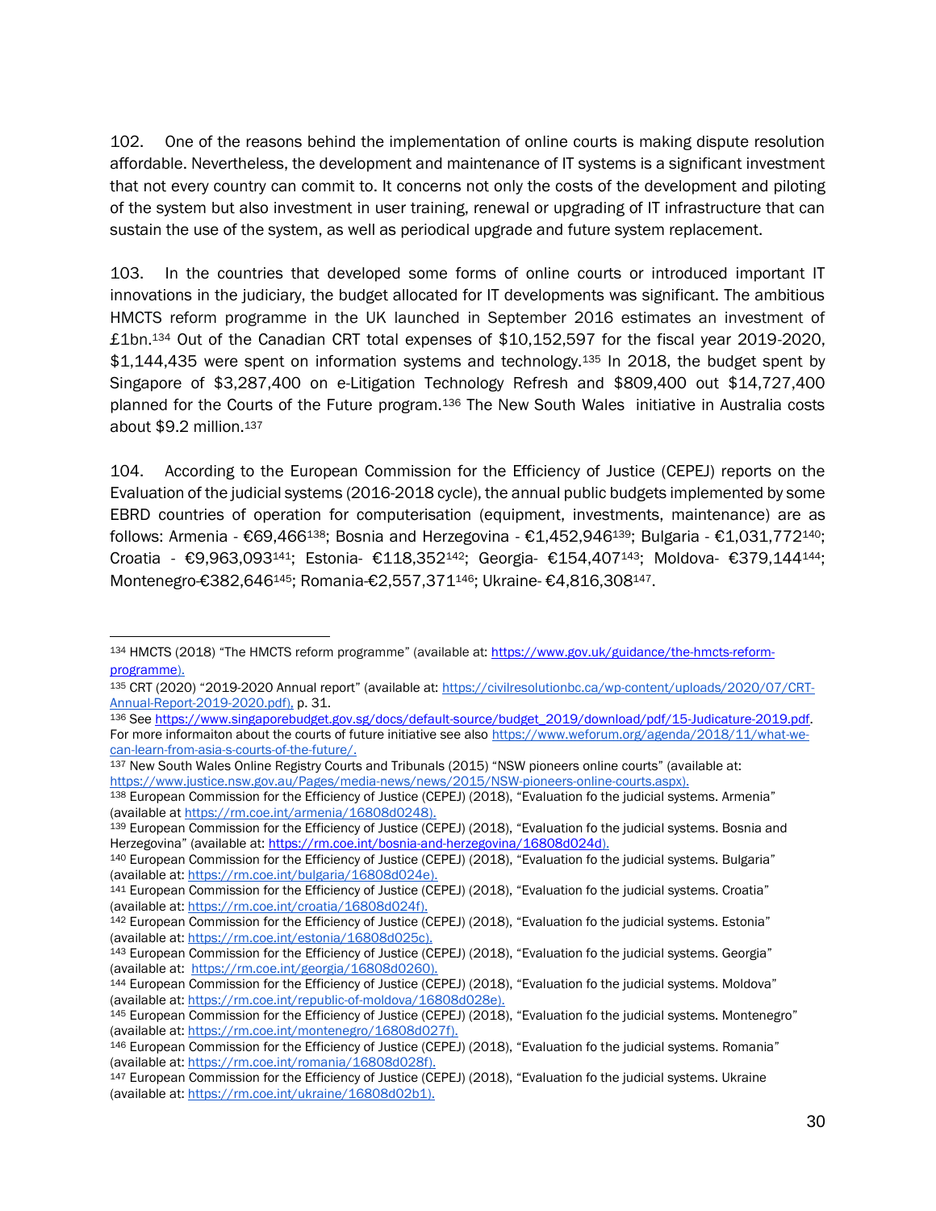102. One of the reasons behind the implementation of online courts is making dispute resolution affordable. Nevertheless, the development and maintenance of IT systems is a significant investment that not every country can commit to. It concerns not only the costs of the development and piloting of the system but also investment in user training, renewal or upgrading of IT infrastructure that can sustain the use of the system, as well as periodical upgrade and future system replacement.

103. In the countries that developed some forms of online courts or introduced important IT innovations in the judiciary, the budget allocated for IT developments was significant. The ambitious HMCTS reform programme in the UK launched in September 2016 estimates an investment of £1bn.[134] Out of the Canadian CRT total expenses of $10,152,597 for the fiscal year 2019-2020, $1,144,435 were spent on information systems and technology.[135] In 2018, the budget spent by Singapore of $3,287,400 on e-Litigation Technology Refresh and $809,400 out $14,727,400 planned for the Courts of the Future program.[136] The New South Wales initiative in Australia costs about $9.2 million.[137]

104. According to the European Commission for the Efficiency of Justice (CEPEJ) reports on the Evaluation of the judicial systems (2016-2018 cycle), the annual public budgets implemented by some EBRD countries of operation for computerisation (equipment, investments, maintenance) are as follows: Armenia - €69,466[138]; Bosnia and Herzegovina - €1,452,946[139]; Bulgaria - €1,031,772[140]; Croatia - €9,963,093[141]; Estonia- €118,352[142]; Georgia- €154,407[143]; Moldova- €379,144[144]; Montenegro-€382,646[145]; Romania-€2,557,371[146]; Ukraine- €4,816,308[147].

---

[134] HMCTS (2018) "The HMCTS reform programme" (available at: https://www.gov.uk/guidance/the-hmcts-reform-programme).

[135] CRT (2020) "2019-2020 Annual report" (available at: https://civilresolutionbc.ca/wp-content/uploads/2020/07/CRT-Annual-Report-2019-2020.pdf), p. 31.

[136] See https://www.singaporebudget.gov.sg/docs/default-source/budget_2019/download/pdf/15-Judicature-2019.pdf. For more informaiton about the courts of future initiative see also https://www.weforum.org/agenda/2018/11/what-we-can-learn-from-asia-s-courts-of-the-future/.

[137] New South Wales Online Registry Courts and Tribunals (2015) "NSW pioneers online courts" (available at: https://www.justice.nsw.gov.au/Pages/media-news/news/2015/NSW-pioneers-online-courts.aspx).

[138] European Commission for the Efficiency of Justice (CEPEJ) (2018), "Evaluation fo the judicial systems. Armenia" (available at https://rm.coe.int/armenia/16808d0248).

[139] European Commission for the Efficiency of Justice (CEPEJ) (2018), "Evaluation fo the judicial systems. Bosnia and Herzegovina" (available at: https://rm.coe.int/bosnia-and-herzegovina/16808d024d).

[140] European Commission for the Efficiency of Justice (CEPEJ) (2018), "Evaluation fo the judicial systems. Bulgaria" (available at: https://rm.coe.int/bulgaria/16808d024e).

[141] European Commission for the Efficiency of Justice (CEPEJ) (2018), "Evaluation fo the judicial systems. Croatia" (available at: https://rm.coe.int/croatia/16808d024f).

[142] European Commission for the Efficiency of Justice (CEPEJ) (2018), "Evaluation fo the judicial systems. Estonia" (available at: https://rm.coe.int/estonia/16808d025c).

[143] European Commission for the Efficiency of Justice (CEPEJ) (2018), "Evaluation fo the judicial systems. Georgia" (available at: https://rm.coe.int/georgia/16808d0260).

[144] European Commission for the Efficiency of Justice (CEPEJ) (2018), "Evaluation fo the judicial systems. Moldova" (available at: https://rm.coe.int/republic-of-moldova/16808d028e).

[145] European Commission for the Efficiency of Justice (CEPEJ) (2018), "Evaluation fo the judicial systems. Montenegro" (available at: https://rm.coe.int/montenegro/16808d027f).

[146] European Commission for the Efficiency of Justice (CEPEJ) (2018), "Evaluation fo the judicial systems. Romania" (available at: https://rm.coe.int/romania/16808d028f).

[147] European Commission for the Efficiency of Justice (CEPEJ) (2018), "Evaluation fo the judicial systems. Ukraine (available at: https://rm.coe.int/ukraine/16808d02b1).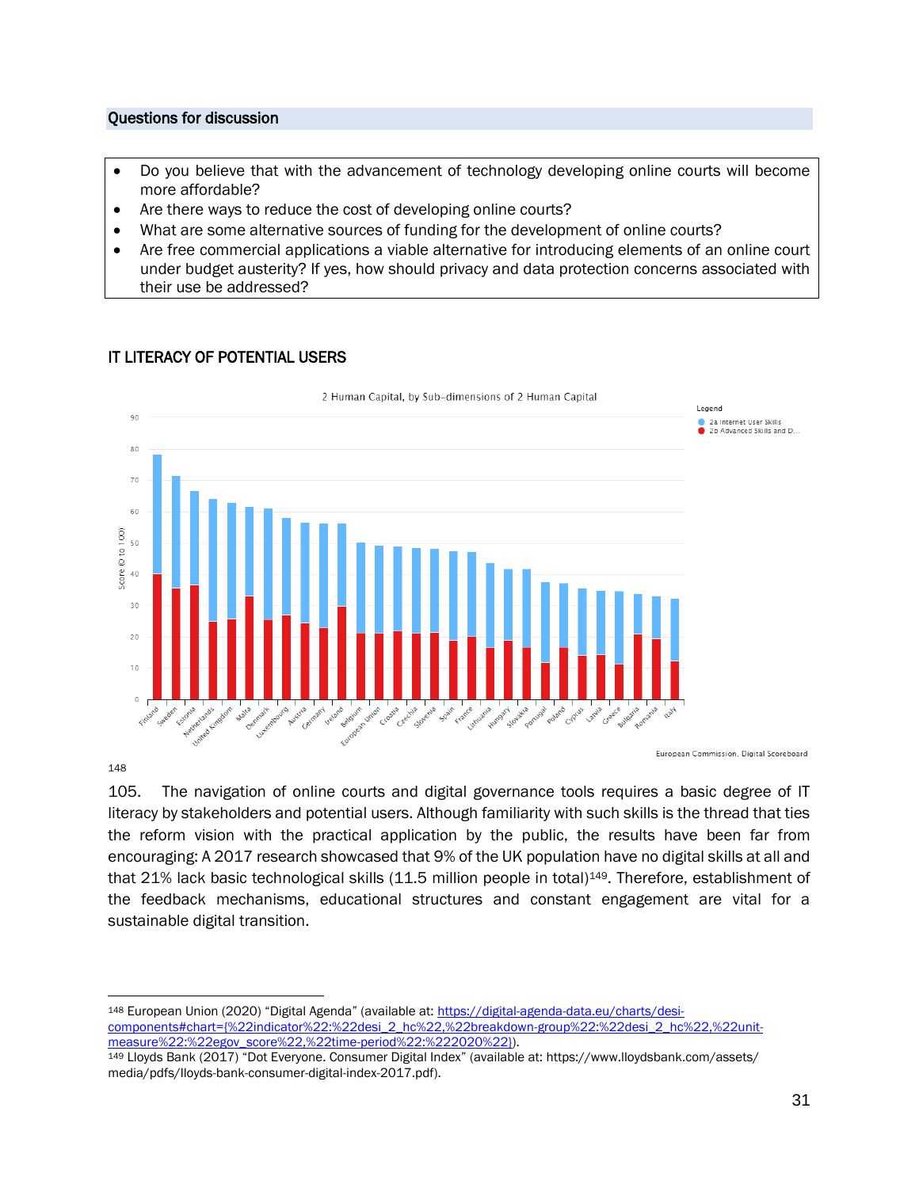## Questions for discussion

- Do you believe that with the advancement of technology developing online courts will become more affordable?
- Are there ways to reduce the cost of developing online courts?
- What are some alternative sources of funding for the development of online courts?
- Are free commercial applications a viable alternative for introducing elements of an online court under budget austerity? If yes, how should privacy and data protection concerns associated with their use be addressed?

## IT LITERACY OF POTENTIAL USERS

2 Human Capital, by Sub-dimensions of 2 Human Capital

European Commission, Digital Scoreboard

148

105. The navigation of online courts and digital governance tools requires a basic degree of IT literacy by stakeholders and potential users. Although familiarity with such skills is the thread that ties the reform vision with the practical application by the public, the results have been far from encouraging: A 2017 research showcased that 9% of the UK population have no digital skills at all and that 21% lack basic technological skills (11.5 million people in total)[149]. Therefore, establishment of the feedback mechanisms, educational structures and constant engagement are vital for a sustainable digital transition.

---

[148] European Union (2020) "Digital Agenda" (available at: https://digital-agenda-data.eu/charts/desi-components#chart={%22indicator%22:%22desi_2_hc%22,%22breakdown-group%22:%22desi_2_hc%22,%22unit-measure%22:%22egov_score%22,%22time-period%22:%222020%22}).

[149] Lloyds Bank (2017) "Dot Everyone. Consumer Digital Index" (available at: https://www.lloydsbank.com/assets/media/pdfs/lloyds-bank-consumer-digital-index-2017.pdf).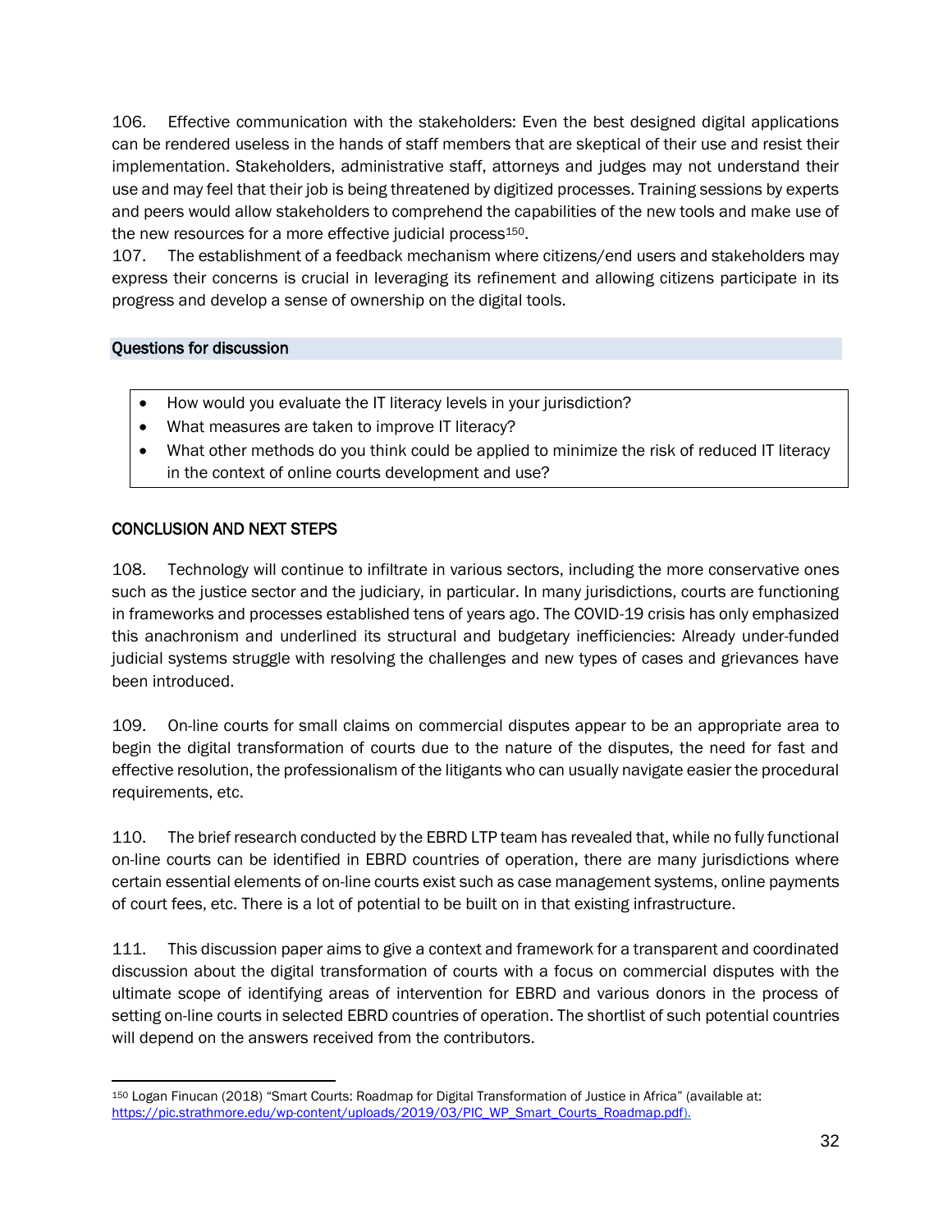106. Effective communication with the stakeholders: Even the best designed digital applications can be rendered useless in the hands of staff members that are skeptical of their use and resist their implementation. Stakeholders, administrative staff, attorneys and judges may not understand their use and may feel that their job is being threatened by digitized processes. Training sessions by experts and peers would allow stakeholders to comprehend the capabilities of the new tools and make use of the new resources for a more effective judicial process[150].

107. The establishment of a feedback mechanism where citizens/end users and stakeholders may express their concerns is crucial in leveraging its refinement and allowing citizens participate in its progress and develop a sense of ownership on the digital tools.

**Questions for discussion**

- How would you evaluate the IT literacy levels in your jurisdiction?
- What measures are taken to improve IT literacy?
- What other methods do you think could be applied to minimize the risk of reduced IT literacy in the context of online courts development and use?

## CONCLUSION AND NEXT STEPS

108. Technology will continue to infiltrate in various sectors, including the more conservative ones such as the justice sector and the judiciary, in particular. In many jurisdictions, courts are functioning in frameworks and processes established tens of years ago. The COVID-19 crisis has only emphasized this anachronism and underlined its structural and budgetary inefficiencies: Already under-funded judicial systems struggle with resolving the challenges and new types of cases and grievances have been introduced.

109. On-line courts for small claims on commercial disputes appear to be an appropriate area to begin the digital transformation of courts due to the nature of the disputes, the need for fast and effective resolution, the professionalism of the litigants who can usually navigate easier the procedural requirements, etc.

110. The brief research conducted by the EBRD LTP team has revealed that, while no fully functional on-line courts can be identified in EBRD countries of operation, there are many jurisdictions where certain essential elements of on-line courts exist such as case management systems, online payments of court fees, etc. There is a lot of potential to be built on in that existing infrastructure.

111. This discussion paper aims to give a context and framework for a transparent and coordinated discussion about the digital transformation of courts with a focus on commercial disputes with the ultimate scope of identifying areas of intervention for EBRD and various donors in the process of setting on-line courts in selected EBRD countries of operation. The shortlist of such potential countries will depend on the answers received from the contributors.

---

[150] Logan Finucan (2018) "Smart Courts: Roadmap for Digital Transformation of Justice in Africa" (available at: https://pic.strathmore.edu/wp-content/uploads/2019/03/PIC_WP_Smart_Courts_Roadmap.pdf).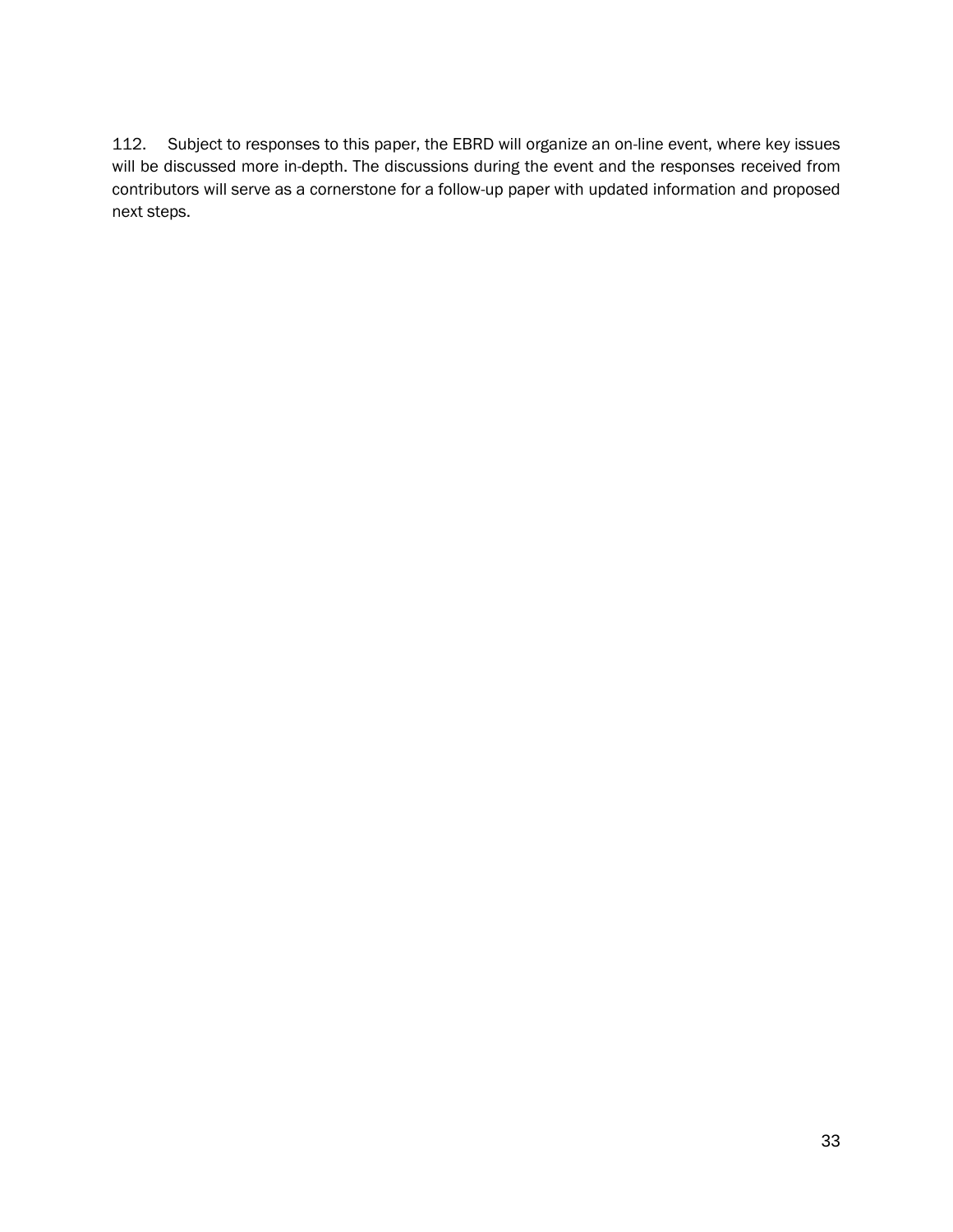112. Subject to responses to this paper, the EBRD will organize an on-line event, where key issues will be discussed more in-depth. The discussions during the event and the responses received from contributors will serve as a cornerstone for a follow-up paper with updated information and proposed next steps.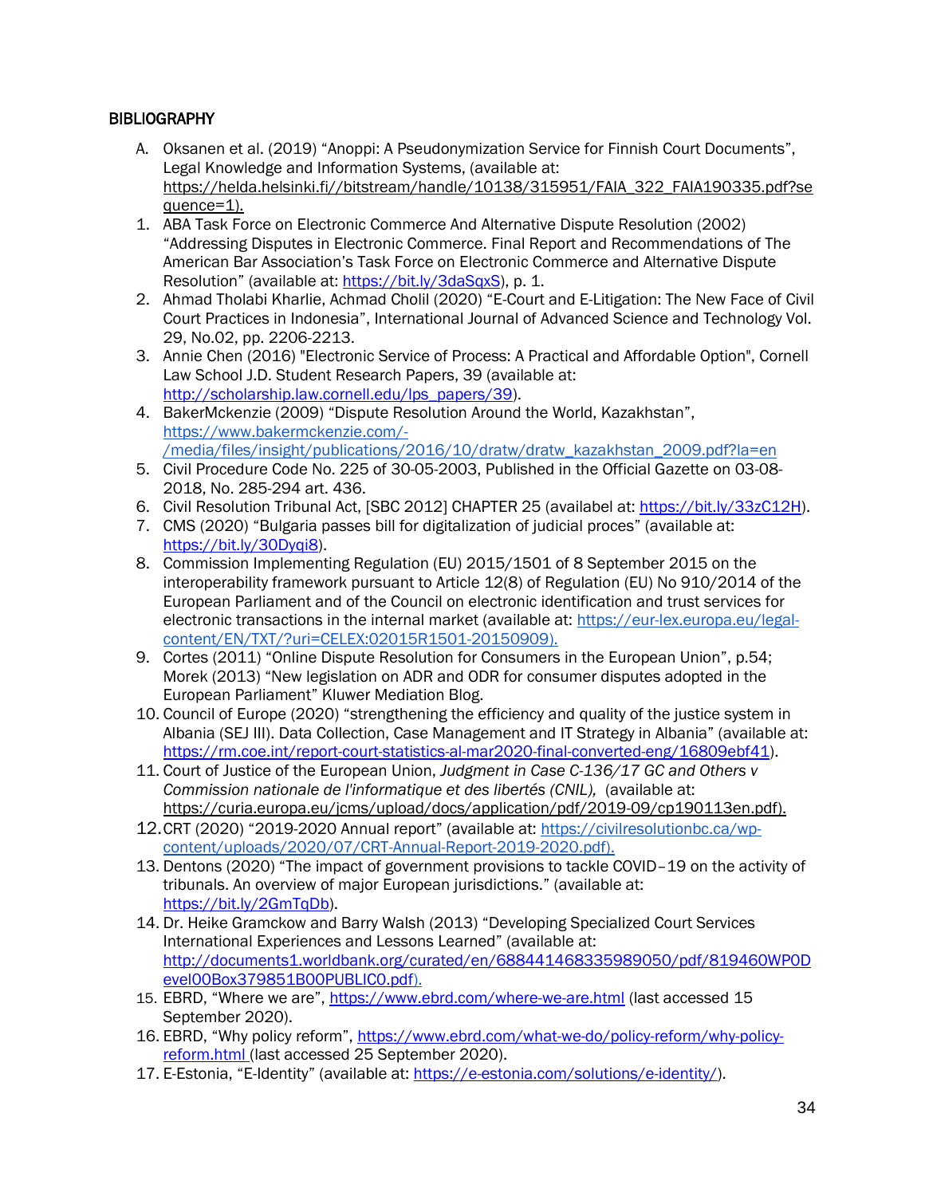## BIBLIOGRAPHY

A. Oksanen et al. (2019) "Anoppi: A Pseudonymization Service for Finnish Court Documents", Legal Knowledge and Information Systems, (available at: https://helda.helsinki.fi//bitstream/handle/10138/315951/FAIA_322_FAIA190335.pdf?sequence=1).

1. ABA Task Force on Electronic Commerce And Alternative Dispute Resolution (2002) "Addressing Disputes in Electronic Commerce. Final Report and Recommendations of The American Bar Association's Task Force on Electronic Commerce and Alternative Dispute Resolution" (available at: https://bit.ly/3daSqxS), p. 1.
2. Ahmad Tholabi Kharlie, Achmad Cholil (2020) "E-Court and E-Litigation: The New Face of Civil Court Practices in Indonesia", International Journal of Advanced Science and Technology Vol. 29, No.02, pp. 2206-2213.
3. Annie Chen (2016) "Electronic Service of Process: A Practical and Affordable Option", Cornell Law School J.D. Student Research Papers, 39 (available at: http://scholarship.law.cornell.edu/lps_papers/39).
4. BakerMckenzie (2009) "Dispute Resolution Around the World, Kazakhstan", https://www.bakermckenzie.com/-/media/files/insight/publications/2016/10/dratw/dratw_kazakhstan_2009.pdf?la=en
5. Civil Procedure Code No. 225 of 30-05-2003, Published in the Official Gazette on 03-08-2018, No. 285-294 art. 436.
6. Civil Resolution Tribunal Act, [SBC 2012] CHAPTER 25 (availabel at: https://bit.ly/33zC12H).
7. CMS (2020) "Bulgaria passes bill for digitalization of judicial proces" (available at: https://bit.ly/30Dyqi8).
8. Commission Implementing Regulation (EU) 2015/1501 of 8 September 2015 on the interoperability framework pursuant to Article 12(8) of Regulation (EU) No 910/2014 of the European Parliament and of the Council on electronic identification and trust services for electronic transactions in the internal market (available at: https://eur-lex.europa.eu/legal-content/EN/TXT/?uri=CELEX:02015R1501-20150909).
9. Cortes (2011) "Online Dispute Resolution for Consumers in the European Union", p.54; Morek (2013) "New legislation on ADR and ODR for consumer disputes adopted in the European Parliament" Kluwer Mediation Blog.
10. Council of Europe (2020) "strengthening the efficiency and quality of the justice system in Albania (SEJ III). Data Collection, Case Management and IT Strategy in Albania" (available at: https://rm.coe.int/report-court-statistics-al-mar2020-final-converted-eng/16809ebf41).
11. Court of Justice of the European Union, *Judgment in Case C-136/17 GC and Others v Commission nationale de l'informatique et des libertés (CNIL),* (available at: https://curia.europa.eu/jcms/upload/docs/application/pdf/2019-09/cp190113en.pdf).
12. CRT (2020) "2019-2020 Annual report" (available at: https://civilresolutionbc.ca/wp-content/uploads/2020/07/CRT-Annual-Report-2019-2020.pdf).
13. Dentons (2020) "The impact of government provisions to tackle COVID–19 on the activity of tribunals. An overview of major European jurisdictions." (available at: https://bit.ly/2GmTqDb).
14. Dr. Heike Gramckow and Barry Walsh (2013) "Developing Specialized Court Services International Experiences and Lessons Learned" (available at: http://documents1.worldbank.org/curated/en/688441468335989050/pdf/819460WP0Devel00Box379851B00PUBLIC0.pdf).
15. EBRD, "Where we are", https://www.ebrd.com/where-we-are.html (last accessed 15 September 2020).
16. EBRD, "Why policy reform", https://www.ebrd.com/what-we-do/policy-reform/why-policy-reform.html (last accessed 25 September 2020).
17. E-Estonia, "E-Identity" (available at: https://e-estonia.com/solutions/e-identity/).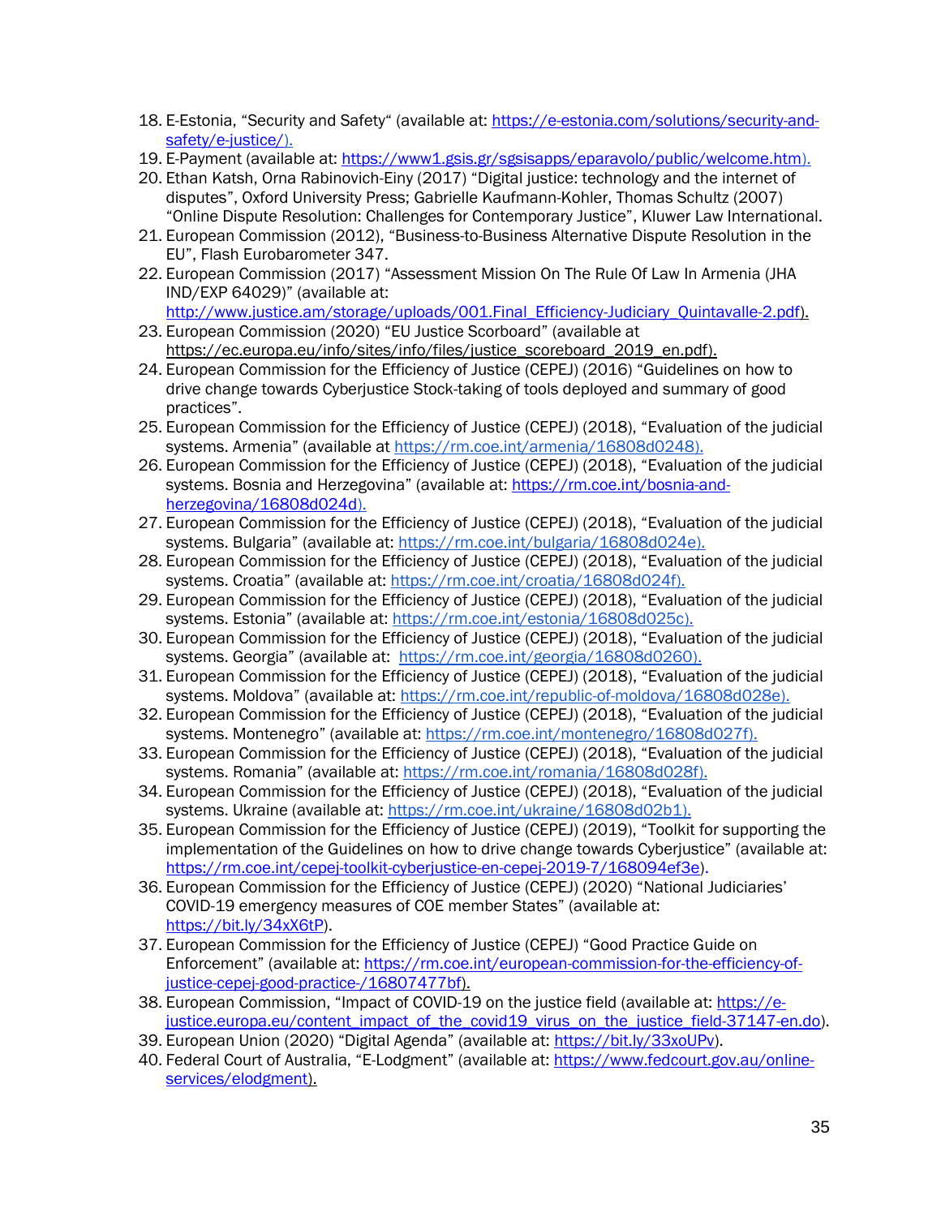18. E-Estonia, "Security and Safety" (available at: https://e-estonia.com/solutions/security-and-safety/e-justice/).
19. E-Payment (available at: https://www1.gsis.gr/sgsisapps/eparavolo/public/welcome.htm).
20. Ethan Katsh, Orna Rabinovich-Einy (2017) "Digital justice: technology and the internet of disputes", Oxford University Press; Gabrielle Kaufmann-Kohler, Thomas Schultz (2007) "Online Dispute Resolution: Challenges for Contemporary Justice", Kluwer Law International.
21. European Commission (2012), "Business-to-Business Alternative Dispute Resolution in the EU", Flash Eurobarometer 347.
22. European Commission (2017) "Assessment Mission On The Rule Of Law In Armenia (JHA IND/EXP 64029)" (available at: http://www.justice.am/storage/uploads/001.Final_Efficiency-Judiciary_Quintavalle-2.pdf).
23. European Commission (2020) "EU Justice Scorboard" (available at https://ec.europa.eu/info/sites/info/files/justice_scoreboard_2019_en.pdf).
24. European Commission for the Efficiency of Justice (CEPEJ) (2016) "Guidelines on how to drive change towards Cyberjustice Stock-taking of tools deployed and summary of good practices".
25. European Commission for the Efficiency of Justice (CEPEJ) (2018), "Evaluation of the judicial systems. Armenia" (available at https://rm.coe.int/armenia/16808d0248).
26. European Commission for the Efficiency of Justice (CEPEJ) (2018), "Evaluation of the judicial systems. Bosnia and Herzegovina" (available at: https://rm.coe.int/bosnia-and-herzegovina/16808d024d).
27. European Commission for the Efficiency of Justice (CEPEJ) (2018), "Evaluation of the judicial systems. Bulgaria" (available at: https://rm.coe.int/bulgaria/16808d024e).
28. European Commission for the Efficiency of Justice (CEPEJ) (2018), "Evaluation of the judicial systems. Croatia" (available at: https://rm.coe.int/croatia/16808d024f).
29. European Commission for the Efficiency of Justice (CEPEJ) (2018), "Evaluation of the judicial systems. Estonia" (available at: https://rm.coe.int/estonia/16808d025c).
30. European Commission for the Efficiency of Justice (CEPEJ) (2018), "Evaluation of the judicial systems. Georgia" (available at: https://rm.coe.int/georgia/16808d0260).
31. European Commission for the Efficiency of Justice (CEPEJ) (2018), "Evaluation of the judicial systems. Moldova" (available at: https://rm.coe.int/republic-of-moldova/16808d028e).
32. European Commission for the Efficiency of Justice (CEPEJ) (2018), "Evaluation of the judicial systems. Montenegro" (available at: https://rm.coe.int/montenegro/16808d027f).
33. European Commission for the Efficiency of Justice (CEPEJ) (2018), "Evaluation of the judicial systems. Romania" (available at: https://rm.coe.int/romania/16808d028f).
34. European Commission for the Efficiency of Justice (CEPEJ) (2018), "Evaluation of the judicial systems. Ukraine (available at: https://rm.coe.int/ukraine/16808d02b1).
35. European Commission for the Efficiency of Justice (CEPEJ) (2019), "Toolkit for supporting the implementation of the Guidelines on how to drive change towards Cyberjustice" (available at: https://rm.coe.int/cepej-toolkit-cyberjustice-en-cepej-2019-7/168094ef3e).
36. European Commission for the Efficiency of Justice (CEPEJ) (2020) "National Judiciaries' COVID-19 emergency measures of COE member States" (available at: https://bit.ly/34xX6tP).
37. European Commission for the Efficiency of Justice (CEPEJ) "Good Practice Guide on Enforcement" (available at: https://rm.coe.int/european-commission-for-the-efficiency-of-justice-cepej-good-practice-/16807477bf).
38. European Commission, "Impact of COVID-19 on the justice field (available at: https://e-justice.europa.eu/content_impact_of_the_covid19_virus_on_the_justice_field-37147-en.do).
39. European Union (2020) "Digital Agenda" (available at: https://bit.ly/33xoUPv).
40. Federal Court of Australia, "E-Lodgment" (available at: https://www.fedcourt.gov.au/online-services/elodgment).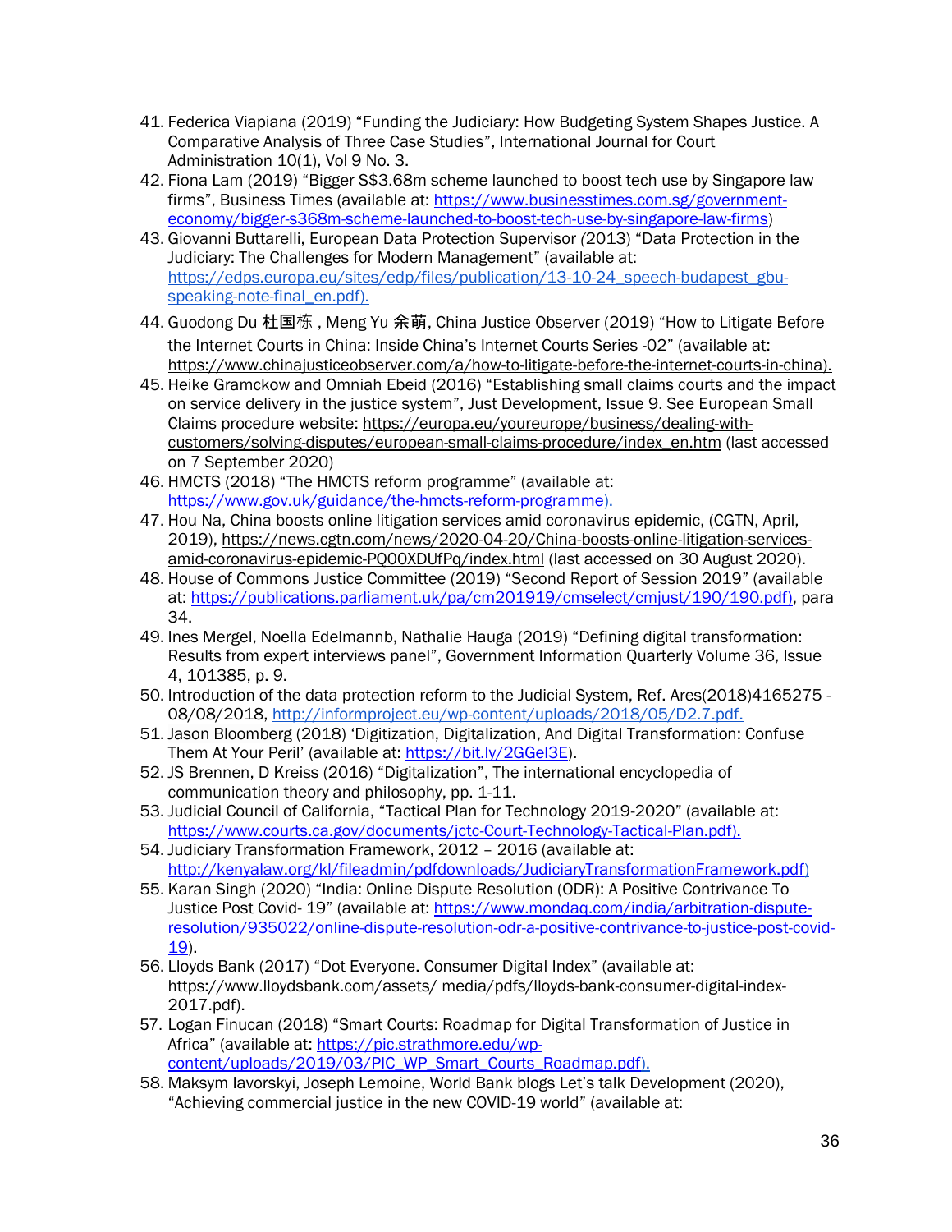41. Federica Viapiana (2019) "Funding the Judiciary: How Budgeting System Shapes Justice. A Comparative Analysis of Three Case Studies", International Journal for Court Administration 10(1), Vol 9 No. 3.
42. Fiona Lam (2019) "Bigger S$3.68m scheme launched to boost tech use by Singapore law firms", Business Times (available at: https://www.businesstimes.com.sg/government-economy/bigger-s368m-scheme-launched-to-boost-tech-use-by-singapore-law-firms)
43. Giovanni Buttarelli, European Data Protection Supervisor (2013) "Data Protection in the Judiciary: The Challenges for Modern Management" (available at: https://edps.europa.eu/sites/edp/files/publication/13-10-24_speech-budapest_gbu-speaking-note-final_en.pdf).
44. Guodong Du 杜国栋 , Meng Yu 余萌, China Justice Observer (2019) "How to Litigate Before the Internet Courts in China: Inside China's Internet Courts Series -02" (available at: https://www.chinajusticeobserver.com/a/how-to-litigate-before-the-internet-courts-in-china).
45. Heike Gramckow and Omniah Ebeid (2016) "Establishing small claims courts and the impact on service delivery in the justice system", Just Development, Issue 9. See European Small Claims procedure website: https://europa.eu/youreurope/business/dealing-with-customers/solving-disputes/european-small-claims-procedure/index_en.htm (last accessed on 7 September 2020)
46. HMCTS (2018) "The HMCTS reform programme" (available at: https://www.gov.uk/guidance/the-hmcts-reform-programme).
47. Hou Na, China boosts online litigation services amid coronavirus epidemic, (CGTN, April, 2019), https://news.cgtn.com/news/2020-04-20/China-boosts-online-litigation-services-amid-coronavirus-epidemic-PQ0OXDUfPq/index.html (last accessed on 30 August 2020).
48. House of Commons Justice Committee (2019) "Second Report of Session 2019" (available at: https://publications.parliament.uk/pa/cm201919/cmselect/cmjust/190/190.pdf), para 34.
49. Ines Mergel, Noella Edelmannb, Nathalie Hauga (2019) "Defining digital transformation: Results from expert interviews panel", Government Information Quarterly Volume 36, Issue 4, 101385, p. 9.
50. Introduction of the data protection reform to the Judicial System, Ref. Ares(2018)4165275 - 08/08/2018, http://informproject.eu/wp-content/uploads/2018/05/D2.7.pdf.
51. Jason Bloomberg (2018) 'Digitization, Digitalization, And Digital Transformation: Confuse Them At Your Peril' (available at: https://bit.ly/2GGel3E).
52. JS Brennen, D Kreiss (2016) "Digitalization", The international encyclopedia of communication theory and philosophy, pp. 1-11.
53. Judicial Council of California, "Tactical Plan for Technology 2019-2020" (available at: https://www.courts.ca.gov/documents/jctc-Court-Technology-Tactical-Plan.pdf).
54. Judiciary Transformation Framework, 2012 – 2016 (available at: http://kenyalaw.org/kl/fileadmin/pdfdownloads/JudiciaryTransformationFramework.pdf)
55. Karan Singh (2020) "India: Online Dispute Resolution (ODR): A Positive Contrivance To Justice Post Covid- 19" (available at: https://www.mondaq.com/india/arbitration-dispute-resolution/935022/online-dispute-resolution-odr-a-positive-contrivance-to-justice-post-covid-19).
56. Lloyds Bank (2017) "Dot Everyone. Consumer Digital Index" (available at: https://www.lloydsbank.com/assets/ media/pdfs/lloyds-bank-consumer-digital-index-2017.pdf).
57. Logan Finucan (2018) "Smart Courts: Roadmap for Digital Transformation of Justice in Africa" (available at: https://pic.strathmore.edu/wp-content/uploads/2019/03/PIC_WP_Smart_Courts_Roadmap.pdf).
58. Maksym Iavorskyi, Joseph Lemoine, World Bank blogs Let's talk Development (2020), "Achieving commercial justice in the new COVID-19 world" (available at: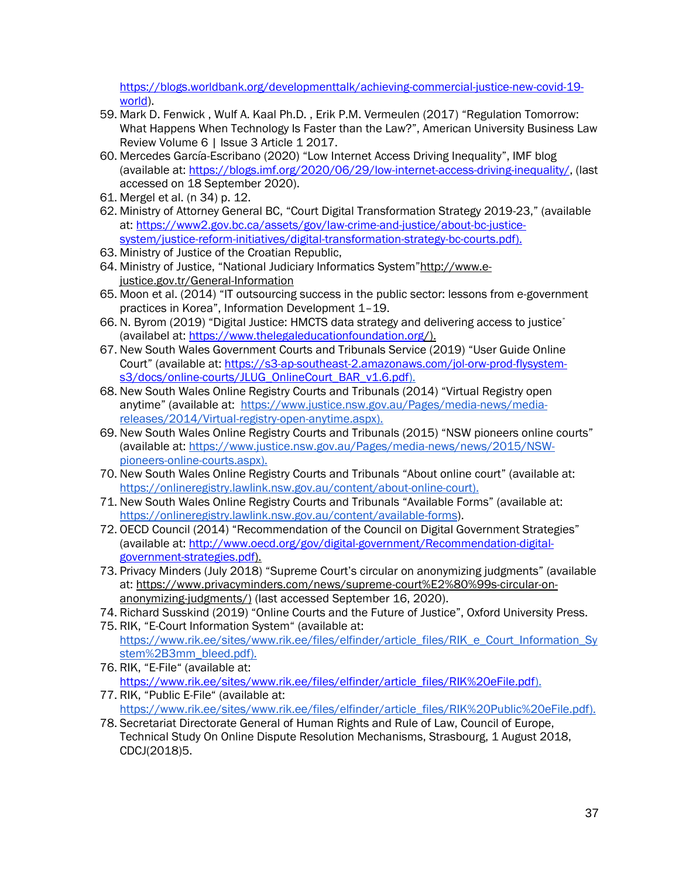https://blogs.worldbank.org/developmenttalk/achieving-commercial-justice-new-covid-19-world).

59. Mark D. Fenwick , Wulf A. Kaal Ph.D. , Erik P.M. Vermeulen (2017) “Regulation Tomorrow: What Happens When Technology Is Faster than the Law?”, American University Business Law Review Volume 6 | Issue 3 Article 1 2017.
60. Mercedes García-Escribano (2020) “Low Internet Access Driving Inequality”, IMF blog (available at: https://blogs.imf.org/2020/06/29/low-internet-access-driving-inequality/, (last accessed on 18 September 2020).
61. Mergel et al. (n 34) p. 12.
62. Ministry of Attorney General BC, “Court Digital Transformation Strategy 2019-23,” (available at: https://www2.gov.bc.ca/assets/gov/law-crime-and-justice/about-bc-justice-system/justice-reform-initiatives/digital-transformation-strategy-bc-courts.pdf).
63. Ministry of Justice of the Croatian Republic,
64. Ministry of Justice, “National Judiciary Informatics System”http://www.e-justice.gov.tr/General-Information
65. Moon et al. (2014) “IT outsourcing success in the public sector: lessons from e-government practices in Korea”, Information Development 1–19.
66. N. Byrom (2019) “Digital Justice: HMCTS data strategy and delivering access to justice” (availabel at: https://www.thelegaleducationfoundation.org/).
67. New South Wales Government Courts and Tribunals Service (2019) “User Guide Online Court” (available at: https://s3-ap-southeast-2.amazonaws.com/jol-orw-prod-flysystem-s3/docs/online-courts/JLUG_OnlineCourt_BAR_v1.6.pdf).
68. New South Wales Online Registry Courts and Tribunals (2014) “Virtual Registry open anytime” (available at: https://www.justice.nsw.gov.au/Pages/media-news/media-releases/2014/Virtual-registry-open-anytime.aspx).
69. New South Wales Online Registry Courts and Tribunals (2015) “NSW pioneers online courts” (available at: https://www.justice.nsw.gov.au/Pages/media-news/news/2015/NSW-pioneers-online-courts.aspx).
70. New South Wales Online Registry Courts and Tribunals “About online court” (available at: https://onlineregistry.lawlink.nsw.gov.au/content/about-online-court).
71. New South Wales Online Registry Courts and Tribunals “Available Forms” (available at: https://onlineregistry.lawlink.nsw.gov.au/content/available-forms).
72. OECD Council (2014) “Recommendation of the Council on Digital Government Strategies” (available at: http://www.oecd.org/gov/digital-government/Recommendation-digital-government-strategies.pdf).
73. Privacy Minders (July 2018) “Supreme Court’s circular on anonymizing judgments” (available at: https://www.privacyminders.com/news/supreme-court%E2%80%99s-circular-on-anonymizing-judgments/) (last accessed September 16, 2020).
74. Richard Susskind (2019) “Online Courts and the Future of Justice”, Oxford University Press.
75. RIK, “E-Court Information System“ (available at: https://www.rik.ee/sites/www.rik.ee/files/elfinder/article_files/RIK_e_Court_Information_System%2B3mm_bleed.pdf).
76. RIK, “E-File“ (available at: https://www.rik.ee/sites/www.rik.ee/files/elfinder/article_files/RIK%20eFile.pdf).
77. RIK, “Public E-File“ (available at: https://www.rik.ee/sites/www.rik.ee/files/elfinder/article_files/RIK%20Public%20eFile.pdf).
78. Secretariat Directorate General of Human Rights and Rule of Law, Council of Europe, Technical Study On Online Dispute Resolution Mechanisms, Strasbourg, 1 August 2018, CDCJ(2018)5.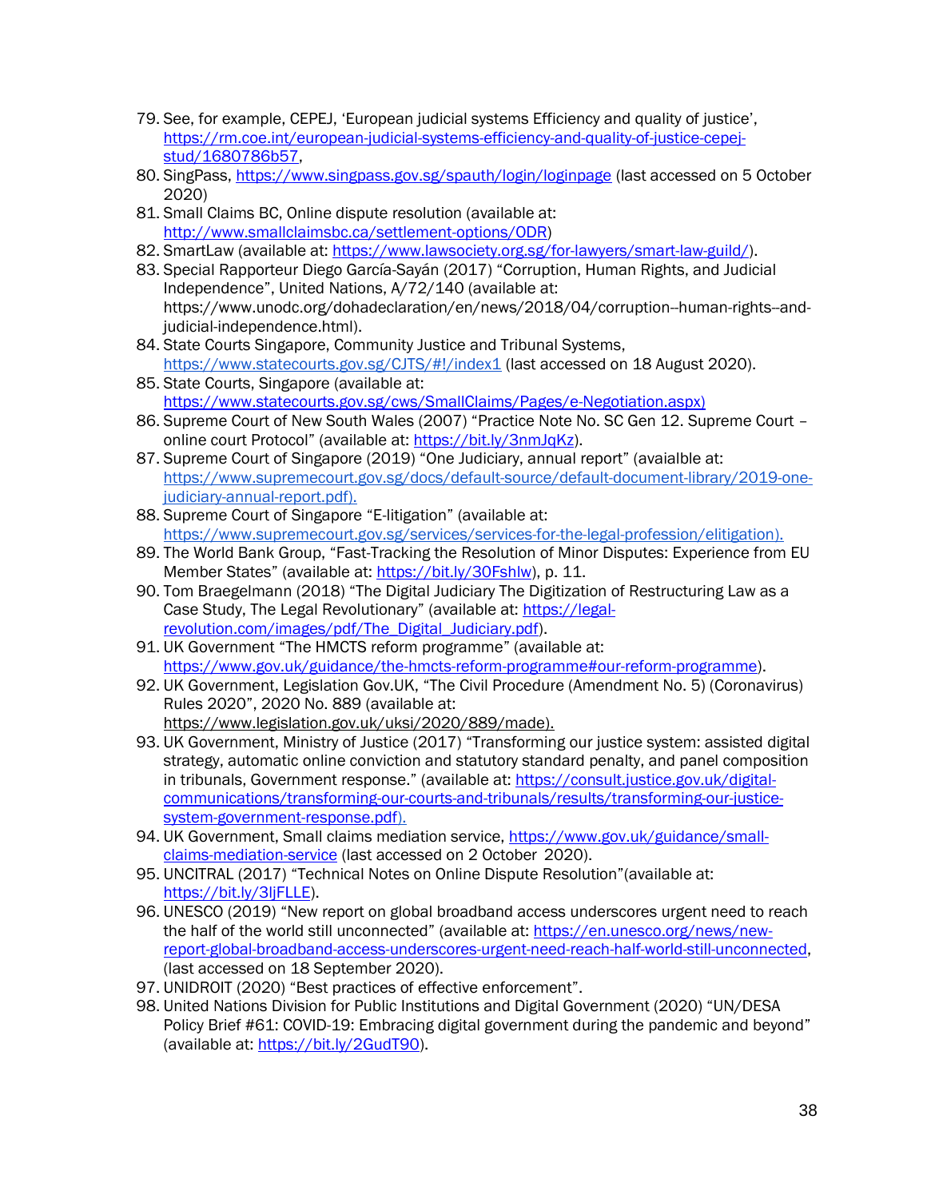79. See, for example, CEPEJ, 'European judicial systems Efficiency and quality of justice', https://rm.coe.int/european-judicial-systems-efficiency-and-quality-of-justice-cepej-stud/1680786b57,
80. SingPass, https://www.singpass.gov.sg/spauth/login/loginpage (last accessed on 5 October 2020)
81. Small Claims BC, Online dispute resolution (available at: http://www.smallclaimsbc.ca/settlement-options/ODR)
82. SmartLaw (available at: https://www.lawsociety.org.sg/for-lawyers/smart-law-guild/).
83. Special Rapporteur Diego García-Sayán (2017) "Corruption, Human Rights, and Judicial Independence", United Nations, A/72/140 (available at: https://www.unodc.org/dohadeclaration/en/news/2018/04/corruption--human-rights--and-judicial-independence.html).
84. State Courts Singapore, Community Justice and Tribunal Systems, https://www.statecourts.gov.sg/CJTS/#!/index1 (last accessed on 18 August 2020).
85. State Courts, Singapore (available at: https://www.statecourts.gov.sg/cws/SmallClaims/Pages/e-Negotiation.aspx)
86. Supreme Court of New South Wales (2007) "Practice Note No. SC Gen 12. Supreme Court – online court Protocol" (available at: https://bit.ly/3nmJqKz).
87. Supreme Court of Singapore (2019) "One Judiciary, annual report" (avaialble at: https://www.supremecourt.gov.sg/docs/default-source/default-document-library/2019-one-judiciary-annual-report.pdf).
88. Supreme Court of Singapore "E-litigation" (available at: https://www.supremecourt.gov.sg/services/services-for-the-legal-profession/elitigation).
89. The World Bank Group, "Fast-Tracking the Resolution of Minor Disputes: Experience from EU Member States" (available at: https://bit.ly/30Fshlw), p. 11.
90. Tom Braegelmann (2018) "The Digital Judiciary The Digitization of Restructuring Law as a Case Study, The Legal Revolutionary" (available at: https://legal-revolution.com/images/pdf/The_Digital_Judiciary.pdf).
91. UK Government "The HMCTS reform programme" (available at: https://www.gov.uk/guidance/the-hmcts-reform-programme#our-reform-programme).
92. UK Government, Legislation Gov.UK, "The Civil Procedure (Amendment No. 5) (Coronavirus) Rules 2020", 2020 No. 889 (available at: https://www.legislation.gov.uk/uksi/2020/889/made).
93. UK Government, Ministry of Justice (2017) "Transforming our justice system: assisted digital strategy, automatic online conviction and statutory standard penalty, and panel composition in tribunals, Government response." (available at: https://consult.justice.gov.uk/digital-communications/transforming-our-courts-and-tribunals/results/transforming-our-justice-system-government-response.pdf).
94. UK Government, Small claims mediation service, https://www.gov.uk/guidance/small-claims-mediation-service (last accessed on 2 October 2020).
95. UNCITRAL (2017) "Technical Notes on Online Dispute Resolution"(available at: https://bit.ly/3ljFLLE).
96. UNESCO (2019) "New report on global broadband access underscores urgent need to reach the half of the world still unconnected" (available at: https://en.unesco.org/news/new-report-global-broadband-access-underscores-urgent-need-reach-half-world-still-unconnected, (last accessed on 18 September 2020).
97. UNIDROIT (2020) "Best practices of effective enforcement".
98. United Nations Division for Public Institutions and Digital Government (2020) "UN/DESA Policy Brief #61: COVID-19: Embracing digital government during the pandemic and beyond" (available at: https://bit.ly/2GudT90).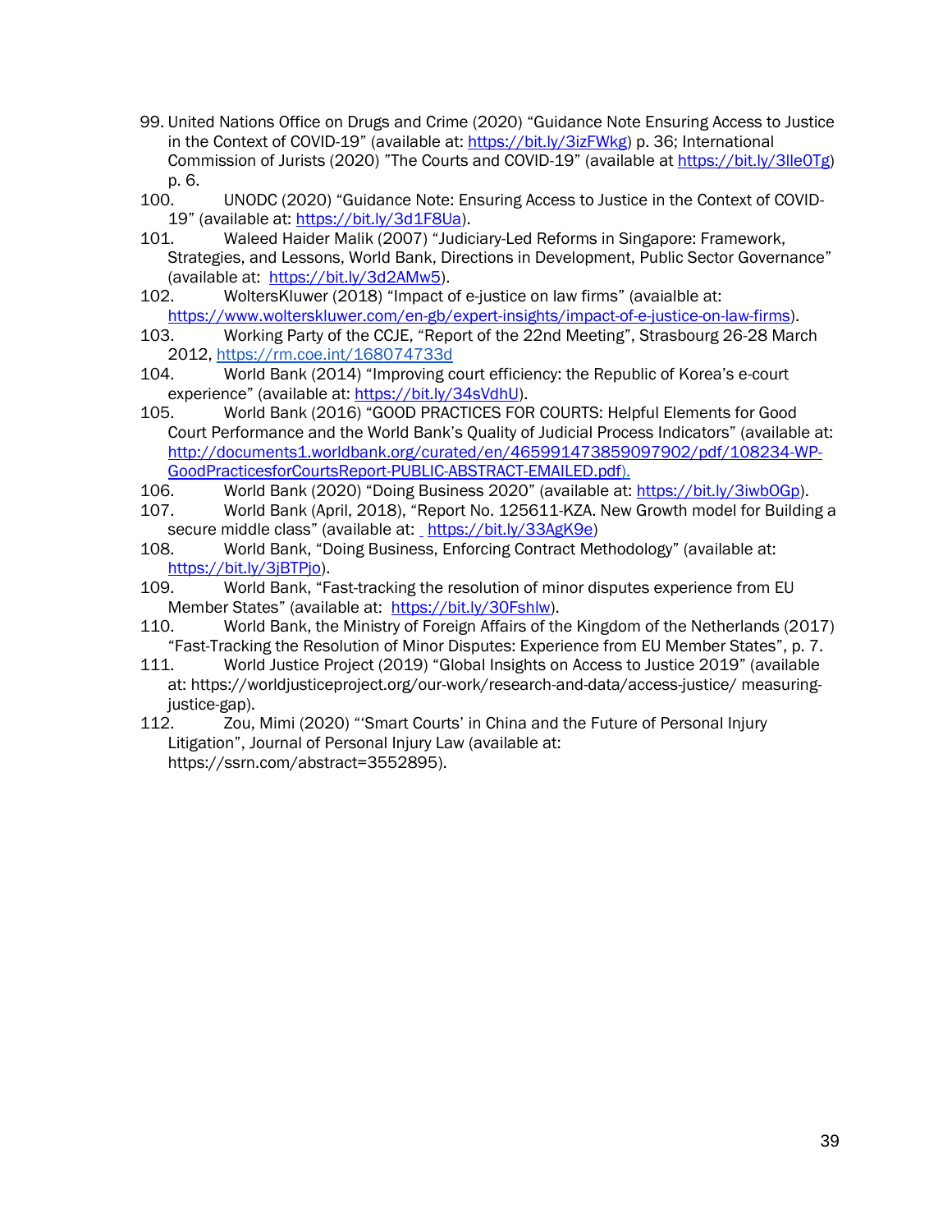99. United Nations Office on Drugs and Crime (2020) "Guidance Note Ensuring Access to Justice in the Context of COVID-19" (available at: https://bit.ly/3izFWkg) p. 36; International Commission of Jurists (2020) "The Courts and COVID-19" (available at https://bit.ly/3lle0Tg) p. 6.
100. UNODC (2020) "Guidance Note: Ensuring Access to Justice in the Context of COVID-19" (available at: https://bit.ly/3d1F8Ua).
101. Waleed Haider Malik (2007) "Judiciary-Led Reforms in Singapore: Framework, Strategies, and Lessons, World Bank, Directions in Development, Public Sector Governance" (available at: https://bit.ly/3d2AMw5).
102. WoltersKluwer (2018) "Impact of e-justice on law firms" (avaialble at: https://www.wolterskluwer.com/en-gb/expert-insights/impact-of-e-justice-on-law-firms).
103. Working Party of the CCJE, "Report of the 22nd Meeting", Strasbourg 26-28 March 2012, https://rm.coe.int/168074733d
104. World Bank (2014) "Improving court efficiency: the Republic of Korea's e-court experience" (available at: https://bit.ly/34sVdhU).
105. World Bank (2016) "GOOD PRACTICES FOR COURTS: Helpful Elements for Good Court Performance and the World Bank's Quality of Judicial Process Indicators" (available at: http://documents1.worldbank.org/curated/en/465991473859097902/pdf/108234-WP-GoodPracticesforCourtsReport-PUBLIC-ABSTRACT-EMAILED.pdf).
106. World Bank (2020) "Doing Business 2020" (available at: https://bit.ly/3iwbOGp).
107. World Bank (April, 2018), "Report No. 125611-KZA. New Growth model for Building a secure middle class" (available at: https://bit.ly/33AgK9e)
108. World Bank, "Doing Business, Enforcing Contract Methodology" (available at: https://bit.ly/3jBTPjo).
109. World Bank, "Fast-tracking the resolution of minor disputes experience from EU Member States" (available at: https://bit.ly/30Fshlw).
110. World Bank, the Ministry of Foreign Affairs of the Kingdom of the Netherlands (2017) "Fast-Tracking the Resolution of Minor Disputes: Experience from EU Member States", p. 7.
111. World Justice Project (2019) "Global Insights on Access to Justice 2019" (available at: https://worldjusticeproject.org/our-work/research-and-data/access-justice/ measuring-justice-gap).
112. Zou, Mimi (2020) "'Smart Courts' in China and the Future of Personal Injury Litigation", Journal of Personal Injury Law (available at: https://ssrn.com/abstract=3552895).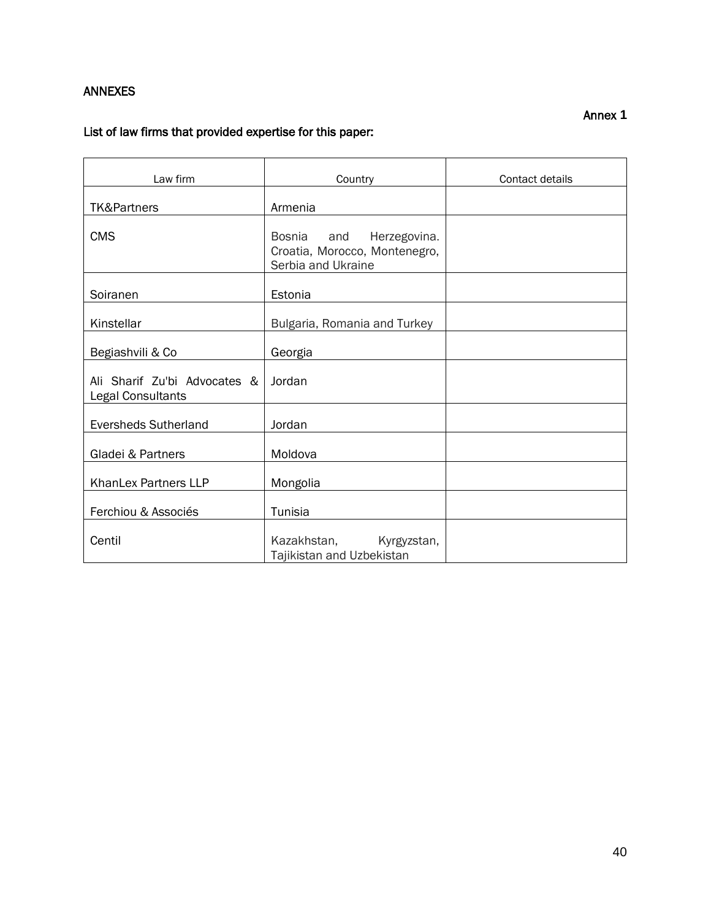ANNEXES

Annex 1

List of law firms that provided expertise for this paper:

| Law firm | Country | Contact details |
|---|---|---|
| TK&Partners | Armenia | |
| CMS | Bosnia and Herzegovina. Croatia, Morocco, Montenegro, Serbia and Ukraine | |
| Soiranen | Estonia | |
| Kinstellar | Bulgaria, Romania and Turkey | |
| Begiashvili & Co | Georgia | |
| Ali Sharif Zu'bi Advocates & Legal Consultants | Jordan | |
| Eversheds Sutherland | Jordan | |
| Gladei & Partners | Moldova | |
| KhanLex Partners LLP | Mongolia | |
| Ferchiou & Associés | Tunisia | |
| Centil | Kazakhstan, Kyrgyzstan, Tajikistan and Uzbekistan | |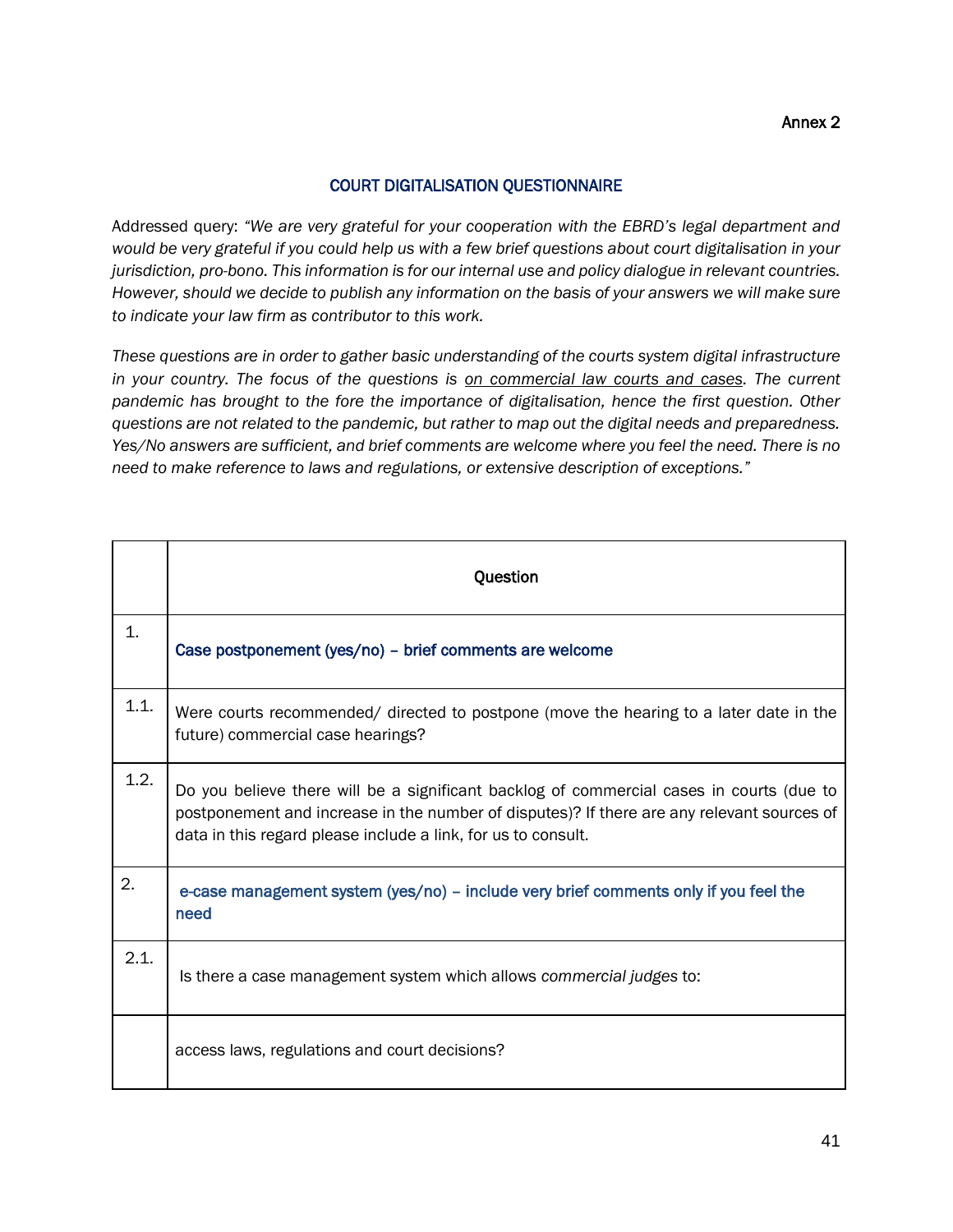Annex 2

## COURT DIGITALISATION QUESTIONNAIRE

Addressed query: *"We are very grateful for your cooperation with the EBRD's legal department and would be very grateful if you could help us with a few brief questions about court digitalisation in your jurisdiction, pro-bono. This information is for our internal use and policy dialogue in relevant countries. However, should we decide to publish any information on the basis of your answers we will make sure to indicate your law firm as contributor to this work.*

*These questions are in order to gather basic understanding of the courts system digital infrastructure in your country. The focus of the questions is <u>on commercial law courts and cases</u>. The current pandemic has brought to the fore the importance of digitalisation, hence the first question. Other questions are not related to the pandemic, but rather to map out the digital needs and preparedness. Yes/No answers are sufficient, and brief comments are welcome where you feel the need. There is no need to make reference to laws and regulations, or extensive description of exceptions."*

| | Question |
|---|---|
| 1. | **Case postponement (yes/no) – brief comments are welcome** |
| 1.1. | Were courts recommended/ directed to postpone (move the hearing to a later date in the future) commercial case hearings? |
| 1.2. | Do you believe there will be a significant backlog of commercial cases in courts (due to postponement and increase in the number of disputes)? If there are any relevant sources of data in this regard please include a link, for us to consult. |
| 2. | **e-case management system (yes/no) – include very brief comments only if you feel the need** |
| 2.1. | Is there a case management system which allows *commercial judges* to: |
| | access laws, regulations and court decisions? |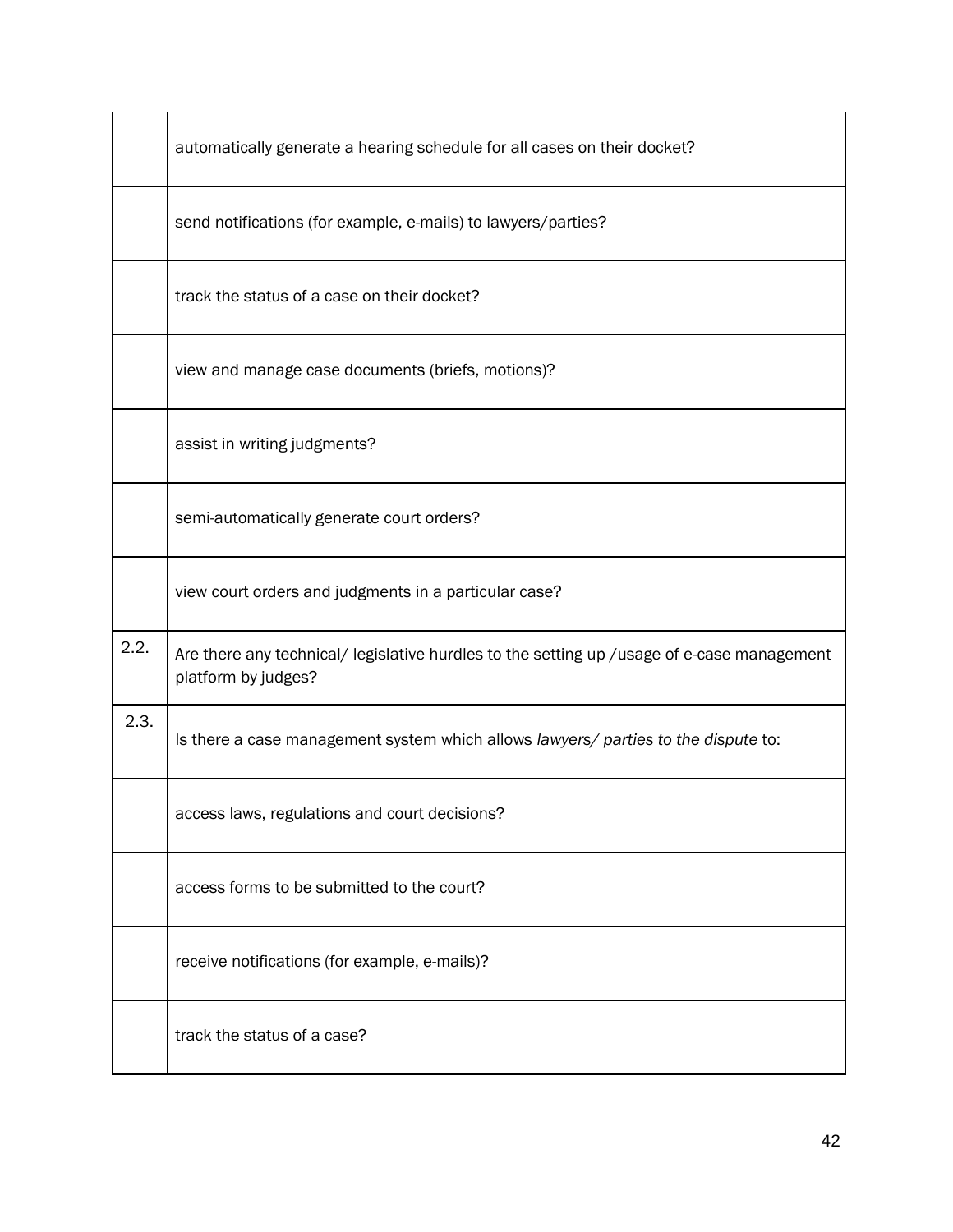| | |
|---|---|
| | automatically generate a hearing schedule for all cases on their docket? |
| | send notifications (for example, e-mails) to lawyers/parties? |
| | track the status of a case on their docket? |
| | view and manage case documents (briefs, motions)? |
| | assist in writing judgments? |
| | semi-automatically generate court orders? |
| | view court orders and judgments in a particular case? |
| 2.2. | Are there any technical/ legislative hurdles to the setting up /usage of e-case management platform by judges? |
| 2.3. | Is there a case management system which allows *lawyers/ parties to the dispute* to: |
| | access laws, regulations and court decisions? |
| | access forms to be submitted to the court? |
| | receive notifications (for example, e-mails)? |
| | track the status of a case? |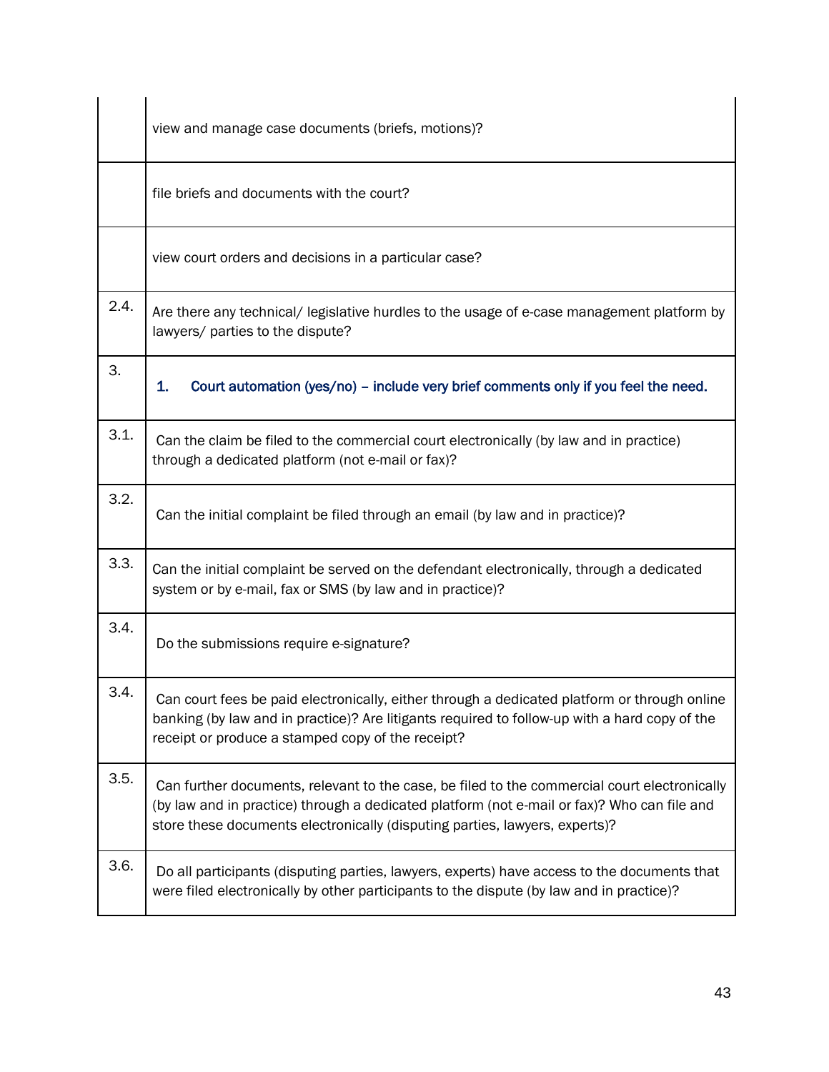| | |
|---|---|
| | view and manage case documents (briefs, motions)? |
| | file briefs and documents with the court? |
| | view court orders and decisions in a particular case? |
| 2.4. | Are there any technical/ legislative hurdles to the usage of e-case management platform by lawyers/ parties to the dispute? |
| 3. | **1. Court automation (yes/no) – include very brief comments only if you feel the need.** |
| 3.1. | Can the claim be filed to the commercial court electronically (by law and in practice) through a dedicated platform (not e-mail or fax)? |
| 3.2. | Can the initial complaint be filed through an email (by law and in practice)? |
| 3.3. | Can the initial complaint be served on the defendant electronically, through a dedicated system or by e-mail, fax or SMS (by law and in practice)? |
| 3.4. | Do the submissions require e-signature? |
| 3.4. | Can court fees be paid electronically, either through a dedicated platform or through online banking (by law and in practice)? Are litigants required to follow-up with a hard copy of the receipt or produce a stamped copy of the receipt? |
| 3.5. | Can further documents, relevant to the case, be filed to the commercial court electronically (by law and in practice) through a dedicated platform (not e-mail or fax)? Who can file and store these documents electronically (disputing parties, lawyers, experts)? |
| 3.6. | Do all participants (disputing parties, lawyers, experts) have access to the documents that were filed electronically by other participants to the dispute (by law and in practice)? |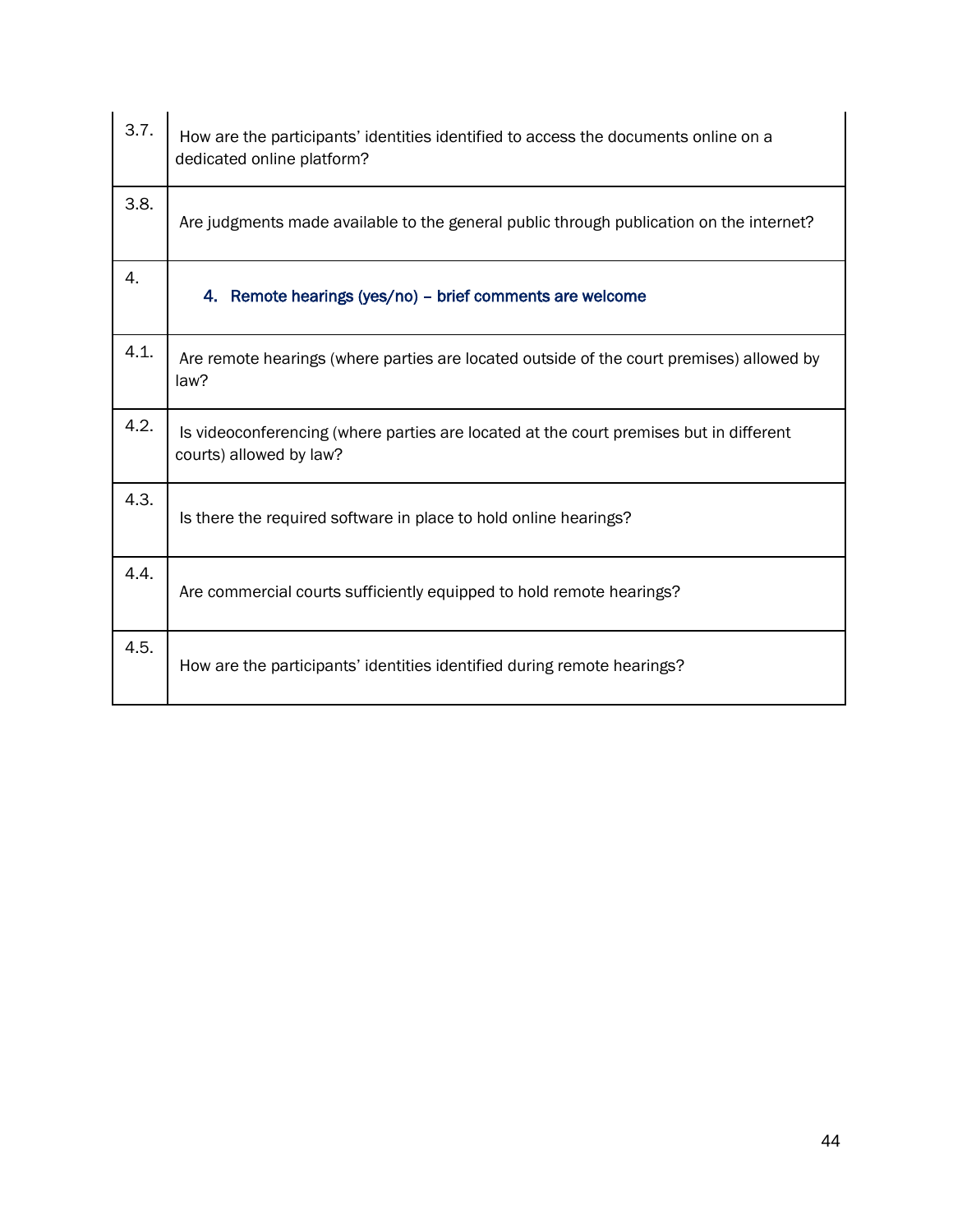| | |
|---|---|
| 3.7. | How are the participants' identities identified to access the documents online on a dedicated online platform? |
| 3.8. | Are judgments made available to the general public through publication on the internet? |
| 4. | **4. Remote hearings (yes/no) – brief comments are welcome** |
| 4.1. | Are remote hearings (where parties are located outside of the court premises) allowed by law? |
| 4.2. | Is videoconferencing (where parties are located at the court premises but in different courts) allowed by law? |
| 4.3. | Is there the required software in place to hold online hearings? |
| 4.4. | Are commercial courts sufficiently equipped to hold remote hearings? |
| 4.5. | How are the participants' identities identified during remote hearings? |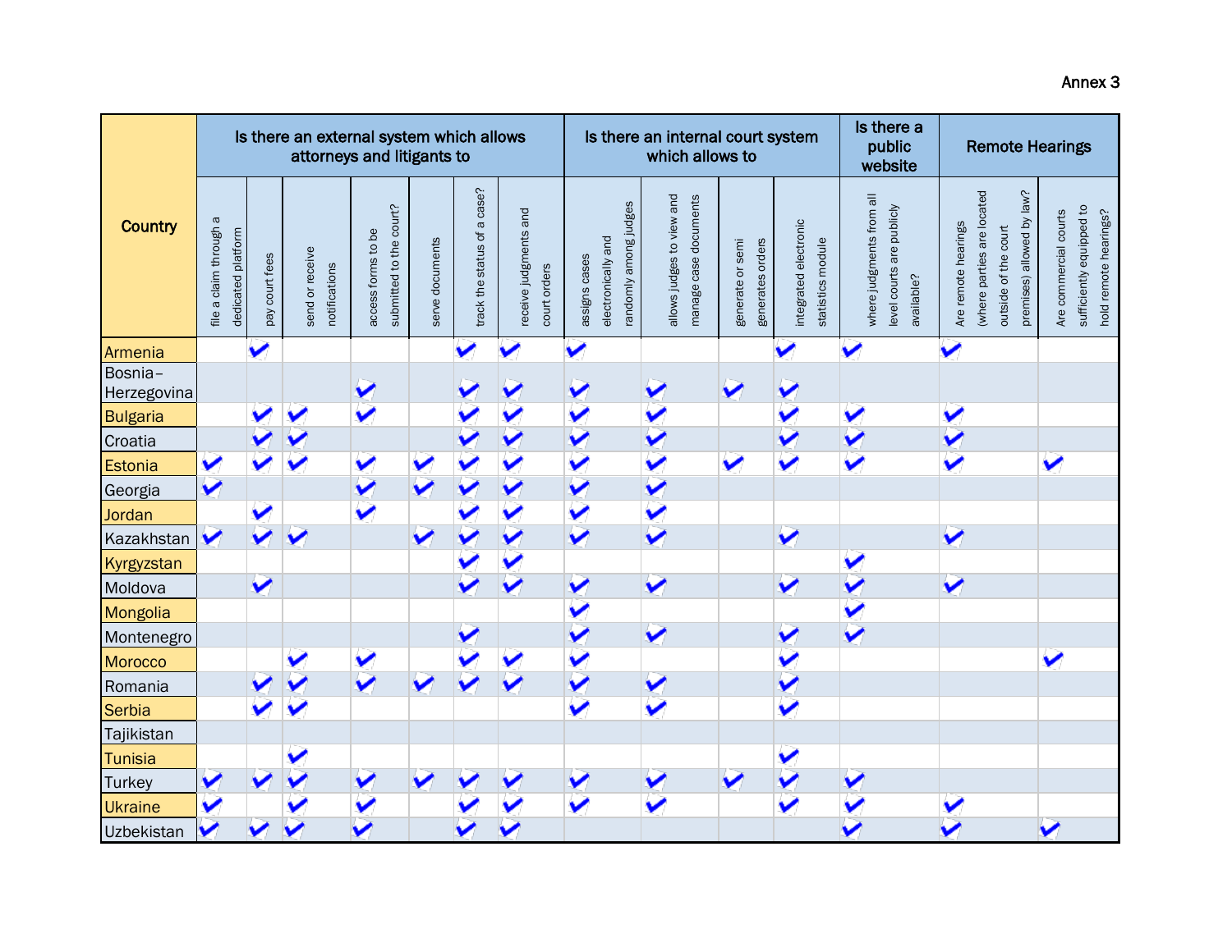Annex 3

| Country | Is there an external system which allows attorneys and litigants to | | | | | | | Is there an internal court system which allows to | | | | Is there a public website | Remote Hearings | |
|---|---|---|---|---|---|---|---|---|---|---|---|---|---|---|
| | file a claim through a dedicated platform | pay court fees | send or receive notifications | access forms to be submitted to the court? | serve documents | track the status of a case? | receive judgments and court orders | assigns cases electronically and randomly among judges | allows judges to view and manage case documents | generate or semi generates orders | integrated electronic statistics module | where judgments from all level courts are publicly available? | Are remote hearings (where parties are located outside of the court premises) allowed by law? | Are commercial courts sufficiently equipped to hold remote hearings? |
| Armenia | | ✔ | | | | ✔ | ✔ | ✔ | | | ✔ | ✔ | ✔ | |
| Bosnia–Herzegovina | | | | ✔ | | ✔ | ✔ | ✔ | ✔ | ✔ | ✔ | | | |
| Bulgaria | | ✔ | ✔ | ✔ | | ✔ | ✔ | ✔ | ✔ | | ✔ | ✔ | ✔ | |
| Croatia | | ✔ | ✔ | | | ✔ | ✔ | ✔ | ✔ | | ✔ | ✔ | ✔ | |
| Estonia | ✔ | ✔ | ✔ | ✔ | ✔ | ✔ | ✔ | ✔ | ✔ | ✔ | ✔ | ✔ | ✔ | ✔ |
| Georgia | ✔ | | | ✔ | ✔ | ✔ | ✔ | ✔ | ✔ | | | | | |
| Jordan | | ✔ | | ✔ | | ✔ | ✔ | ✔ | ✔ | | | | | |
| Kazakhstan | ✔ | ✔ | ✔ | | ✔ | ✔ | ✔ | ✔ | ✔ | | ✔ | | ✔ | |
| Kyrgyzstan | | | | | | ✔ | ✔ | | | | | ✔ | | |
| Moldova | | ✔ | | | | ✔ | ✔ | ✔ | ✔ | | ✔ | ✔ | ✔ | |
| Mongolia | | | | | | | | ✔ | | | | ✔ | | |
| Montenegro | | | | | | ✔ | | ✔ | ✔ | | ✔ | ✔ | | |
| Morocco | | | ✔ | ✔ | | ✔ | ✔ | ✔ | | | ✔ | | | ✔ |
| Romania | | ✔ | ✔ | ✔ | ✔ | ✔ | ✔ | ✔ | ✔ | | ✔ | | | |
| Serbia | | ✔ | ✔ | | | | | ✔ | ✔ | | ✔ | | | |
| Tajikistan | | | | | | | | | | | | | | |
| Tunisia | | | ✔ | | | | | | | | ✔ | | | |
| Turkey | ✔ | ✔ | ✔ | ✔ | ✔ | ✔ | ✔ | ✔ | ✔ | ✔ | ✔ | ✔ | | |
| Ukraine | ✔ | | ✔ | ✔ | | ✔ | ✔ | ✔ | ✔ | | ✔ | ✔ | ✔ | |
| Uzbekistan | ✔ | ✔ | ✔ | ✔ | | ✔ | ✔ | | | | | ✔ | ✔ | ✔ |